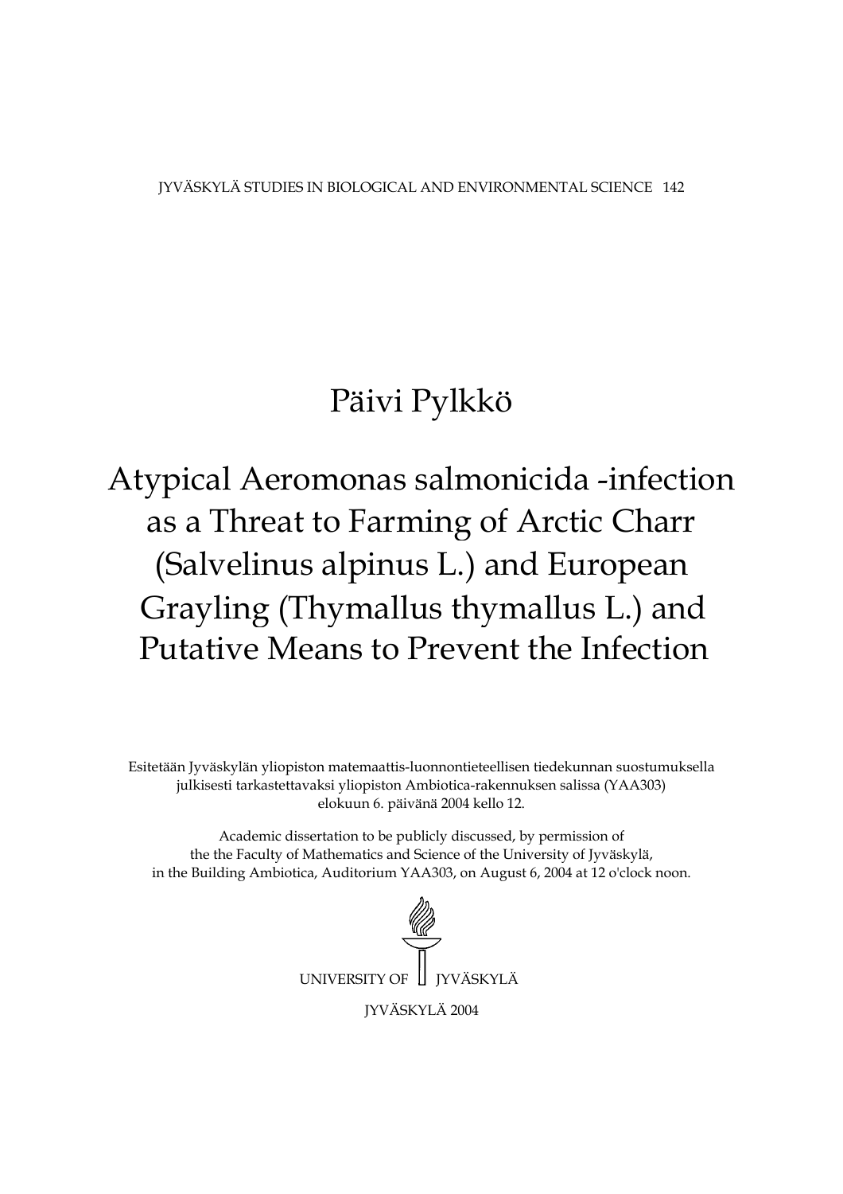JYVÄSKYLÄ STUDIES IN BIOLOGICAL AND ENVIRONMENTAL SCIENCE 142

# Päivi Pylkkö

# Atypical Aeromonas salmonicida -infection as a Threat to Farming of Arctic Charr (Salvelinus alpinus L.) and European Grayling (Thymallus thymallus L.) and Putative Means to Prevent the Infection

Esitetään Jyväskylän yliopiston matemaattis-luonnontieteellisen tiedekunnan suostumuksella julkisesti tarkastettavaksi yliopiston Ambiotica-rakennuksen salissa (YAA303) elokuun 6. päivänä 2004 kello 12.

Academic dissertation to be publicly discussed, by permission of the the Faculty of Mathematics and Science of the University of Jyväskylä, in the Building Ambiotica, Auditorium YAA303, on August 6, 2004 at 12 o'clock noon.

UNIVERSITY OF JYVÄSKYLÄ

JYVÄSKYLÄ 2004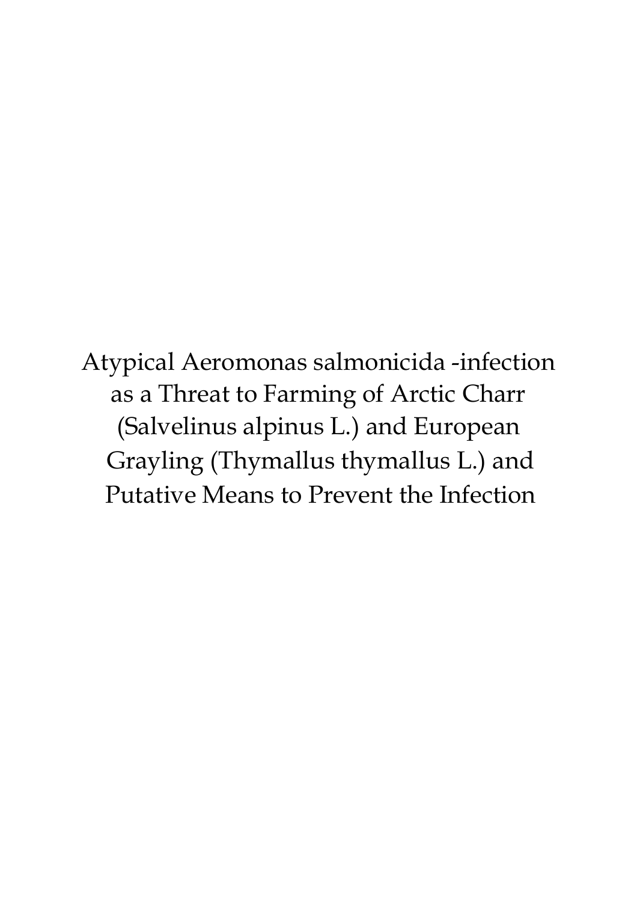Atypical Aeromonas salmonicida -infection as a Threat to Farming of Arctic Charr (Salvelinus alpinus L.) and European Grayling (Thymallus thymallus L.) and Putative Means to Prevent the Infection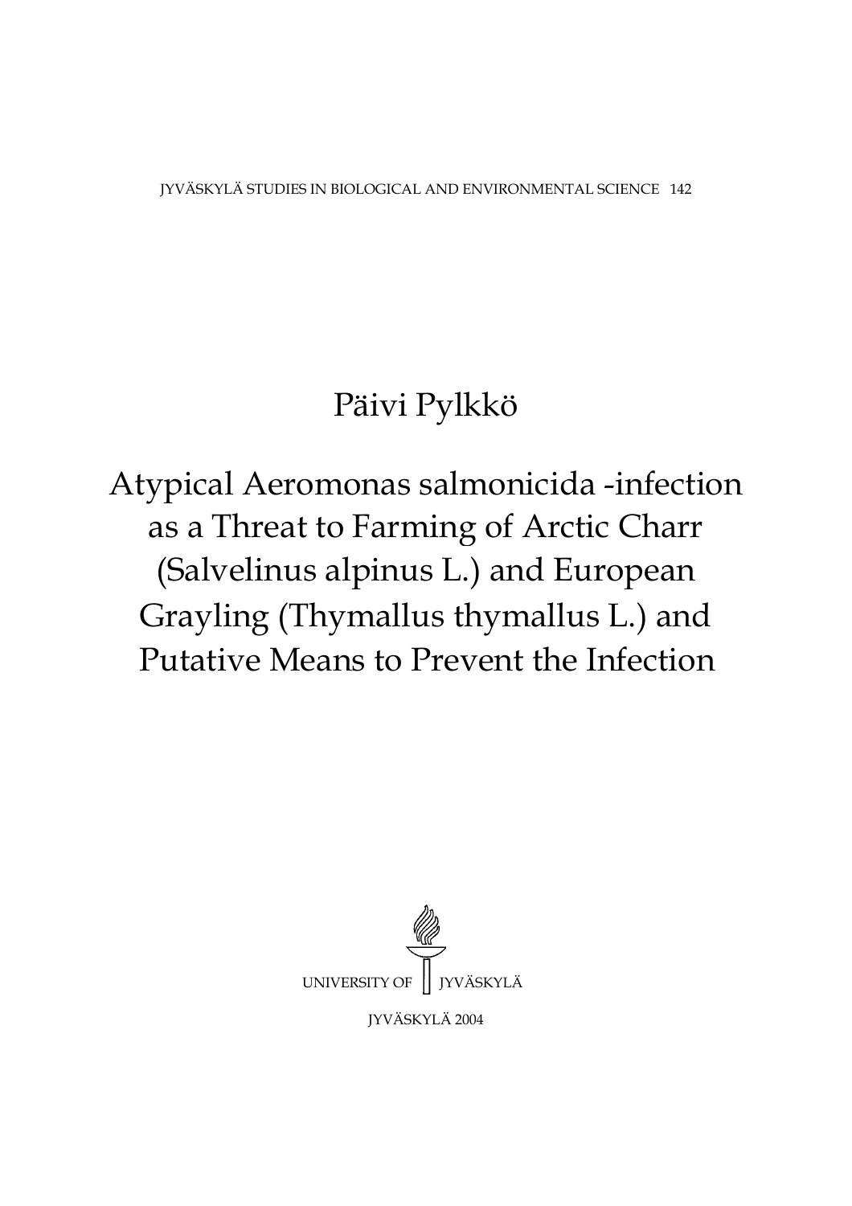JYVÄSKYLÄ STUDIES IN BIOLOGICAL AND ENVIRONMENTAL SCIENCE 142

# Päivi Pylkkö

# Atypical Aeromonas salmonicida -infection as a Threat to Farming of Arctic Charr (Salvelinus alpinus L.) and European Grayling (Thymallus thymallus L.) and Putative Means to Prevent the Infection

UNIVERSITY OF JYVÄSKYLÄ

JYVÄSKYLÄ 2004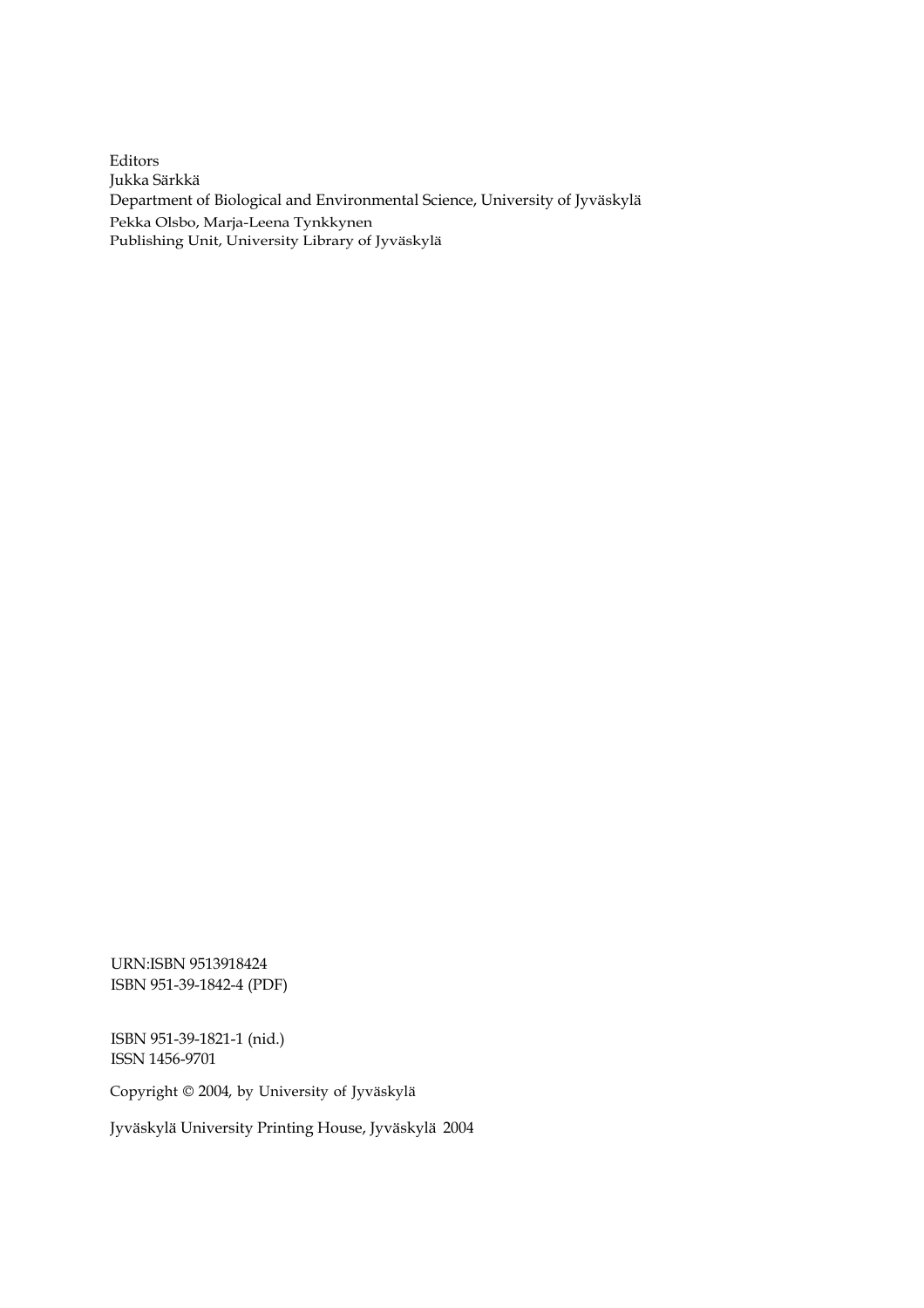Editors
Jukka Särkkä
Department of Biological and Environmental Science, University of Jyväskylä
Pekka Olsbo, Marja-Leena Tynkkynen
Publishing Unit, University Library of Jyväskylä

URN:ISBN 9513918424
ISBN 951-39-1842-4 (PDF)

ISBN 951-39-1821-1 (nid.)
ISSN 1456-9701

Copyright © 2004, by University of Jyväskylä

Jyväskylä University Printing House, Jyväskylä 2004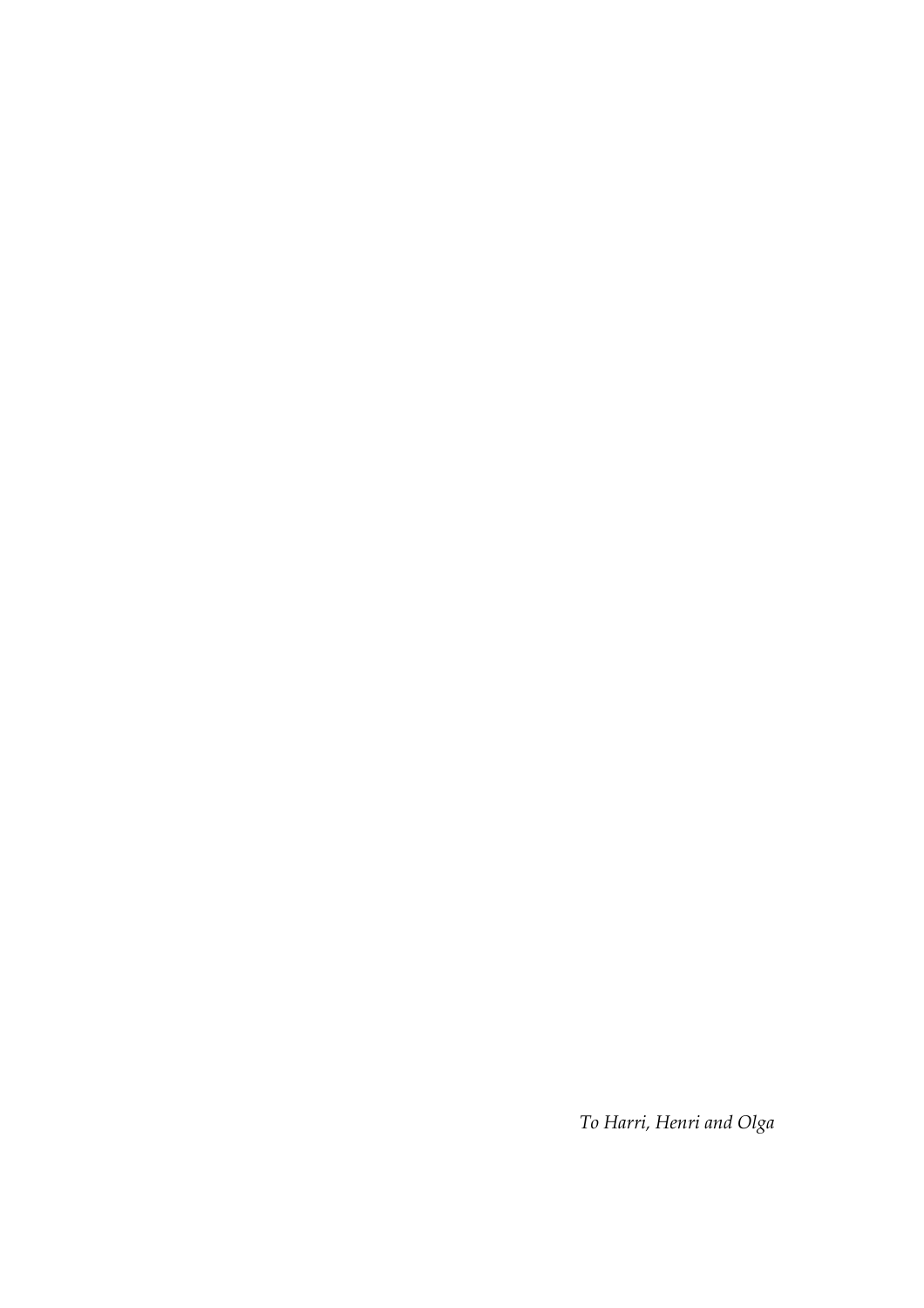*To Harri, Henri and Olga*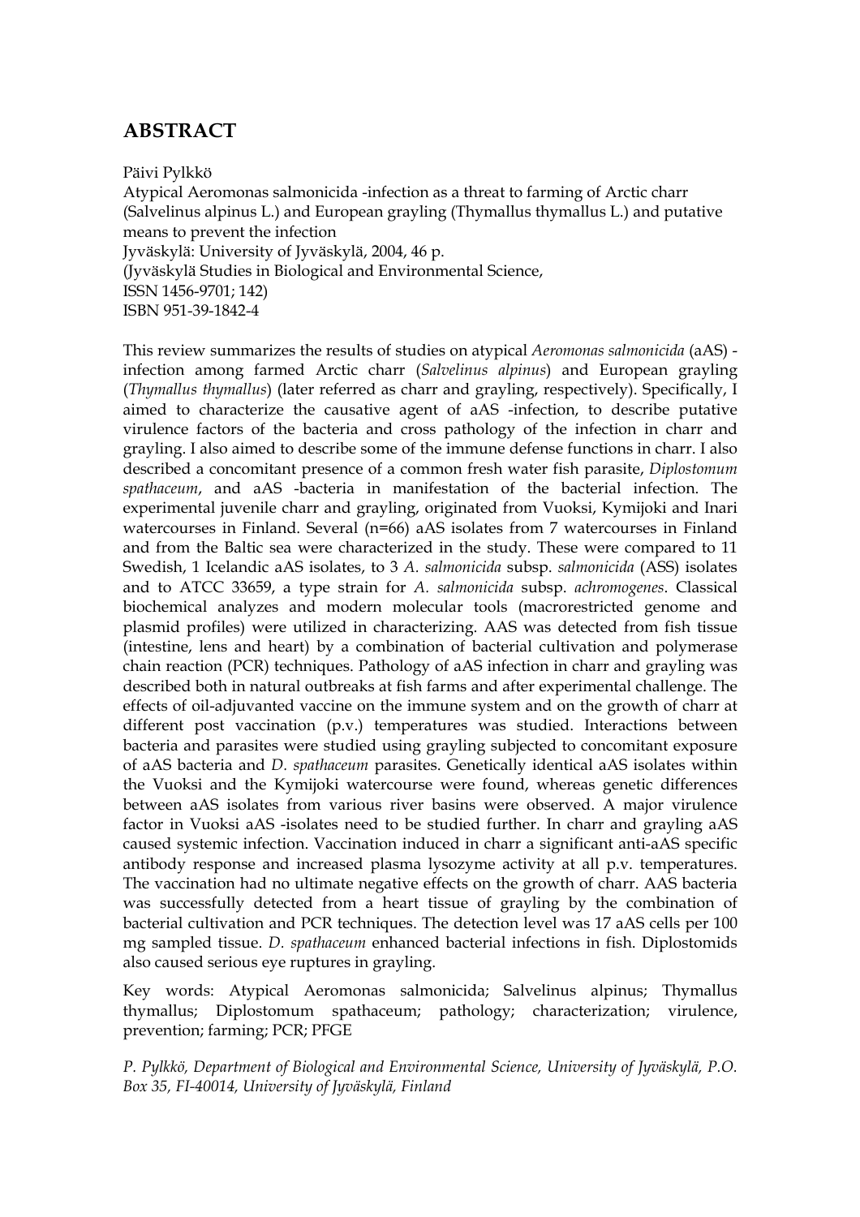## ABSTRACT

Päivi Pylkkö
Atypical Aeromonas salmonicida -infection as a threat to farming of Arctic charr (Salvelinus alpinus L.) and European grayling (Thymallus thymallus L.) and putative means to prevent the infection
Jyväskylä: University of Jyväskylä, 2004, 46 p.
(Jyväskylä Studies in Biological and Environmental Science,
ISSN 1456-9701; 142)
ISBN 951-39-1842-4

This review summarizes the results of studies on atypical *Aeromonas salmonicida* (aAS) - infection among farmed Arctic charr (*Salvelinus alpinus*) and European grayling (*Thymallus thymallus*) (later referred as charr and grayling, respectively). Specifically, I aimed to characterize the causative agent of aAS -infection, to describe putative virulence factors of the bacteria and cross pathology of the infection in charr and grayling. I also aimed to describe some of the immune defense functions in charr. I also described a concomitant presence of a common fresh water fish parasite, *Diplostomum spathaceum*, and aAS -bacteria in manifestation of the bacterial infection. The experimental juvenile charr and grayling, originated from Vuoksi, Kymijoki and Inari watercourses in Finland. Several (n=66) aAS isolates from 7 watercourses in Finland and from the Baltic sea were characterized in the study. These were compared to 11 Swedish, 1 Icelandic aAS isolates, to 3 *A. salmonicida* subsp. *salmonicida* (ASS) isolates and to ATCC 33659, a type strain for *A. salmonicida* subsp. *achromogenes*. Classical biochemical analyzes and modern molecular tools (macrorestricted genome and plasmid profiles) were utilized in characterizing. AAS was detected from fish tissue (intestine, lens and heart) by a combination of bacterial cultivation and polymerase chain reaction (PCR) techniques. Pathology of aAS infection in charr and grayling was described both in natural outbreaks at fish farms and after experimental challenge. The effects of oil-adjuvanted vaccine on the immune system and on the growth of charr at different post vaccination (p.v.) temperatures was studied. Interactions between bacteria and parasites were studied using grayling subjected to concomitant exposure of aAS bacteria and *D. spathaceum* parasites. Genetically identical aAS isolates within the Vuoksi and the Kymijoki watercourse were found, whereas genetic differences between aAS isolates from various river basins were observed. A major virulence factor in Vuoksi aAS -isolates need to be studied further. In charr and grayling aAS caused systemic infection. Vaccination induced in charr a significant anti-aAS specific antibody response and increased plasma lysozyme activity at all p.v. temperatures. The vaccination had no ultimate negative effects on the growth of charr. AAS bacteria was successfully detected from a heart tissue of grayling by the combination of bacterial cultivation and PCR techniques. The detection level was 17 aAS cells per 100 mg sampled tissue. *D. spathaceum* enhanced bacterial infections in fish. Diplostomids also caused serious eye ruptures in grayling.

Key words: Atypical Aeromonas salmonicida; Salvelinus alpinus; Thymallus thymallus; Diplostomum spathaceum; pathology; characterization; virulence, prevention; farming; PCR; PFGE

*P. Pylkkö, Department of Biological and Environmental Science, University of Jyväskylä, P.O. Box 35, FI-40014, University of Jyväskylä, Finland*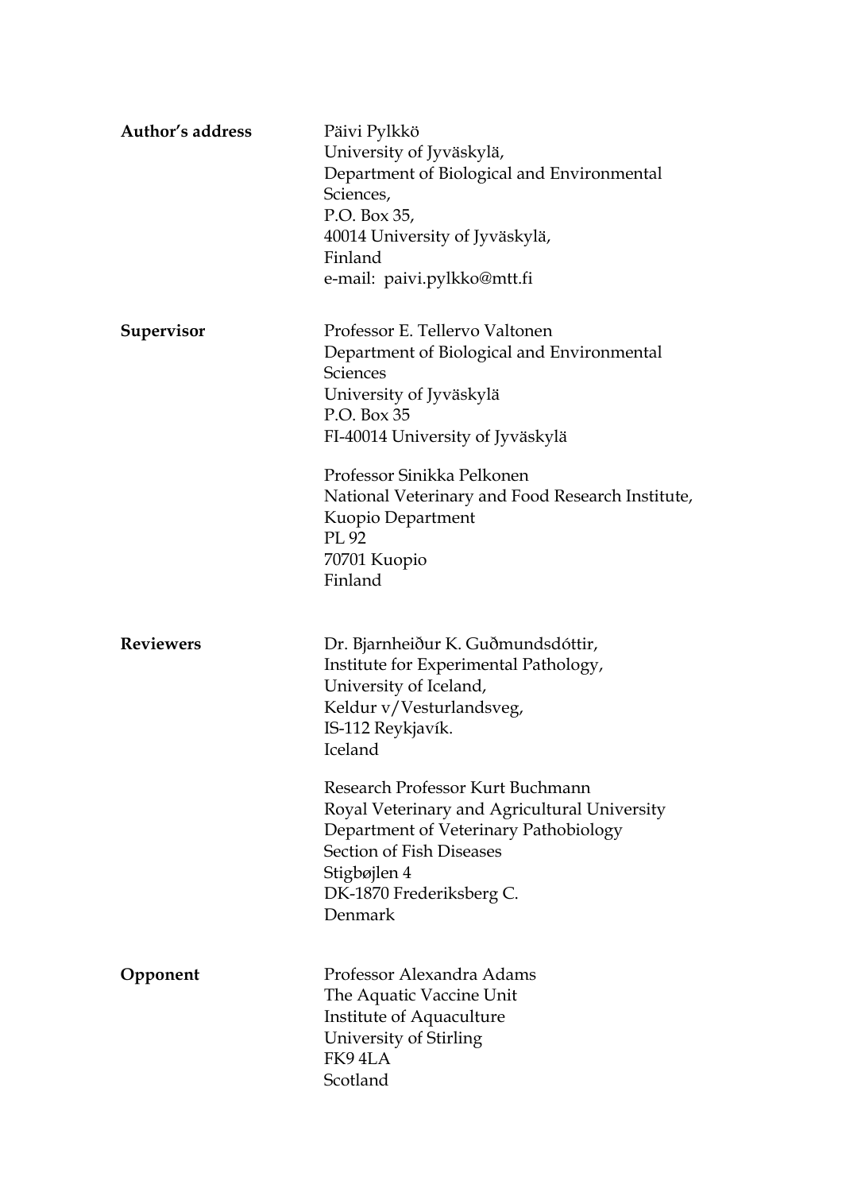**Author's address**

Päivi Pylkkö
University of Jyväskylä,
Department of Biological and Environmental Sciences,
P.O. Box 35,
40014 University of Jyväskylä,
Finland
e-mail: paivi.pylkko@mtt.fi

**Supervisor**

Professor E. Tellervo Valtonen
Department of Biological and Environmental Sciences
University of Jyväskylä
P.O. Box 35
FI-40014 University of Jyväskylä

Professor Sinikka Pelkonen
National Veterinary and Food Research Institute,
Kuopio Department
PL 92
70701 Kuopio
Finland

**Reviewers**

Dr. Bjarnheiður K. Guðmundsdóttir,
Institute for Experimental Pathology,
University of Iceland,
Keldur v/Vesturlandsveg,
IS-112 Reykjavík.
Iceland

Research Professor Kurt Buchmann
Royal Veterinary and Agricultural University
Department of Veterinary Pathobiology
Section of Fish Diseases
Stigbøjlen 4
DK-1870 Frederiksberg C.
Denmark

**Opponent**

Professor Alexandra Adams
The Aquatic Vaccine Unit
Institute of Aquaculture
University of Stirling
FK9 4LA
Scotland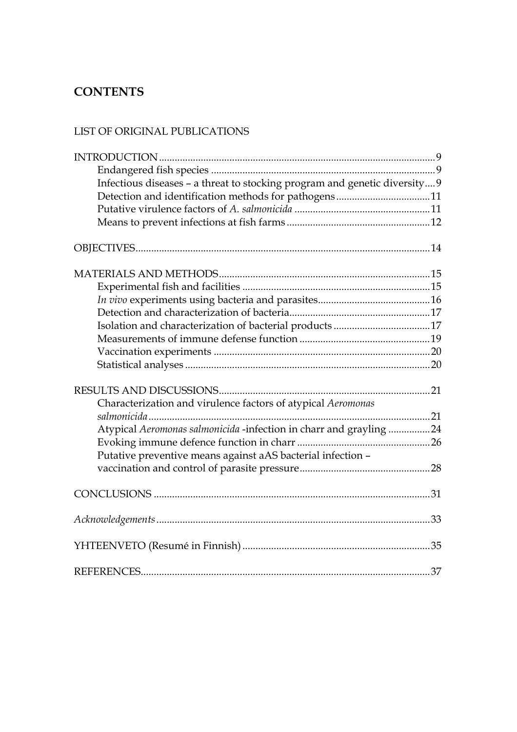## CONTENTS

LIST OF ORIGINAL PUBLICATIONS

INTRODUCTION ..... 9
- Endangered fish species ..... 9
- Infectious diseases – a threat to stocking program and genetic diversity ..... 9
- Detection and identification methods for pathogens ..... 11
- Putative virulence factors of *A. salmonicida* ..... 11
- Means to prevent infections at fish farms ..... 12

OBJECTIVES ..... 14

MATERIALS AND METHODS ..... 15
- Experimental fish and facilities ..... 15
- *In vivo* experiments using bacteria and parasites ..... 16
- Detection and characterization of bacteria ..... 17
- Isolation and characterization of bacterial products ..... 17
- Measurements of immune defense function ..... 19
- Vaccination experiments ..... 20
- Statistical analyses ..... 20

RESULTS AND DISCUSSIONS ..... 21
- Characterization and virulence factors of atypical *Aeromonas salmonicida* ..... 21
- Atypical *Aeromonas salmonicida* -infection in charr and grayling ..... 24
- Evoking immune defence function in charr ..... 26
- Putative preventive means against aAS bacterial infection – vaccination and control of parasite pressure ..... 28

CONCLUSIONS ..... 31

*Acknowledgements* ..... 33

YHTEENVETO (Resumé in Finnish) ..... 35

REFERENCES ..... 37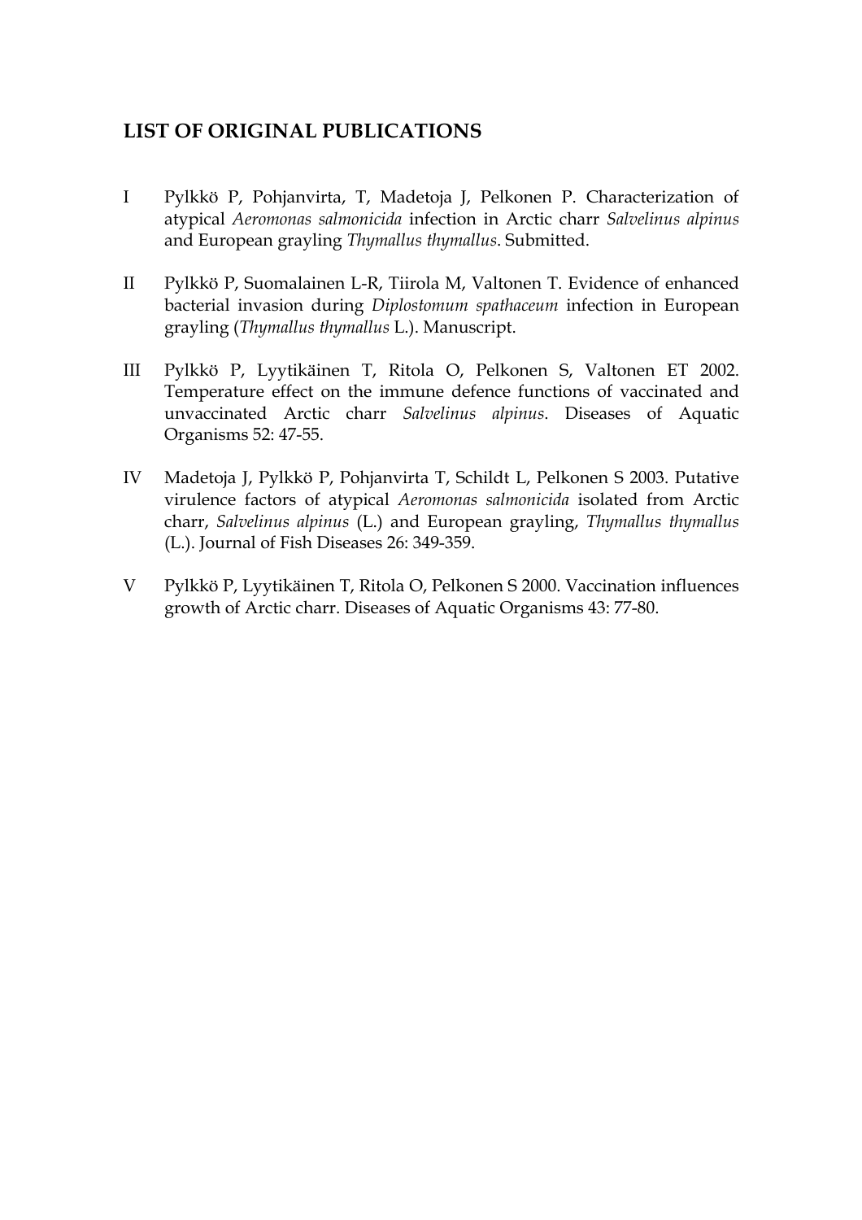## LIST OF ORIGINAL PUBLICATIONS

I Pylkkö P, Pohjanvirta, T, Madetoja J, Pelkonen P. Characterization of atypical *Aeromonas salmonicida* infection in Arctic charr *Salvelinus alpinus* and European grayling *Thymallus thymallus*. Submitted.

II Pylkkö P, Suomalainen L-R, Tiirola M, Valtonen T. Evidence of enhanced bacterial invasion during *Diplostomum spathaceum* infection in European grayling (*Thymallus thymallus* L.). Manuscript.

III Pylkkö P, Lyytikäinen T, Ritola O, Pelkonen S, Valtonen ET 2002. Temperature effect on the immune defence functions of vaccinated and unvaccinated Arctic charr *Salvelinus alpinus*. Diseases of Aquatic Organisms 52: 47-55.

IV Madetoja J, Pylkkö P, Pohjanvirta T, Schildt L, Pelkonen S 2003. Putative virulence factors of atypical *Aeromonas salmonicida* isolated from Arctic charr, *Salvelinus alpinus* (L.) and European grayling, *Thymallus thymallus* (L.). Journal of Fish Diseases 26: 349-359.

V Pylkkö P, Lyytikäinen T, Ritola O, Pelkonen S 2000. Vaccination influences growth of Arctic charr. Diseases of Aquatic Organisms 43: 77-80.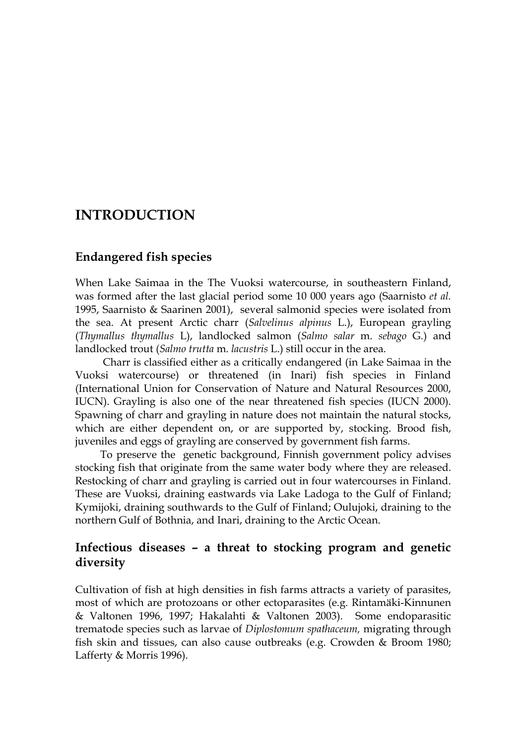# INTRODUCTION

## Endangered fish species

When Lake Saimaa in the The Vuoksi watercourse, in southeastern Finland, was formed after the last glacial period some 10 000 years ago (Saarnisto *et al.* 1995, Saarnisto & Saarinen 2001), several salmonid species were isolated from the sea. At present Arctic charr (*Salvelinus alpinus* L.), European grayling (*Thymallus thymallus* L), landlocked salmon (*Salmo salar* m. *sebago* G.) and landlocked trout (*Salmo trutta* m. *lacustris* L.) still occur in the area.

Charr is classified either as a critically endangered (in Lake Saimaa in the Vuoksi watercourse) or threatened (in Inari) fish species in Finland (International Union for Conservation of Nature and Natural Resources 2000, IUCN). Grayling is also one of the near threatened fish species (IUCN 2000). Spawning of charr and grayling in nature does not maintain the natural stocks, which are either dependent on, or are supported by, stocking. Brood fish, juveniles and eggs of grayling are conserved by government fish farms.

To preserve the genetic background, Finnish government policy advises stocking fish that originate from the same water body where they are released. Restocking of charr and grayling is carried out in four watercourses in Finland. These are Vuoksi, draining eastwards via Lake Ladoga to the Gulf of Finland; Kymijoki, draining southwards to the Gulf of Finland; Oulujoki, draining to the northern Gulf of Bothnia, and Inari, draining to the Arctic Ocean.

## Infectious diseases – a threat to stocking program and genetic diversity

Cultivation of fish at high densities in fish farms attracts a variety of parasites, most of which are protozoans or other ectoparasites (e.g. Rintamäki-Kinnunen & Valtonen 1996, 1997; Hakalahti & Valtonen 2003). Some endoparasitic trematode species such as larvae of *Diplostomum spathaceum,* migrating through fish skin and tissues, can also cause outbreaks (e.g. Crowden & Broom 1980; Lafferty & Morris 1996).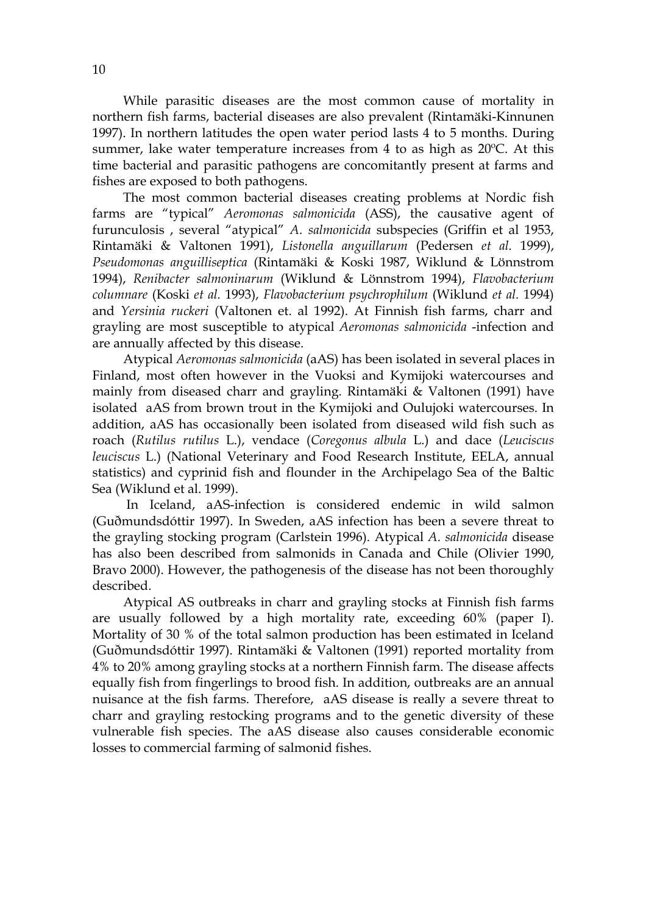While parasitic diseases are the most common cause of mortality in northern fish farms, bacterial diseases are also prevalent (Rintamäki-Kinnunen 1997). In northern latitudes the open water period lasts 4 to 5 months. During summer, lake water temperature increases from 4 to as high as 20ºC. At this time bacterial and parasitic pathogens are concomitantly present at farms and fishes are exposed to both pathogens.

The most common bacterial diseases creating problems at Nordic fish farms are "typical" *Aeromonas salmonicida* (ASS), the causative agent of furunculosis , several "atypical" *A. salmonicida* subspecies (Griffin et al 1953, Rintamäki & Valtonen 1991), *Listonella anguillarum* (Pedersen *et al.* 1999), *Pseudomonas anguilliseptica* (Rintamäki & Koski 1987, Wiklund & Lönnstrom 1994), *Renibacter salmoninarum* (Wiklund & Lönnstrom 1994), *Flavobacterium columnare* (Koski *et al.* 1993), *Flavobacterium psychrophilum* (Wiklund *et al.* 1994) and *Yersinia ruckeri* (Valtonen et. al 1992). At Finnish fish farms, charr and grayling are most susceptible to atypical *Aeromonas salmonicida* -infection and are annually affected by this disease.

Atypical *Aeromonas salmonicida* (aAS) has been isolated in several places in Finland, most often however in the Vuoksi and Kymijoki watercourses and mainly from diseased charr and grayling. Rintamäki & Valtonen (1991) have isolated aAS from brown trout in the Kymijoki and Oulujoki watercourses. In addition, aAS has occasionally been isolated from diseased wild fish such as roach (*Rutilus rutilus* L.), vendace (*Coregonus albula* L.) and dace (*Leuciscus leuciscus* L.) (National Veterinary and Food Research Institute, EELA, annual statistics) and cyprinid fish and flounder in the Archipelago Sea of the Baltic Sea (Wiklund et al. 1999).

In Iceland, aAS-infection is considered endemic in wild salmon (Guðmundsdóttir 1997). In Sweden, aAS infection has been a severe threat to the grayling stocking program (Carlstein 1996). Atypical *A. salmonicida* disease has also been described from salmonids in Canada and Chile (Olivier 1990, Bravo 2000). However, the pathogenesis of the disease has not been thoroughly described.

Atypical AS outbreaks in charr and grayling stocks at Finnish fish farms are usually followed by a high mortality rate, exceeding 60% (paper I). Mortality of 30 % of the total salmon production has been estimated in Iceland (Guðmundsdóttir 1997). Rintamäki & Valtonen (1991) reported mortality from 4% to 20% among grayling stocks at a northern Finnish farm. The disease affects equally fish from fingerlings to brood fish. In addition, outbreaks are an annual nuisance at the fish farms. Therefore, aAS disease is really a severe threat to charr and grayling restocking programs and to the genetic diversity of these vulnerable fish species. The aAS disease also causes considerable economic losses to commercial farming of salmonid fishes.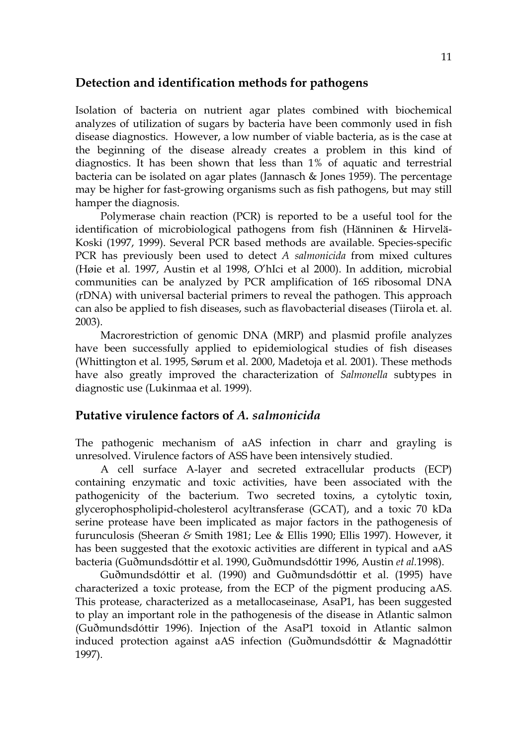## Detection and identification methods for pathogens

Isolation of bacteria on nutrient agar plates combined with biochemical analyzes of utilization of sugars by bacteria have been commonly used in fish disease diagnostics. However, a low number of viable bacteria, as is the case at the beginning of the disease already creates a problem in this kind of diagnostics. It has been shown that less than 1% of aquatic and terrestrial bacteria can be isolated on agar plates (Jannasch & Jones 1959). The percentage may be higher for fast-growing organisms such as fish pathogens, but may still hamper the diagnosis.

Polymerase chain reaction (PCR) is reported to be a useful tool for the identification of microbiological pathogens from fish (Hänninen & Hirvelä-Koski (1997, 1999). Several PCR based methods are available. Species-specific PCR has previously been used to detect *A salmonicida* from mixed cultures (Høie et al. 1997, Austin et al 1998, O'hIci et al 2000). In addition, microbial communities can be analyzed by PCR amplification of 16S ribosomal DNA (rDNA) with universal bacterial primers to reveal the pathogen. This approach can also be applied to fish diseases, such as flavobacterial diseases (Tiirola et. al. 2003).

Macrorestriction of genomic DNA (MRP) and plasmid profile analyzes have been successfully applied to epidemiological studies of fish diseases (Whittington et al. 1995, Sørum et al. 2000, Madetoja et al. 2001). These methods have also greatly improved the characterization of *Salmonella* subtypes in diagnostic use (Lukinmaa et al. 1999).

## Putative virulence factors of *A. salmonicida*

The pathogenic mechanism of aAS infection in charr and grayling is unresolved. Virulence factors of ASS have been intensively studied.

A cell surface A-layer and secreted extracellular products (ECP) containing enzymatic and toxic activities, have been associated with the pathogenicity of the bacterium. Two secreted toxins, a cytolytic toxin, glycerophospholipid-cholesterol acyltransferase (GCAT), and a toxic 70 kDa serine protease have been implicated as major factors in the pathogenesis of furunculosis (Sheeran *&* Smith 1981; Lee & Ellis 1990; Ellis 1997). However, it has been suggested that the exotoxic activities are different in typical and aAS bacteria (Guðmundsdóttir et al. 1990, Guðmundsdóttir 1996, Austin *et al.*1998).

Guðmundsdóttir et al. (1990) and Guðmundsdóttir et al. (1995) have characterized a toxic protease, from the ECP of the pigment producing aAS. This protease, characterized as a metallocaseinase, AsaP1, has been suggested to play an important role in the pathogenesis of the disease in Atlantic salmon (Guðmundsdóttir 1996). Injection of the AsaP1 toxoid in Atlantic salmon induced protection against aAS infection (Guðmundsdóttir & Magnadóttir 1997).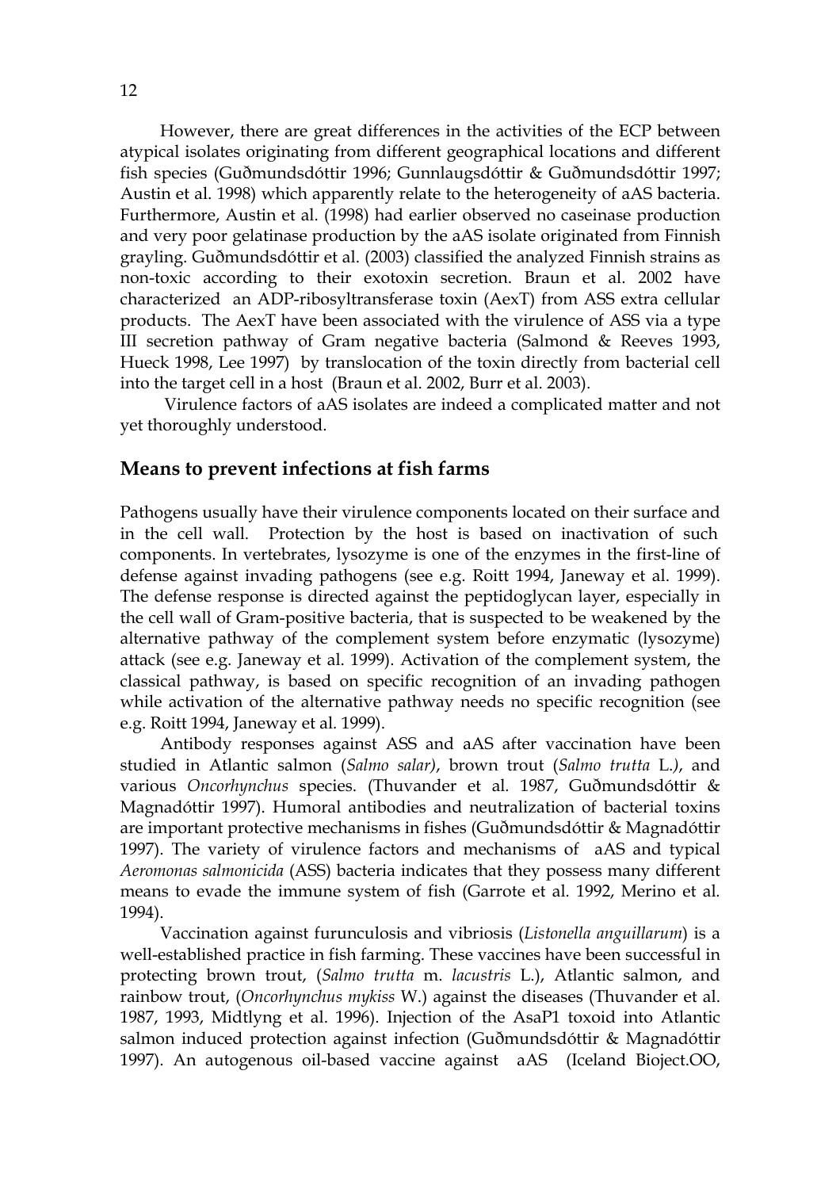However, there are great differences in the activities of the ECP between atypical isolates originating from different geographical locations and different fish species (Guðmundsdóttir 1996; Gunnlaugsdóttir & Guðmundsdóttir 1997; Austin et al. 1998) which apparently relate to the heterogeneity of aAS bacteria. Furthermore, Austin et al. (1998) had earlier observed no caseinase production and very poor gelatinase production by the aAS isolate originated from Finnish grayling. Guðmundsdóttir et al. (2003) classified the analyzed Finnish strains as non-toxic according to their exotoxin secretion. Braun et al. 2002 have characterized an ADP-ribosyltransferase toxin (AexT) from ASS extra cellular products. The AexT have been associated with the virulence of ASS via a type III secretion pathway of Gram negative bacteria (Salmond & Reeves 1993, Hueck 1998, Lee 1997) by translocation of the toxin directly from bacterial cell into the target cell in a host (Braun et al. 2002, Burr et al. 2003).

Virulence factors of aAS isolates are indeed a complicated matter and not yet thoroughly understood.

## Means to prevent infections at fish farms

Pathogens usually have their virulence components located on their surface and in the cell wall. Protection by the host is based on inactivation of such components. In vertebrates, lysozyme is one of the enzymes in the first-line of defense against invading pathogens (see e.g. Roitt 1994, Janeway et al. 1999). The defense response is directed against the peptidoglycan layer, especially in the cell wall of Gram-positive bacteria, that is suspected to be weakened by the alternative pathway of the complement system before enzymatic (lysozyme) attack (see e.g. Janeway et al. 1999). Activation of the complement system, the classical pathway, is based on specific recognition of an invading pathogen while activation of the alternative pathway needs no specific recognition (see e.g. Roitt 1994, Janeway et al. 1999).

Antibody responses against ASS and aAS after vaccination have been studied in Atlantic salmon (*Salmo salar)*, brown trout (*Salmo trutta* L.*)*, and various *Oncorhynchus* species. (Thuvander et al. 1987, Guðmundsdóttir & Magnadóttir 1997). Humoral antibodies and neutralization of bacterial toxins are important protective mechanisms in fishes (Guðmundsdóttir & Magnadóttir 1997). The variety of virulence factors and mechanisms of aAS and typical *Aeromonas salmonicida* (ASS) bacteria indicates that they possess many different means to evade the immune system of fish (Garrote et al. 1992, Merino et al. 1994).

Vaccination against furunculosis and vibriosis (*Listonella anguillarum*) is a well-established practice in fish farming. These vaccines have been successful in protecting brown trout, (*Salmo trutta* m. *lacustris* L.), Atlantic salmon, and rainbow trout, (*Oncorhynchus mykiss* W.) against the diseases (Thuvander et al. 1987, 1993, Midtlyng et al. 1996). Injection of the AsaP1 toxoid into Atlantic salmon induced protection against infection (Guðmundsdóttir & Magnadóttir 1997). An autogenous oil-based vaccine against aAS (Iceland Bioject.OO,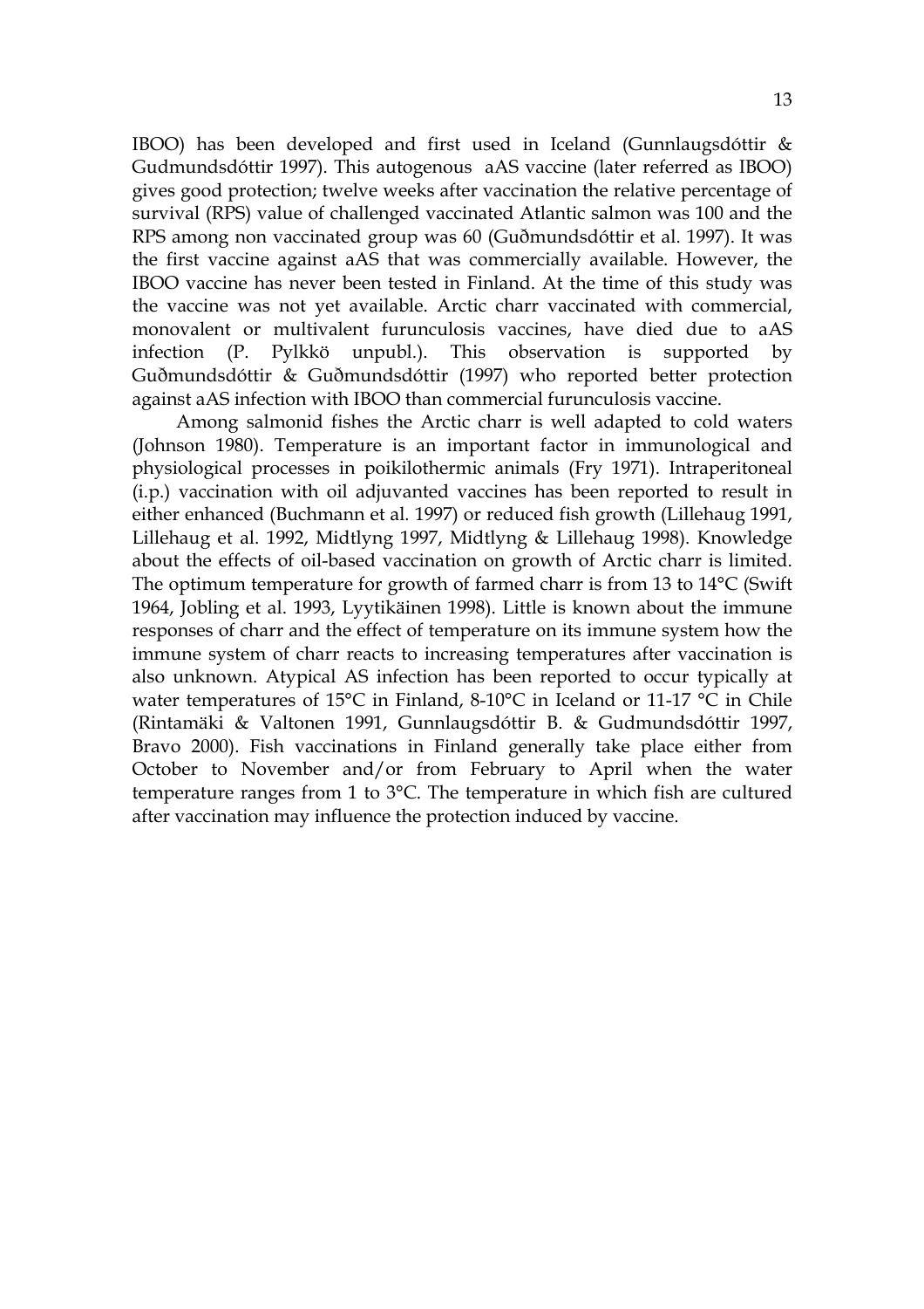IBOO) has been developed and first used in Iceland (Gunnlaugsdóttir & Gudmundsdóttir 1997). This autogenous aAS vaccine (later referred as IBOO) gives good protection; twelve weeks after vaccination the relative percentage of survival (RPS) value of challenged vaccinated Atlantic salmon was 100 and the RPS among non vaccinated group was 60 (Guðmundsdóttir et al. 1997). It was the first vaccine against aAS that was commercially available. However, the IBOO vaccine has never been tested in Finland. At the time of this study was the vaccine was not yet available. Arctic charr vaccinated with commercial, monovalent or multivalent furunculosis vaccines, have died due to aAS infection (P. Pylkkö unpubl.). This observation is supported by Guðmundsdóttir & Guðmundsdóttir (1997) who reported better protection against aAS infection with IBOO than commercial furunculosis vaccine.

Among salmonid fishes the Arctic charr is well adapted to cold waters (Johnson 1980). Temperature is an important factor in immunological and physiological processes in poikilothermic animals (Fry 1971). Intraperitoneal (i.p.) vaccination with oil adjuvanted vaccines has been reported to result in either enhanced (Buchmann et al. 1997) or reduced fish growth (Lillehaug 1991, Lillehaug et al. 1992, Midtlyng 1997, Midtlyng & Lillehaug 1998). Knowledge about the effects of oil-based vaccination on growth of Arctic charr is limited. The optimum temperature for growth of farmed charr is from 13 to 14°C (Swift 1964, Jobling et al. 1993, Lyytikäinen 1998). Little is known about the immune responses of charr and the effect of temperature on its immune system how the immune system of charr reacts to increasing temperatures after vaccination is also unknown. Atypical AS infection has been reported to occur typically at water temperatures of 15°C in Finland, 8-10°C in Iceland or 11-17 °C in Chile (Rintamäki & Valtonen 1991, Gunnlaugsdóttir B. & Gudmundsdóttir 1997, Bravo 2000). Fish vaccinations in Finland generally take place either from October to November and/or from February to April when the water temperature ranges from 1 to 3°C. The temperature in which fish are cultured after vaccination may influence the protection induced by vaccine.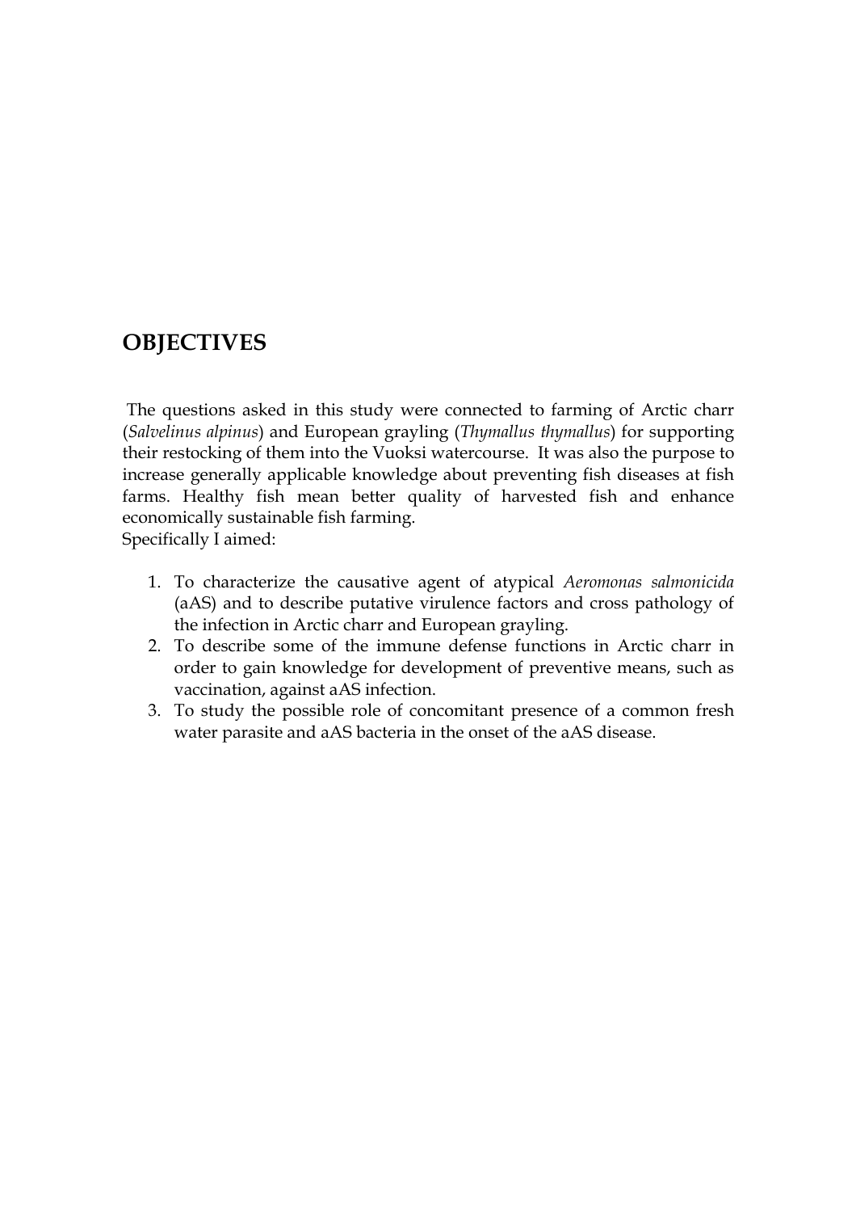# OBJECTIVES

The questions asked in this study were connected to farming of Arctic charr (*Salvelinus alpinus*) and European grayling (*Thymallus thymallus*) for supporting their restocking of them into the Vuoksi watercourse. It was also the purpose to increase generally applicable knowledge about preventing fish diseases at fish farms. Healthy fish mean better quality of harvested fish and enhance economically sustainable fish farming.
Specifically I aimed:

1. To characterize the causative agent of atypical *Aeromonas salmonicida* (aAS) and to describe putative virulence factors and cross pathology of the infection in Arctic charr and European grayling.
2. To describe some of the immune defense functions in Arctic charr in order to gain knowledge for development of preventive means, such as vaccination, against aAS infection.
3. To study the possible role of concomitant presence of a common fresh water parasite and aAS bacteria in the onset of the aAS disease.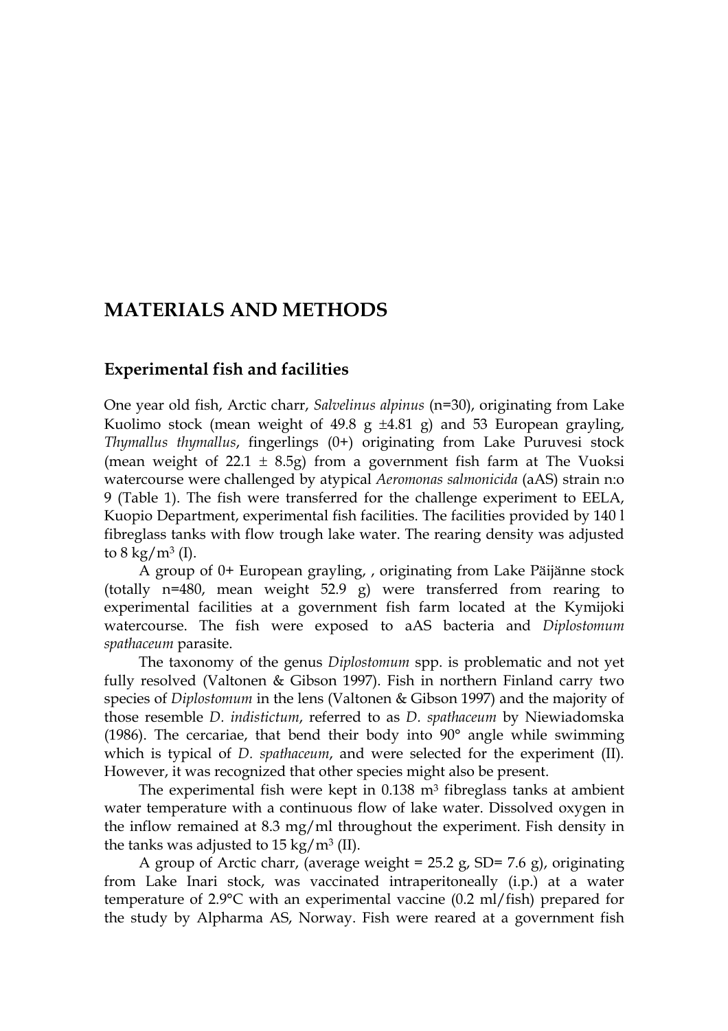# MATERIALS AND METHODS

## Experimental fish and facilities

One year old fish, Arctic charr, *Salvelinus alpinus* (n=30), originating from Lake Kuolimo stock (mean weight of 49.8 g ±4.81 g) and 53 European grayling, *Thymallus thymallus*, fingerlings (0+) originating from Lake Puruvesi stock (mean weight of 22.1 ± 8.5g) from a government fish farm at The Vuoksi watercourse were challenged by atypical *Aeromonas salmonicida* (aAS) strain n:o 9 (Table 1). The fish were transferred for the challenge experiment to EELA, Kuopio Department, experimental fish facilities. The facilities provided by 140 l fibreglass tanks with flow trough lake water. The rearing density was adjusted to 8 kg/m$^3$ (I).

A group of 0+ European grayling, , originating from Lake Päijänne stock (totally n=480, mean weight 52.9 g) were transferred from rearing to experimental facilities at a government fish farm located at the Kymijoki watercourse. The fish were exposed to aAS bacteria and *Diplostomum spathaceum* parasite.

The taxonomy of the genus *Diplostomum* spp. is problematic and not yet fully resolved (Valtonen & Gibson 1997). Fish in northern Finland carry two species of *Diplostomum* in the lens (Valtonen & Gibson 1997) and the majority of those resemble *D. indistictum*, referred to as *D. spathaceum* by Niewiadomska (1986). The cercariae, that bend their body into 90° angle while swimming which is typical of *D. spathaceum*, and were selected for the experiment (II). However, it was recognized that other species might also be present.

The experimental fish were kept in 0.138 m$^3$ fibreglass tanks at ambient water temperature with a continuous flow of lake water. Dissolved oxygen in the inflow remained at 8.3 mg/ml throughout the experiment. Fish density in the tanks was adjusted to 15 kg/m$^3$ (II).

A group of Arctic charr, (average weight = 25.2 g, SD= 7.6 g), originating from Lake Inari stock, was vaccinated intraperitoneally (i.p.) at a water temperature of 2.9°C with an experimental vaccine (0.2 ml/fish) prepared for the study by Alpharma AS, Norway. Fish were reared at a government fish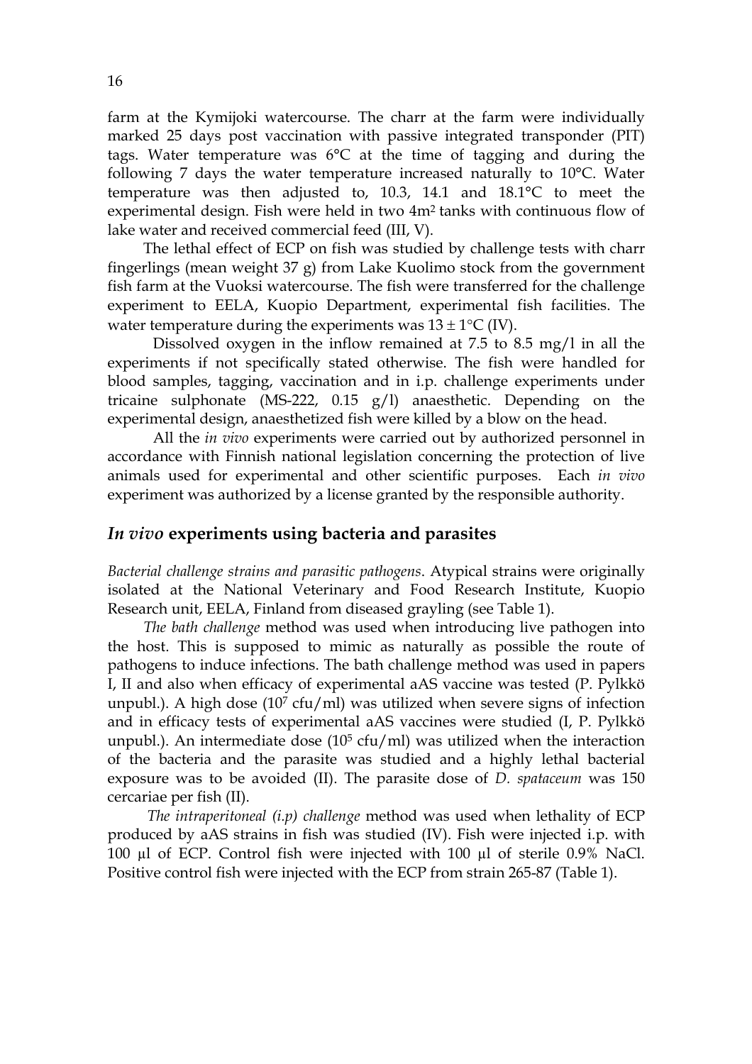farm at the Kymijoki watercourse. The charr at the farm were individually marked 25 days post vaccination with passive integrated transponder (PIT) tags. Water temperature was 6°C at the time of tagging and during the following 7 days the water temperature increased naturally to 10°C. Water temperature was then adjusted to, 10.3, 14.1 and 18.1°C to meet the experimental design. Fish were held in two 4m$^2$ tanks with continuous flow of lake water and received commercial feed (III, V).

The lethal effect of ECP on fish was studied by challenge tests with charr fingerlings (mean weight 37 g) from Lake Kuolimo stock from the government fish farm at the Vuoksi watercourse. The fish were transferred for the challenge experiment to EELA, Kuopio Department, experimental fish facilities. The water temperature during the experiments was 13 ± 1°C (IV).

Dissolved oxygen in the inflow remained at 7.5 to 8.5 mg/l in all the experiments if not specifically stated otherwise. The fish were handled for blood samples, tagging, vaccination and in i.p. challenge experiments under tricaine sulphonate (MS-222, 0.15 g/l) anaesthetic. Depending on the experimental design, anaesthetized fish were killed by a blow on the head.

All the *in vivo* experiments were carried out by authorized personnel in accordance with Finnish national legislation concerning the protection of live animals used for experimental and other scientific purposes. Each *in vivo* experiment was authorized by a license granted by the responsible authority.

## *In vivo* experiments using bacteria and parasites

*Bacterial challenge strains and parasitic pathogens*. Atypical strains were originally isolated at the National Veterinary and Food Research Institute, Kuopio Research unit, EELA, Finland from diseased grayling (see Table 1).

*The bath challenge* method was used when introducing live pathogen into the host. This is supposed to mimic as naturally as possible the route of pathogens to induce infections. The bath challenge method was used in papers I, II and also when efficacy of experimental aAS vaccine was tested (P. Pylkkö unpubl.). A high dose ($10^7$ cfu/ml) was utilized when severe signs of infection and in efficacy tests of experimental aAS vaccines were studied (I, P. Pylkkö unpubl.). An intermediate dose ($10^5$ cfu/ml) was utilized when the interaction of the bacteria and the parasite was studied and a highly lethal bacterial exposure was to be avoided (II). The parasite dose of *D. spataceum* was 150 cercariae per fish (II).

*The intraperitoneal (i.p) challenge* method was used when lethality of ECP produced by aAS strains in fish was studied (IV). Fish were injected i.p. with 100 µl of ECP. Control fish were injected with 100 µl of sterile 0.9% NaCl. Positive control fish were injected with the ECP from strain 265-87 (Table 1).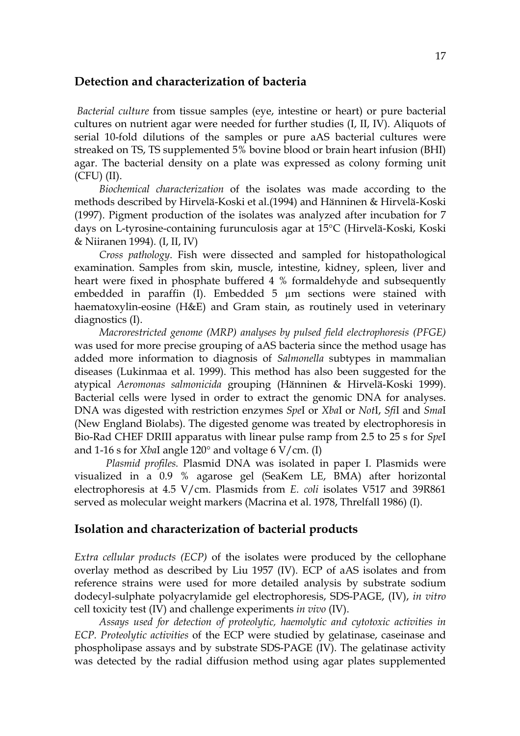## Detection and characterization of bacteria

*Bacterial culture* from tissue samples (eye, intestine or heart) or pure bacterial cultures on nutrient agar were needed for further studies (I, II, IV). Aliquots of serial 10-fold dilutions of the samples or pure aAS bacterial cultures were streaked on TS, TS supplemented 5% bovine blood or brain heart infusion (BHI) agar. The bacterial density on a plate was expressed as colony forming unit (CFU) (II).

*Biochemical characterization* of the isolates was made according to the methods described by Hirvelä-Koski et al.(1994) and Hänninen & Hirvelä-Koski (1997). Pigment production of the isolates was analyzed after incubation for 7 days on L-tyrosine-containing furunculosis agar at 15°C (Hirvelä-Koski, Koski & Niiranen 1994). (I, II, IV)

*Cross pathology*. Fish were dissected and sampled for histopathological examination. Samples from skin, muscle, intestine, kidney, spleen, liver and heart were fixed in phosphate buffered 4 % formaldehyde and subsequently embedded in paraffin (I). Embedded 5 µm sections were stained with haematoxylin-eosine (H&E) and Gram stain, as routinely used in veterinary diagnostics (I).

*Macrorestricted genome (MRP) analyses by pulsed field electrophoresis (PFGE)* was used for more precise grouping of aAS bacteria since the method usage has added more information to diagnosis of *Salmonella* subtypes in mammalian diseases (Lukinmaa et al. 1999). This method has also been suggested for the atypical *Aeromonas salmonicida* grouping (Hänninen & Hirvelä-Koski 1999). Bacterial cells were lysed in order to extract the genomic DNA for analyses. DNA was digested with restriction enzymes *Spe*I or *Xba*I or *Not*I, *Sfi*I and *Sma*I (New England Biolabs). The digested genome was treated by electrophoresis in Bio-Rad CHEF DRIII apparatus with linear pulse ramp from 2.5 to 25 s for *Spe*I and 1-16 s for *Xba*I angle 120° and voltage 6 V/cm. (I)

*Plasmid profiles.* Plasmid DNA was isolated in paper I. Plasmids were visualized in a 0.9 % agarose gel (SeaKem LE, BMA) after horizontal electrophoresis at 4.5 V/cm. Plasmids from *E. coli* isolates V517 and 39R861 served as molecular weight markers (Macrina et al. 1978, Threlfall 1986) (I).

## Isolation and characterization of bacterial products

*Extra cellular products (ECP)* of the isolates were produced by the cellophane overlay method as described by Liu 1957 (IV). ECP of aAS isolates and from reference strains were used for more detailed analysis by substrate sodium dodecyl-sulphate polyacrylamide gel electrophoresis, SDS-PAGE, (IV), *in vitro* cell toxicity test (IV) and challenge experiments *in vivo* (IV).

*Assays used for detection of proteolytic, haemolytic and cytotoxic activities in ECP. Proteolytic activities* of the ECP were studied by gelatinase, caseinase and phospholipase assays and by substrate SDS-PAGE (IV). The gelatinase activity was detected by the radial diffusion method using agar plates supplemented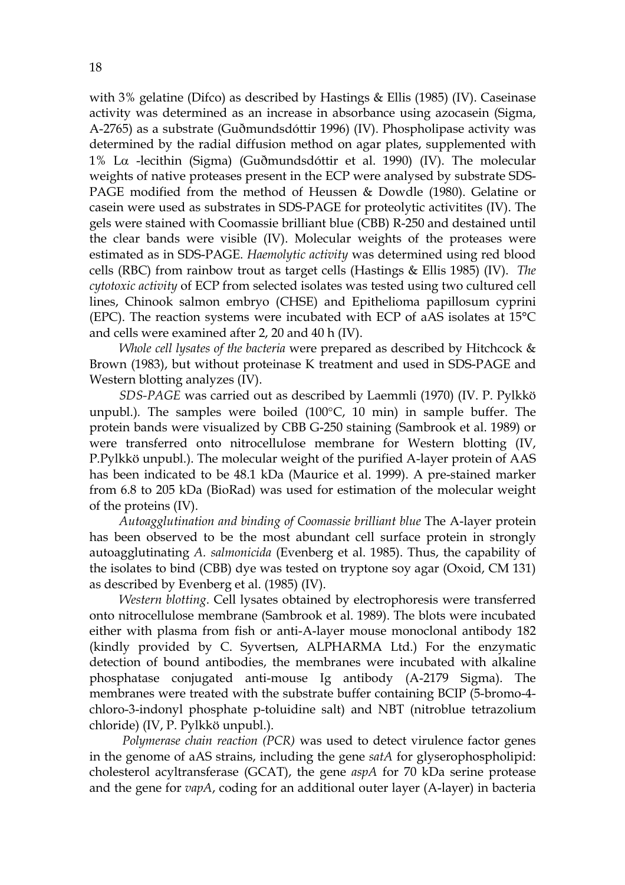with 3% gelatine (Difco) as described by Hastings & Ellis (1985) (IV). Caseinase activity was determined as an increase in absorbance using azocasein (Sigma, A-2765) as a substrate (Guðmundsdóttir 1996) (IV). Phospholipase activity was determined by the radial diffusion method on agar plates, supplemented with 1% Lα -lecithin (Sigma) (Guðmundsdóttir et al. 1990) (IV). The molecular weights of native proteases present in the ECP were analysed by substrate SDS-PAGE modified from the method of Heussen & Dowdle (1980). Gelatine or casein were used as substrates in SDS-PAGE for proteolytic activitites (IV). The gels were stained with Coomassie brilliant blue (CBB) R-250 and destained until the clear bands were visible (IV). Molecular weights of the proteases were estimated as in SDS-PAGE. *Haemolytic activity* was determined using red blood cells (RBC) from rainbow trout as target cells (Hastings & Ellis 1985) (IV). *The cytotoxic activity* of ECP from selected isolates was tested using two cultured cell lines, Chinook salmon embryo (CHSE) and Epithelioma papillosum cyprini (EPC). The reaction systems were incubated with ECP of aAS isolates at 15°C and cells were examined after 2, 20 and 40 h (IV).

*Whole cell lysates of the bacteria* were prepared as described by Hitchcock & Brown (1983), but without proteinase K treatment and used in SDS-PAGE and Western blotting analyzes (IV).

*SDS-PAGE* was carried out as described by Laemmli (1970) (IV. P. Pylkkö unpubl.). The samples were boiled (100°C, 10 min) in sample buffer. The protein bands were visualized by CBB G-250 staining (Sambrook et al. 1989) or were transferred onto nitrocellulose membrane for Western blotting (IV, P.Pylkkö unpubl.). The molecular weight of the purified A-layer protein of AAS has been indicated to be 48.1 kDa (Maurice et al. 1999). A pre-stained marker from 6.8 to 205 kDa (BioRad) was used for estimation of the molecular weight of the proteins (IV).

*Autoagglutination and binding of Coomassie brilliant blue* The A-layer protein has been observed to be the most abundant cell surface protein in strongly autoagglutinating *A. salmonicida* (Evenberg et al. 1985). Thus, the capability of the isolates to bind (CBB) dye was tested on tryptone soy agar (Oxoid, CM 131) as described by Evenberg et al. (1985) (IV).

*Western blotting*. Cell lysates obtained by electrophoresis were transferred onto nitrocellulose membrane (Sambrook et al. 1989). The blots were incubated either with plasma from fish or anti-A-layer mouse monoclonal antibody 182 (kindly provided by C. Syvertsen, ALPHARMA Ltd.) For the enzymatic detection of bound antibodies, the membranes were incubated with alkaline phosphatase conjugated anti-mouse Ig antibody (A-2179 Sigma). The membranes were treated with the substrate buffer containing BCIP (5-bromo-4-chloro-3-indonyl phosphate p-toluidine salt) and NBT (nitroblue tetrazolium chloride) (IV, P. Pylkkö unpubl.).

*Polymerase chain reaction (PCR)* was used to detect virulence factor genes in the genome of aAS strains, including the gene *satA* for glyserophospholipid: cholesterol acyltransferase (GCAT), the gene *aspA* for 70 kDa serine protease and the gene for *vapA*, coding for an additional outer layer (A-layer) in bacteria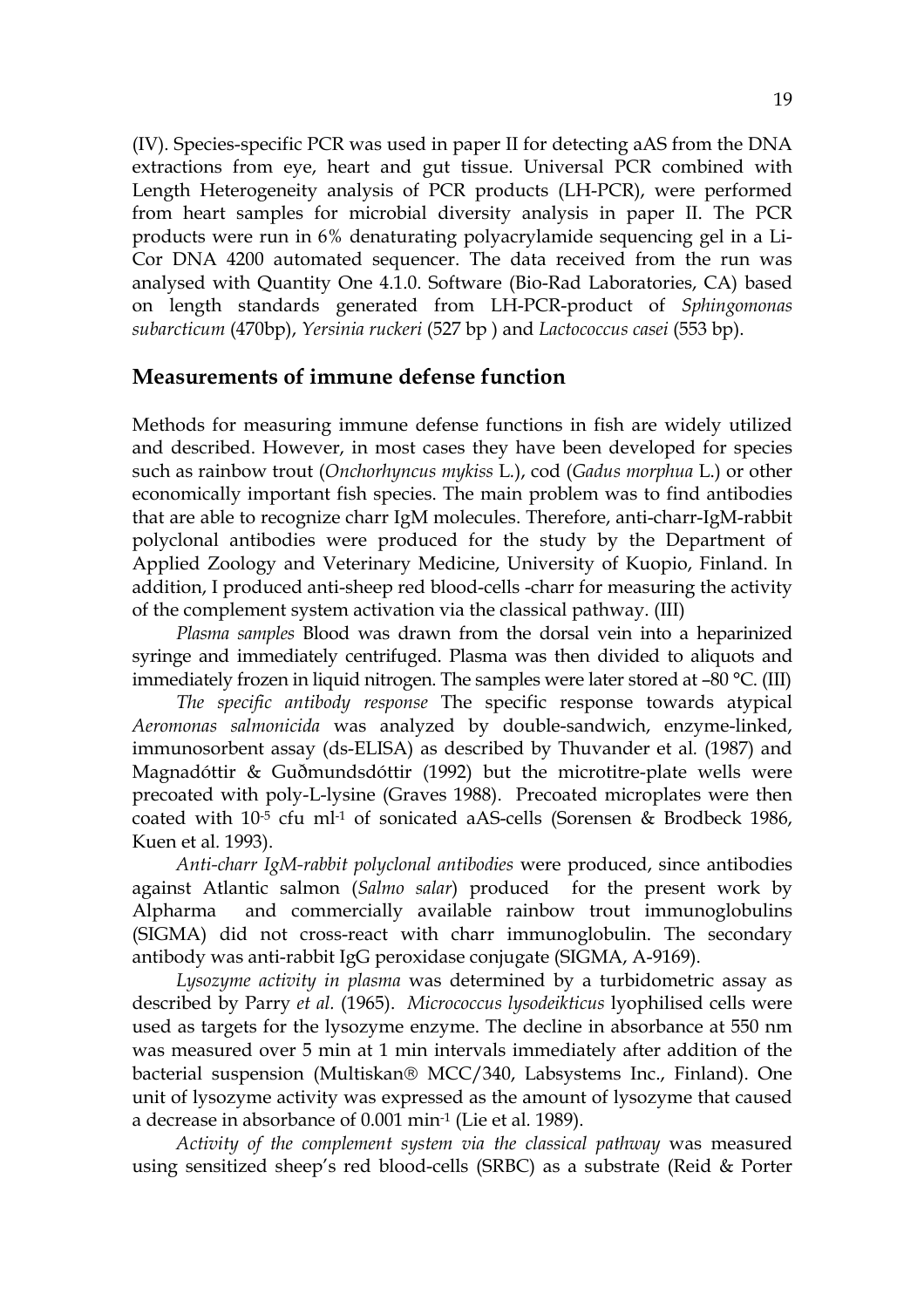(IV). Species-specific PCR was used in paper II for detecting aAS from the DNA extractions from eye, heart and gut tissue. Universal PCR combined with Length Heterogeneity analysis of PCR products (LH-PCR), were performed from heart samples for microbial diversity analysis in paper II. The PCR products were run in 6% denaturating polyacrylamide sequencing gel in a Li-Cor DNA 4200 automated sequencer. The data received from the run was analysed with Quantity One 4.1.0. Software (Bio-Rad Laboratories, CA) based on length standards generated from LH-PCR-product of *Sphingomonas subarcticum* (470bp), *Yersinia ruckeri* (527 bp ) and *Lactococcus casei* (553 bp).

## Measurements of immune defense function

Methods for measuring immune defense functions in fish are widely utilized and described. However, in most cases they have been developed for species such as rainbow trout (*Onchorhyncus mykiss* L.), cod (*Gadus morphua* L.) or other economically important fish species. The main problem was to find antibodies that are able to recognize charr IgM molecules. Therefore, anti-charr-IgM-rabbit polyclonal antibodies were produced for the study by the Department of Applied Zoology and Veterinary Medicine, University of Kuopio, Finland. In addition, I produced anti-sheep red blood-cells -charr for measuring the activity of the complement system activation via the classical pathway. (III)

*Plasma samples* Blood was drawn from the dorsal vein into a heparinized syringe and immediately centrifuged. Plasma was then divided to aliquots and immediately frozen in liquid nitrogen. The samples were later stored at –80 °C. (III)

*The specific antibody response* The specific response towards atypical *Aeromonas salmonicida* was analyzed by double-sandwich, enzyme-linked, immunosorbent assay (ds-ELISA) as described by Thuvander et al*.* (1987) and Magnadóttir & Guðmundsdóttir (1992) but the microtitre-plate wells were precoated with poly-L-lysine (Graves 1988). Precoated microplates were then coated with $10^{-5}$ cfu $ml^{-1}$ of sonicated aAS-cells (Sorensen & Brodbeck 1986, Kuen et al. 1993).

*Anti-charr IgM-rabbit polyclonal antibodies* were produced, since antibodies against Atlantic salmon (*Salmo salar*) produced for the present work by Alpharma and commercially available rainbow trout immunoglobulins (SIGMA) did not cross-react with charr immunoglobulin. The secondary antibody was anti-rabbit IgG peroxidase conjugate (SIGMA, A-9169).

*Lysozyme activity in plasma* was determined by a turbidometric assay as described by Parry *et al.* (1965). *Micrococcus lysodeikticus* lyophilised cells were used as targets for the lysozyme enzyme. The decline in absorbance at 550 nm was measured over 5 min at 1 min intervals immediately after addition of the bacterial suspension (Multiskan® MCC/340, Labsystems Inc., Finland). One unit of lysozyme activity was expressed as the amount of lysozyme that caused a decrease in absorbance of 0.001 $min^{-1}$ (Lie et al. 1989).

*Activity of the complement system via the classical pathway* was measured using sensitized sheep's red blood-cells (SRBC) as a substrate (Reid & Porter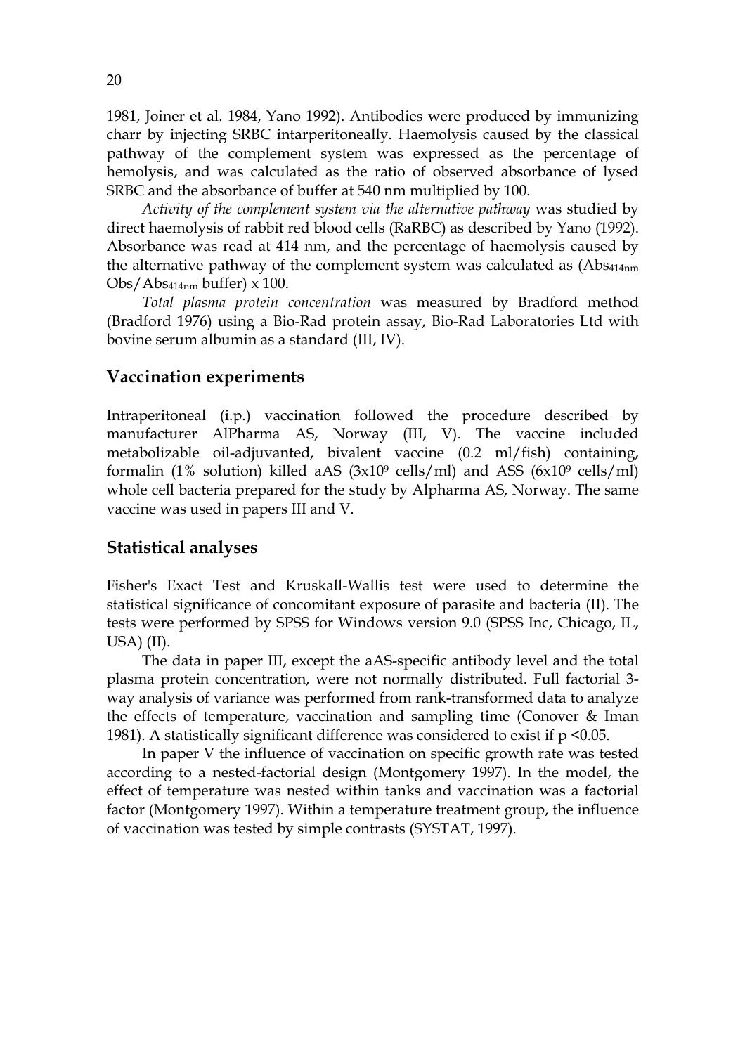1981, Joiner et al. 1984, Yano 1992). Antibodies were produced by immunizing charr by injecting SRBC intarperitoneally. Haemolysis caused by the classical pathway of the complement system was expressed as the percentage of hemolysis, and was calculated as the ratio of observed absorbance of lysed SRBC and the absorbance of buffer at 540 nm multiplied by 100.

*Activity of the complement system via the alternative pathway* was studied by direct haemolysis of rabbit red blood cells (RaRBC) as described by Yano (1992). Absorbance was read at 414 nm, and the percentage of haemolysis caused by the alternative pathway of the complement system was calculated as ($Abs_{414nm}$ Obs/$Abs_{414nm}$ buffer) x 100.

*Total plasma protein concentration* was measured by Bradford method (Bradford 1976) using a Bio-Rad protein assay, Bio-Rad Laboratories Ltd with bovine serum albumin as a standard (III, IV).

## Vaccination experiments

Intraperitoneal (i.p.) vaccination followed the procedure described by manufacturer AlPharma AS, Norway (III, V). The vaccine included metabolizable oil-adjuvanted, bivalent vaccine (0.2 ml/fish) containing, formalin (1% solution) killed aAS ($3x10^9$ cells/ml) and ASS ($6x10^9$ cells/ml) whole cell bacteria prepared for the study by Alpharma AS, Norway. The same vaccine was used in papers III and V.

## Statistical analyses

Fisher's Exact Test and Kruskall-Wallis test were used to determine the statistical significance of concomitant exposure of parasite and bacteria (II). The tests were performed by SPSS for Windows version 9.0 (SPSS Inc, Chicago, IL, USA) (II).

The data in paper III, except the aAS-specific antibody level and the total plasma protein concentration, were not normally distributed. Full factorial 3-way analysis of variance was performed from rank-transformed data to analyze the effects of temperature, vaccination and sampling time (Conover & Iman 1981). A statistically significant difference was considered to exist if $p < 0.05$.

In paper V the influence of vaccination on specific growth rate was tested according to a nested-factorial design (Montgomery 1997). In the model, the effect of temperature was nested within tanks and vaccination was a factorial factor (Montgomery 1997). Within a temperature treatment group, the influence of vaccination was tested by simple contrasts (SYSTAT, 1997).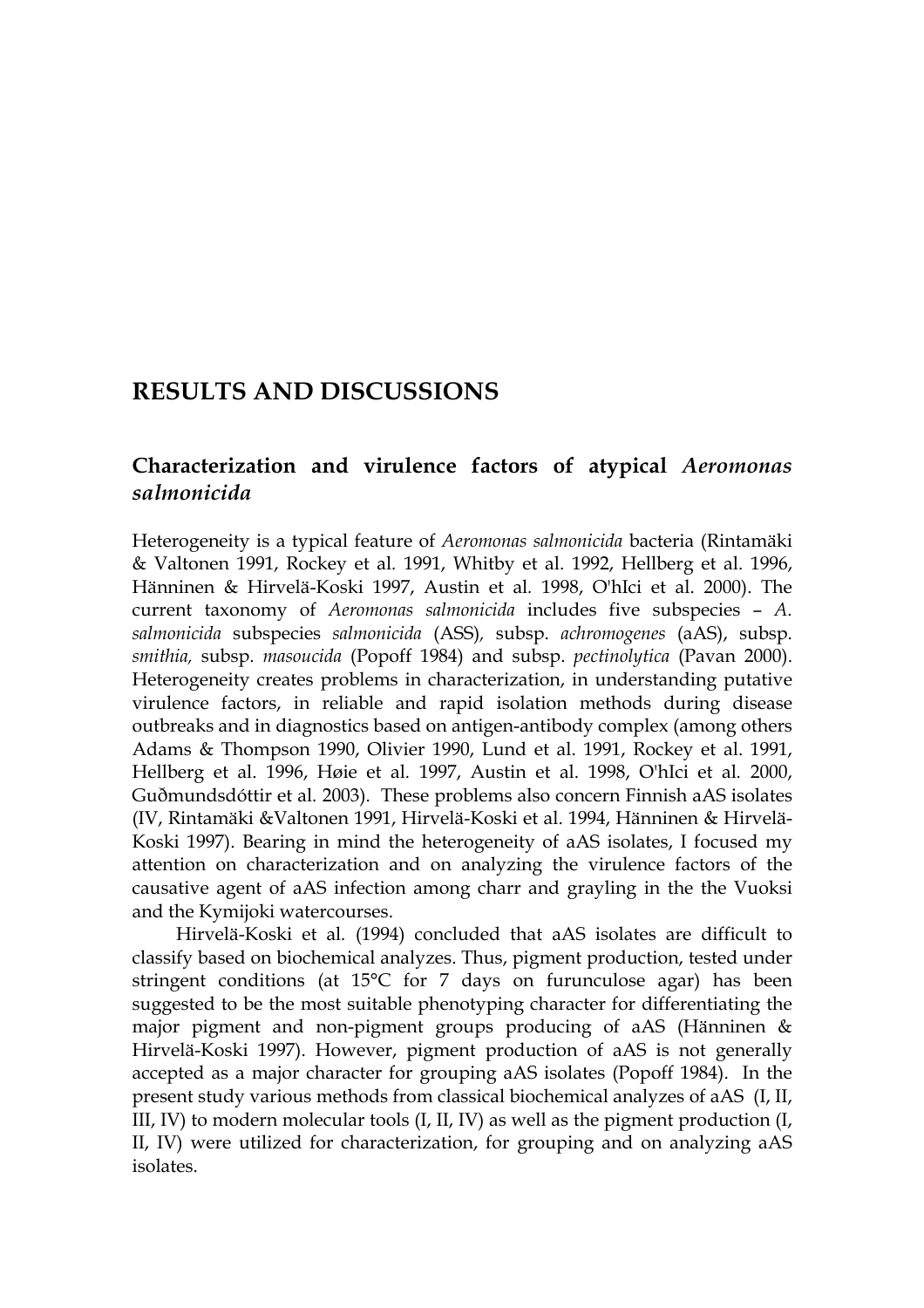# RESULTS AND DISCUSSIONS

## Characterization and virulence factors of atypical *Aeromonas salmonicida*

Heterogeneity is a typical feature of *Aeromonas salmonicida* bacteria (Rintamäki & Valtonen 1991, Rockey et al. 1991, Whitby et al. 1992, Hellberg et al. 1996, Hänninen & Hirvelä-Koski 1997, Austin et al. 1998, O'hIci et al. 2000). The current taxonomy of *Aeromonas salmonicida* includes five subspecies – *A. salmonicida* subspecies *salmonicida* (ASS), subsp. *achromogenes* (aAS), subsp. *smithia,* subsp. *masoucida* (Popoff 1984) and subsp. *pectinolytica* (Pavan 2000). Heterogeneity creates problems in characterization, in understanding putative virulence factors, in reliable and rapid isolation methods during disease outbreaks and in diagnostics based on antigen-antibody complex (among others Adams & Thompson 1990, Olivier 1990, Lund et al. 1991, Rockey et al. 1991, Hellberg et al. 1996, Høie et al. 1997, Austin et al. 1998, O'hIci et al. 2000, Guðmundsdóttir et al. 2003). These problems also concern Finnish aAS isolates (IV, Rintamäki &Valtonen 1991, Hirvelä-Koski et al. 1994, Hänninen & Hirvelä-Koski 1997). Bearing in mind the heterogeneity of aAS isolates, I focused my attention on characterization and on analyzing the virulence factors of the causative agent of aAS infection among charr and grayling in the the Vuoksi and the Kymijoki watercourses.

Hirvelä-Koski et al. (1994) concluded that aAS isolates are difficult to classify based on biochemical analyzes. Thus, pigment production, tested under stringent conditions (at 15°C for 7 days on furunculose agar) has been suggested to be the most suitable phenotyping character for differentiating the major pigment and non-pigment groups producing of aAS (Hänninen & Hirvelä-Koski 1997). However, pigment production of aAS is not generally accepted as a major character for grouping aAS isolates (Popoff 1984). In the present study various methods from classical biochemical analyzes of aAS (I, II, III, IV) to modern molecular tools (I, II, IV) as well as the pigment production (I, II, IV) were utilized for characterization, for grouping and on analyzing aAS isolates.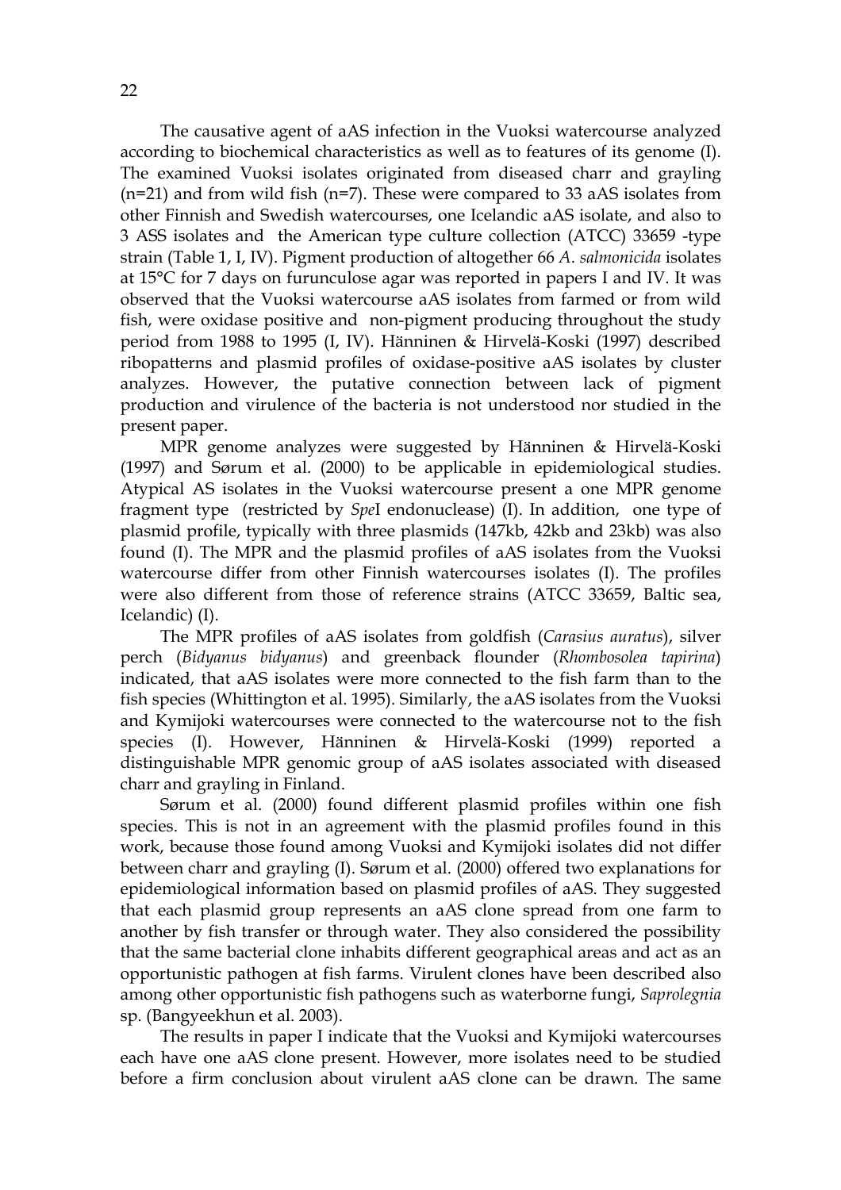The causative agent of aAS infection in the Vuoksi watercourse analyzed according to biochemical characteristics as well as to features of its genome (I). The examined Vuoksi isolates originated from diseased charr and grayling (n=21) and from wild fish (n=7). These were compared to 33 aAS isolates from other Finnish and Swedish watercourses, one Icelandic aAS isolate, and also to 3 ASS isolates and the American type culture collection (ATCC) 33659 -type strain (Table 1, I, IV). Pigment production of altogether 66 *A. salmonicida* isolates at 15°C for 7 days on furunculose agar was reported in papers I and IV. It was observed that the Vuoksi watercourse aAS isolates from farmed or from wild fish, were oxidase positive and non-pigment producing throughout the study period from 1988 to 1995 (I, IV). Hänninen & Hirvelä-Koski (1997) described ribopatterns and plasmid profiles of oxidase-positive aAS isolates by cluster analyzes. However, the putative connection between lack of pigment production and virulence of the bacteria is not understood nor studied in the present paper.

MPR genome analyzes were suggested by Hänninen & Hirvelä-Koski (1997) and Sørum et al. (2000) to be applicable in epidemiological studies. Atypical AS isolates in the Vuoksi watercourse present a one MPR genome fragment type (restricted by *Spe*I endonuclease) (I). In addition, one type of plasmid profile, typically with three plasmids (147kb, 42kb and 23kb) was also found (I). The MPR and the plasmid profiles of aAS isolates from the Vuoksi watercourse differ from other Finnish watercourses isolates (I). The profiles were also different from those of reference strains (ATCC 33659, Baltic sea, Icelandic) (I).

The MPR profiles of aAS isolates from goldfish (*Carasius auratus*), silver perch (*Bidyanus bidyanus*) and greenback flounder (*Rhombosolea tapirina*) indicated, that aAS isolates were more connected to the fish farm than to the fish species (Whittington et al. 1995). Similarly, the aAS isolates from the Vuoksi and Kymijoki watercourses were connected to the watercourse not to the fish species (I). However, Hänninen & Hirvelä-Koski (1999) reported a distinguishable MPR genomic group of aAS isolates associated with diseased charr and grayling in Finland.

Sørum et al. (2000) found different plasmid profiles within one fish species. This is not in an agreement with the plasmid profiles found in this work, because those found among Vuoksi and Kymijoki isolates did not differ between charr and grayling (I). Sørum et al. (2000) offered two explanations for epidemiological information based on plasmid profiles of aAS. They suggested that each plasmid group represents an aAS clone spread from one farm to another by fish transfer or through water. They also considered the possibility that the same bacterial clone inhabits different geographical areas and act as an opportunistic pathogen at fish farms. Virulent clones have been described also among other opportunistic fish pathogens such as waterborne fungi, *Saprolegnia* sp. (Bangyeekhun et al. 2003).

The results in paper I indicate that the Vuoksi and Kymijoki watercourses each have one aAS clone present. However, more isolates need to be studied before a firm conclusion about virulent aAS clone can be drawn. The same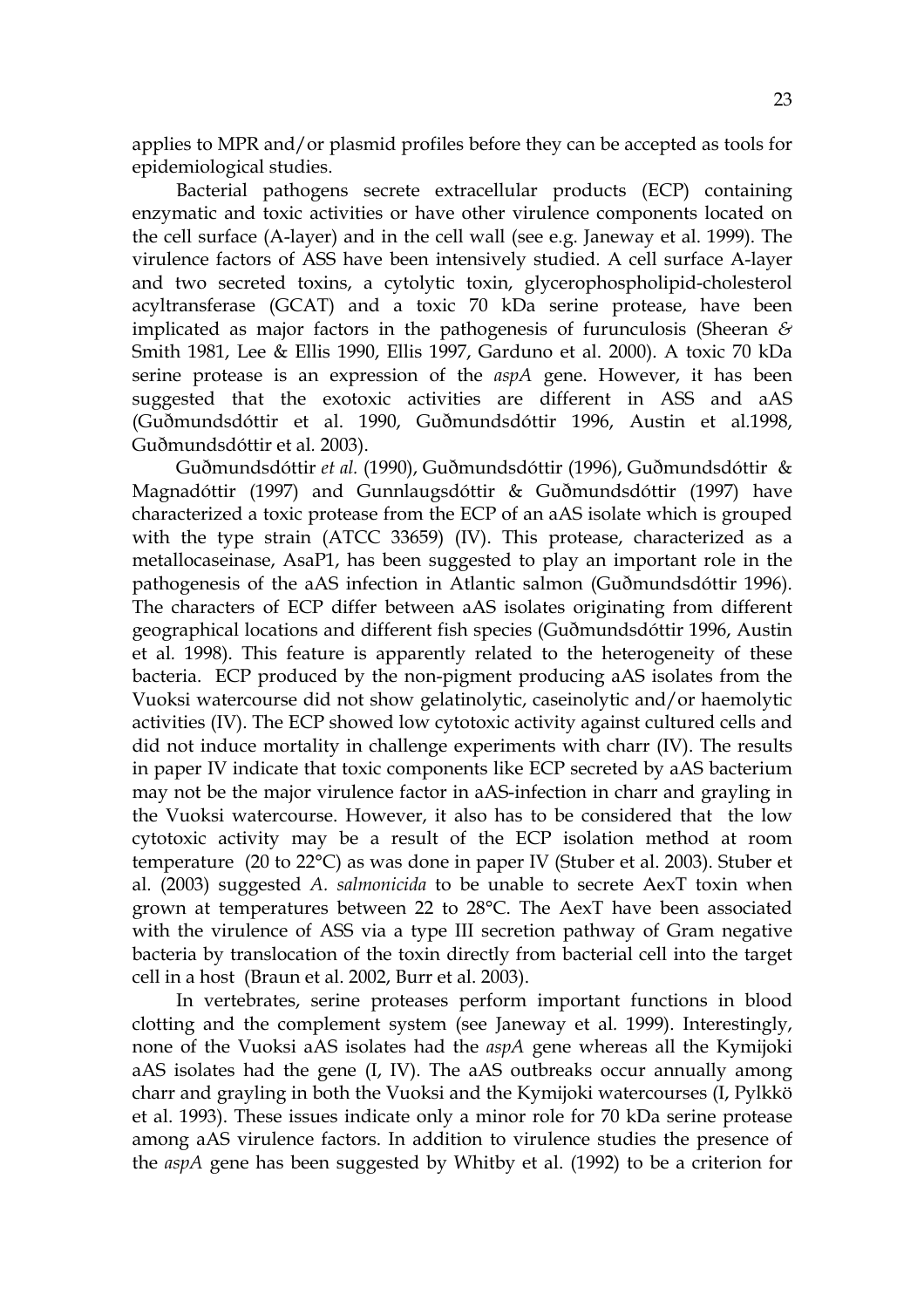applies to MPR and/or plasmid profiles before they can be accepted as tools for epidemiological studies.

Bacterial pathogens secrete extracellular products (ECP) containing enzymatic and toxic activities or have other virulence components located on the cell surface (A-layer) and in the cell wall (see e.g. Janeway et al. 1999). The virulence factors of ASS have been intensively studied. A cell surface A-layer and two secreted toxins, a cytolytic toxin, glycerophospholipid-cholesterol acyltransferase (GCAT) and a toxic 70 kDa serine protease, have been implicated as major factors in the pathogenesis of furunculosis (Sheeran *&* Smith 1981, Lee & Ellis 1990, Ellis 1997, Garduno et al. 2000). A toxic 70 kDa serine protease is an expression of the *aspA* gene. However, it has been suggested that the exotoxic activities are different in ASS and aAS (Guðmundsdóttir et al. 1990, Guðmundsdóttir 1996, Austin et al.1998, Guðmundsdóttir et al. 2003).

Guðmundsdóttir *et al.* (1990), Guðmundsdóttir (1996), Guðmundsdóttir & Magnadóttir (1997) and Gunnlaugsdóttir & Guðmundsdóttir (1997) have characterized a toxic protease from the ECP of an aAS isolate which is grouped with the type strain (ATCC 33659) (IV). This protease, characterized as a metallocaseinase, AsaP1, has been suggested to play an important role in the pathogenesis of the aAS infection in Atlantic salmon (Guðmundsdóttir 1996). The characters of ECP differ between aAS isolates originating from different geographical locations and different fish species (Guðmundsdóttir 1996, Austin et al. 1998). This feature is apparently related to the heterogeneity of these bacteria. ECP produced by the non-pigment producing aAS isolates from the Vuoksi watercourse did not show gelatinolytic, caseinolytic and/or haemolytic activities (IV). The ECP showed low cytotoxic activity against cultured cells and did not induce mortality in challenge experiments with charr (IV). The results in paper IV indicate that toxic components like ECP secreted by aAS bacterium may not be the major virulence factor in aAS-infection in charr and grayling in the Vuoksi watercourse. However, it also has to be considered that the low cytotoxic activity may be a result of the ECP isolation method at room temperature (20 to 22°C) as was done in paper IV (Stuber et al. 2003). Stuber et al. (2003) suggested *A. salmonicida* to be unable to secrete AexT toxin when grown at temperatures between 22 to 28°C. The AexT have been associated with the virulence of ASS via a type III secretion pathway of Gram negative bacteria by translocation of the toxin directly from bacterial cell into the target cell in a host (Braun et al. 2002, Burr et al. 2003).

In vertebrates, serine proteases perform important functions in blood clotting and the complement system (see Janeway et al. 1999). Interestingly, none of the Vuoksi aAS isolates had the *aspA* gene whereas all the Kymijoki aAS isolates had the gene (I, IV). The aAS outbreaks occur annually among charr and grayling in both the Vuoksi and the Kymijoki watercourses (I, Pylkkö et al. 1993). These issues indicate only a minor role for 70 kDa serine protease among aAS virulence factors. In addition to virulence studies the presence of the *aspA* gene has been suggested by Whitby et al. (1992) to be a criterion for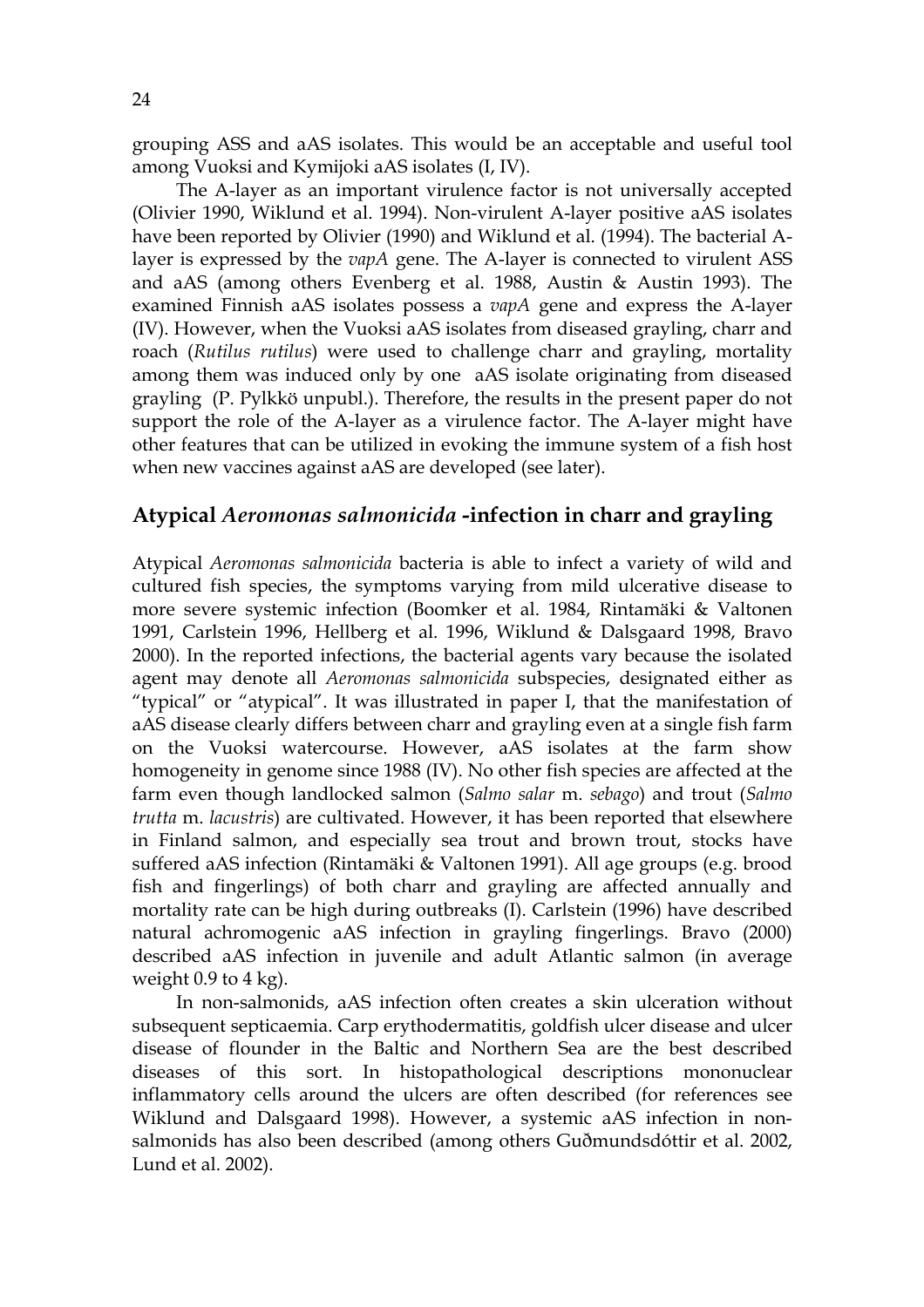grouping ASS and aAS isolates. This would be an acceptable and useful tool among Vuoksi and Kymijoki aAS isolates (I, IV).

The A-layer as an important virulence factor is not universally accepted (Olivier 1990, Wiklund et al. 1994). Non-virulent A-layer positive aAS isolates have been reported by Olivier (1990) and Wiklund et al. (1994). The bacterial A-layer is expressed by the *vapA* gene. The A-layer is connected to virulent ASS and aAS (among others Evenberg et al. 1988, Austin & Austin 1993). The examined Finnish aAS isolates possess a *vapA* gene and express the A-layer (IV). However, when the Vuoksi aAS isolates from diseased grayling, charr and roach (*Rutilus rutilus*) were used to challenge charr and grayling, mortality among them was induced only by one aAS isolate originating from diseased grayling (P. Pylkkö unpubl.). Therefore, the results in the present paper do not support the role of the A-layer as a virulence factor. The A-layer might have other features that can be utilized in evoking the immune system of a fish host when new vaccines against aAS are developed (see later).

## Atypical *Aeromonas salmonicida* -infection in charr and grayling

Atypical *Aeromonas salmonicida* bacteria is able to infect a variety of wild and cultured fish species, the symptoms varying from mild ulcerative disease to more severe systemic infection (Boomker et al. 1984, Rintamäki & Valtonen 1991, Carlstein 1996, Hellberg et al. 1996, Wiklund & Dalsgaard 1998, Bravo 2000). In the reported infections, the bacterial agents vary because the isolated agent may denote all *Aeromonas salmonicida* subspecies, designated either as "typical" or "atypical". It was illustrated in paper I, that the manifestation of aAS disease clearly differs between charr and grayling even at a single fish farm on the Vuoksi watercourse. However, aAS isolates at the farm show homogeneity in genome since 1988 (IV). No other fish species are affected at the farm even though landlocked salmon (*Salmo salar* m. *sebago*) and trout (*Salmo trutta* m. *lacustris*) are cultivated. However, it has been reported that elsewhere in Finland salmon, and especially sea trout and brown trout, stocks have suffered aAS infection (Rintamäki & Valtonen 1991). All age groups (e.g. brood fish and fingerlings) of both charr and grayling are affected annually and mortality rate can be high during outbreaks (I). Carlstein (1996) have described natural achromogenic aAS infection in grayling fingerlings. Bravo (2000) described aAS infection in juvenile and adult Atlantic salmon (in average weight 0.9 to 4 kg).

In non-salmonids, aAS infection often creates a skin ulceration without subsequent septicaemia. Carp erythodermatitis, goldfish ulcer disease and ulcer disease of flounder in the Baltic and Northern Sea are the best described diseases of this sort. In histopathological descriptions mononuclear inflammatory cells around the ulcers are often described (for references see Wiklund and Dalsgaard 1998). However, a systemic aAS infection in non-salmonids has also been described (among others Guðmundsdóttir et al. 2002, Lund et al. 2002).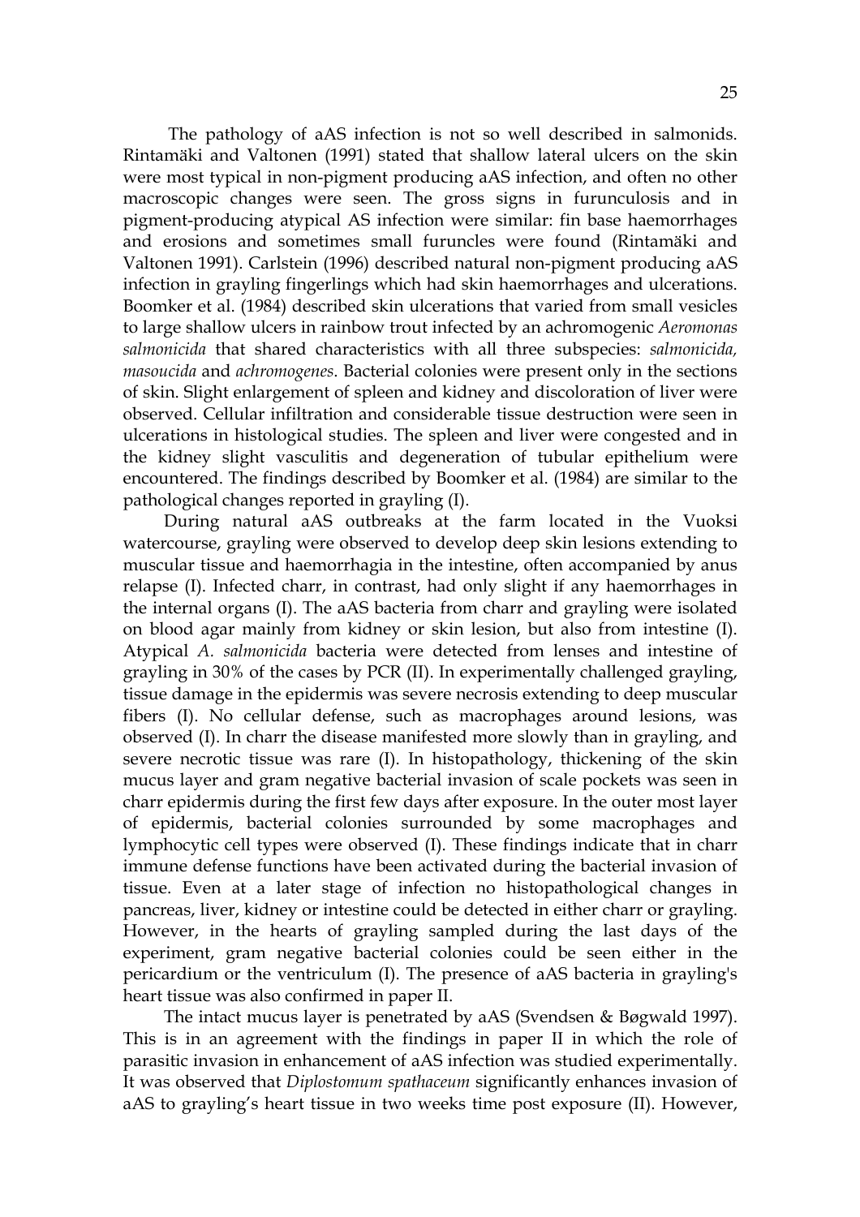The pathology of aAS infection is not so well described in salmonids. Rintamäki and Valtonen (1991) stated that shallow lateral ulcers on the skin were most typical in non-pigment producing aAS infection, and often no other macroscopic changes were seen. The gross signs in furunculosis and in pigment-producing atypical AS infection were similar: fin base haemorrhages and erosions and sometimes small furuncles were found (Rintamäki and Valtonen 1991). Carlstein (1996) described natural non-pigment producing aAS infection in grayling fingerlings which had skin haemorrhages and ulcerations. Boomker et al. (1984) described skin ulcerations that varied from small vesicles to large shallow ulcers in rainbow trout infected by an achromogenic *Aeromonas salmonicida* that shared characteristics with all three subspecies: *salmonicida, masoucida* and *achromogenes*. Bacterial colonies were present only in the sections of skin. Slight enlargement of spleen and kidney and discoloration of liver were observed. Cellular infiltration and considerable tissue destruction were seen in ulcerations in histological studies. The spleen and liver were congested and in the kidney slight vasculitis and degeneration of tubular epithelium were encountered. The findings described by Boomker et al. (1984) are similar to the pathological changes reported in grayling (I).

During natural aAS outbreaks at the farm located in the Vuoksi watercourse, grayling were observed to develop deep skin lesions extending to muscular tissue and haemorrhagia in the intestine, often accompanied by anus relapse (I). Infected charr, in contrast, had only slight if any haemorrhages in the internal organs (I). The aAS bacteria from charr and grayling were isolated on blood agar mainly from kidney or skin lesion, but also from intestine (I). Atypical *A. salmonicida* bacteria were detected from lenses and intestine of grayling in 30% of the cases by PCR (II). In experimentally challenged grayling, tissue damage in the epidermis was severe necrosis extending to deep muscular fibers (I). No cellular defense, such as macrophages around lesions, was observed (I). In charr the disease manifested more slowly than in grayling, and severe necrotic tissue was rare (I). In histopathology, thickening of the skin mucus layer and gram negative bacterial invasion of scale pockets was seen in charr epidermis during the first few days after exposure. In the outer most layer of epidermis, bacterial colonies surrounded by some macrophages and lymphocytic cell types were observed (I). These findings indicate that in charr immune defense functions have been activated during the bacterial invasion of tissue. Even at a later stage of infection no histopathological changes in pancreas, liver, kidney or intestine could be detected in either charr or grayling. However, in the hearts of grayling sampled during the last days of the experiment, gram negative bacterial colonies could be seen either in the pericardium or the ventriculum (I). The presence of aAS bacteria in grayling's heart tissue was also confirmed in paper II.

The intact mucus layer is penetrated by aAS (Svendsen & Bøgwald 1997). This is in an agreement with the findings in paper II in which the role of parasitic invasion in enhancement of aAS infection was studied experimentally. It was observed that *Diplostomum spathaceum* significantly enhances invasion of aAS to grayling's heart tissue in two weeks time post exposure (II). However,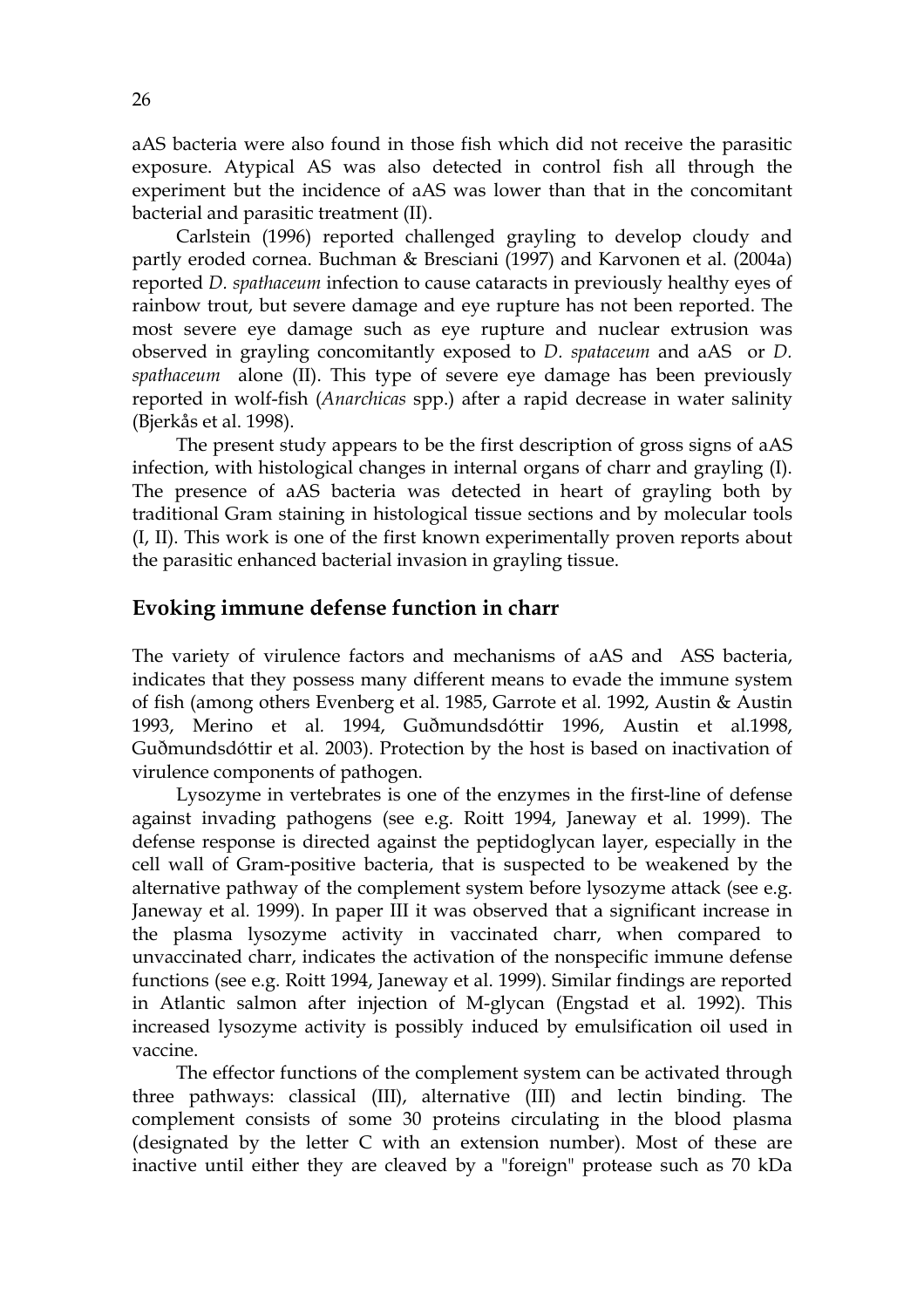aAS bacteria were also found in those fish which did not receive the parasitic exposure. Atypical AS was also detected in control fish all through the experiment but the incidence of aAS was lower than that in the concomitant bacterial and parasitic treatment (II).

Carlstein (1996) reported challenged grayling to develop cloudy and partly eroded cornea. Buchman & Bresciani (1997) and Karvonen et al. (2004a) reported *D. spathaceum* infection to cause cataracts in previously healthy eyes of rainbow trout, but severe damage and eye rupture has not been reported. The most severe eye damage such as eye rupture and nuclear extrusion was observed in grayling concomitantly exposed to *D. spataceum* and aAS or *D. spathaceum* alone (II). This type of severe eye damage has been previously reported in wolf-fish (*Anarchicas* spp.) after a rapid decrease in water salinity (Bjerkås et al. 1998).

The present study appears to be the first description of gross signs of aAS infection, with histological changes in internal organs of charr and grayling (I). The presence of aAS bacteria was detected in heart of grayling both by traditional Gram staining in histological tissue sections and by molecular tools (I, II). This work is one of the first known experimentally proven reports about the parasitic enhanced bacterial invasion in grayling tissue.

## Evoking immune defense function in charr

The variety of virulence factors and mechanisms of aAS and ASS bacteria, indicates that they possess many different means to evade the immune system of fish (among others Evenberg et al. 1985, Garrote et al. 1992, Austin & Austin 1993, Merino et al. 1994, Guðmundsdóttir 1996, Austin et al.1998, Guðmundsdóttir et al. 2003). Protection by the host is based on inactivation of virulence components of pathogen.

Lysozyme in vertebrates is one of the enzymes in the first-line of defense against invading pathogens (see e.g. Roitt 1994, Janeway et al. 1999). The defense response is directed against the peptidoglycan layer, especially in the cell wall of Gram-positive bacteria, that is suspected to be weakened by the alternative pathway of the complement system before lysozyme attack (see e.g. Janeway et al. 1999). In paper III it was observed that a significant increase in the plasma lysozyme activity in vaccinated charr, when compared to unvaccinated charr, indicates the activation of the nonspecific immune defense functions (see e.g. Roitt 1994, Janeway et al. 1999). Similar findings are reported in Atlantic salmon after injection of M-glycan (Engstad et al. 1992). This increased lysozyme activity is possibly induced by emulsification oil used in vaccine.

The effector functions of the complement system can be activated through three pathways: classical (III), alternative (III) and lectin binding. The complement consists of some 30 proteins circulating in the blood plasma (designated by the letter C with an extension number). Most of these are inactive until either they are cleaved by a "foreign" protease such as 70 kDa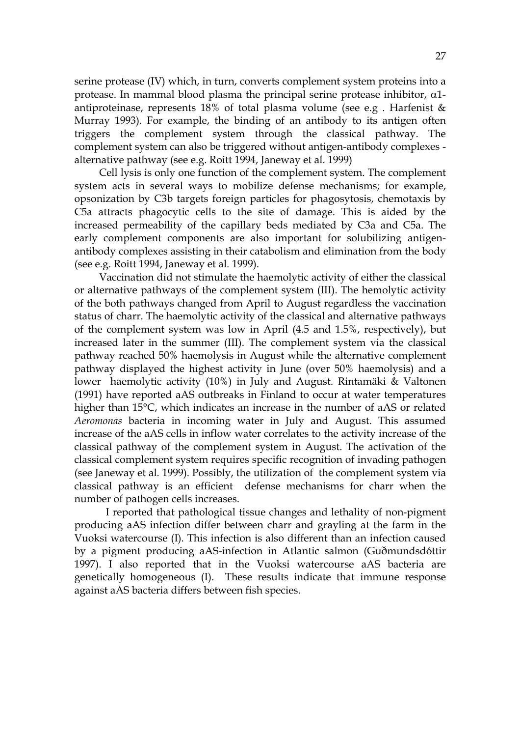serine protease (IV) which, in turn, converts complement system proteins into a protease. In mammal blood plasma the principal serine protease inhibitor, $\alpha$1-antiproteinase, represents 18% of total plasma volume (see e.g . Harfenist & Murray 1993). For example, the binding of an antibody to its antigen often triggers the complement system through the classical pathway. The complement system can also be triggered without antigen-antibody complexes - alternative pathway (see e.g. Roitt 1994, Janeway et al. 1999)

Cell lysis is only one function of the complement system. The complement system acts in several ways to mobilize defense mechanisms; for example, opsonization by C3b targets foreign particles for phagosytosis, chemotaxis by C5a attracts phagocytic cells to the site of damage. This is aided by the increased permeability of the capillary beds mediated by C3a and C5a. The early complement components are also important for solubilizing antigen-antibody complexes assisting in their catabolism and elimination from the body (see e.g. Roitt 1994, Janeway et al. 1999).

Vaccination did not stimulate the haemolytic activity of either the classical or alternative pathways of the complement system (III). The hemolytic activity of the both pathways changed from April to August regardless the vaccination status of charr. The haemolytic activity of the classical and alternative pathways of the complement system was low in April (4.5 and 1.5%, respectively), but increased later in the summer (III). The complement system via the classical pathway reached 50% haemolysis in August while the alternative complement pathway displayed the highest activity in June (over 50% haemolysis) and a lower haemolytic activity (10%) in July and August. Rintamäki & Valtonen (1991) have reported aAS outbreaks in Finland to occur at water temperatures higher than 15°C, which indicates an increase in the number of aAS or related *Aeromonas* bacteria in incoming water in July and August. This assumed increase of the aAS cells in inflow water correlates to the activity increase of the classical pathway of the complement system in August. The activation of the classical complement system requires specific recognition of invading pathogen (see Janeway et al. 1999). Possibly, the utilization of the complement system via classical pathway is an efficient defense mechanisms for charr when the number of pathogen cells increases.

I reported that pathological tissue changes and lethality of non-pigment producing aAS infection differ between charr and grayling at the farm in the Vuoksi watercourse (I). This infection is also different than an infection caused by a pigment producing aAS-infection in Atlantic salmon (Guðmundsdóttir 1997). I also reported that in the Vuoksi watercourse aAS bacteria are genetically homogeneous (I). These results indicate that immune response against aAS bacteria differs between fish species.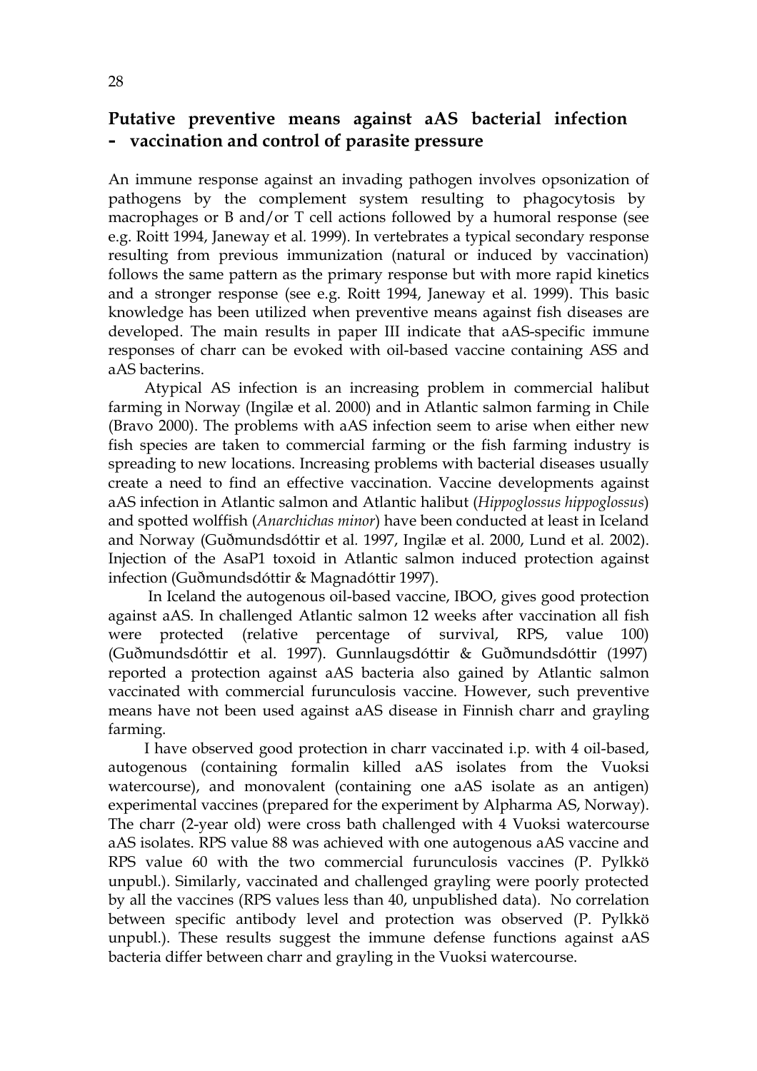## Putative preventive means against aAS bacterial infection - vaccination and control of parasite pressure

An immune response against an invading pathogen involves opsonization of pathogens by the complement system resulting to phagocytosis by macrophages or B and/or T cell actions followed by a humoral response (see e.g. Roitt 1994, Janeway et al. 1999). In vertebrates a typical secondary response resulting from previous immunization (natural or induced by vaccination) follows the same pattern as the primary response but with more rapid kinetics and a stronger response (see e.g. Roitt 1994, Janeway et al. 1999). This basic knowledge has been utilized when preventive means against fish diseases are developed. The main results in paper III indicate that aAS-specific immune responses of charr can be evoked with oil-based vaccine containing ASS and aAS bacterins.

Atypical AS infection is an increasing problem in commercial halibut farming in Norway (Ingilæ et al. 2000) and in Atlantic salmon farming in Chile (Bravo 2000). The problems with aAS infection seem to arise when either new fish species are taken to commercial farming or the fish farming industry is spreading to new locations. Increasing problems with bacterial diseases usually create a need to find an effective vaccination. Vaccine developments against aAS infection in Atlantic salmon and Atlantic halibut (*Hippoglossus hippoglossus*) and spotted wolffish (*Anarchichas minor*) have been conducted at least in Iceland and Norway (Guðmundsdóttir et al. 1997, Ingilæ et al. 2000, Lund et al. 2002). Injection of the AsaP1 toxoid in Atlantic salmon induced protection against infection (Guðmundsdóttir & Magnadóttir 1997).

In Iceland the autogenous oil-based vaccine, IBOO, gives good protection against aAS. In challenged Atlantic salmon 12 weeks after vaccination all fish were protected (relative percentage of survival, RPS, value 100) (Guðmundsdóttir et al. 1997). Gunnlaugsdóttir & Guðmundsdóttir (1997) reported a protection against aAS bacteria also gained by Atlantic salmon vaccinated with commercial furunculosis vaccine. However, such preventive means have not been used against aAS disease in Finnish charr and grayling farming.

I have observed good protection in charr vaccinated i.p. with 4 oil-based, autogenous (containing formalin killed aAS isolates from the Vuoksi watercourse), and monovalent (containing one aAS isolate as an antigen) experimental vaccines (prepared for the experiment by Alpharma AS, Norway). The charr (2-year old) were cross bath challenged with 4 Vuoksi watercourse aAS isolates. RPS value 88 was achieved with one autogenous aAS vaccine and RPS value 60 with the two commercial furunculosis vaccines (P. Pylkkö unpubl.). Similarly, vaccinated and challenged grayling were poorly protected by all the vaccines (RPS values less than 40, unpublished data). No correlation between specific antibody level and protection was observed (P. Pylkkö unpubl.). These results suggest the immune defense functions against aAS bacteria differ between charr and grayling in the Vuoksi watercourse.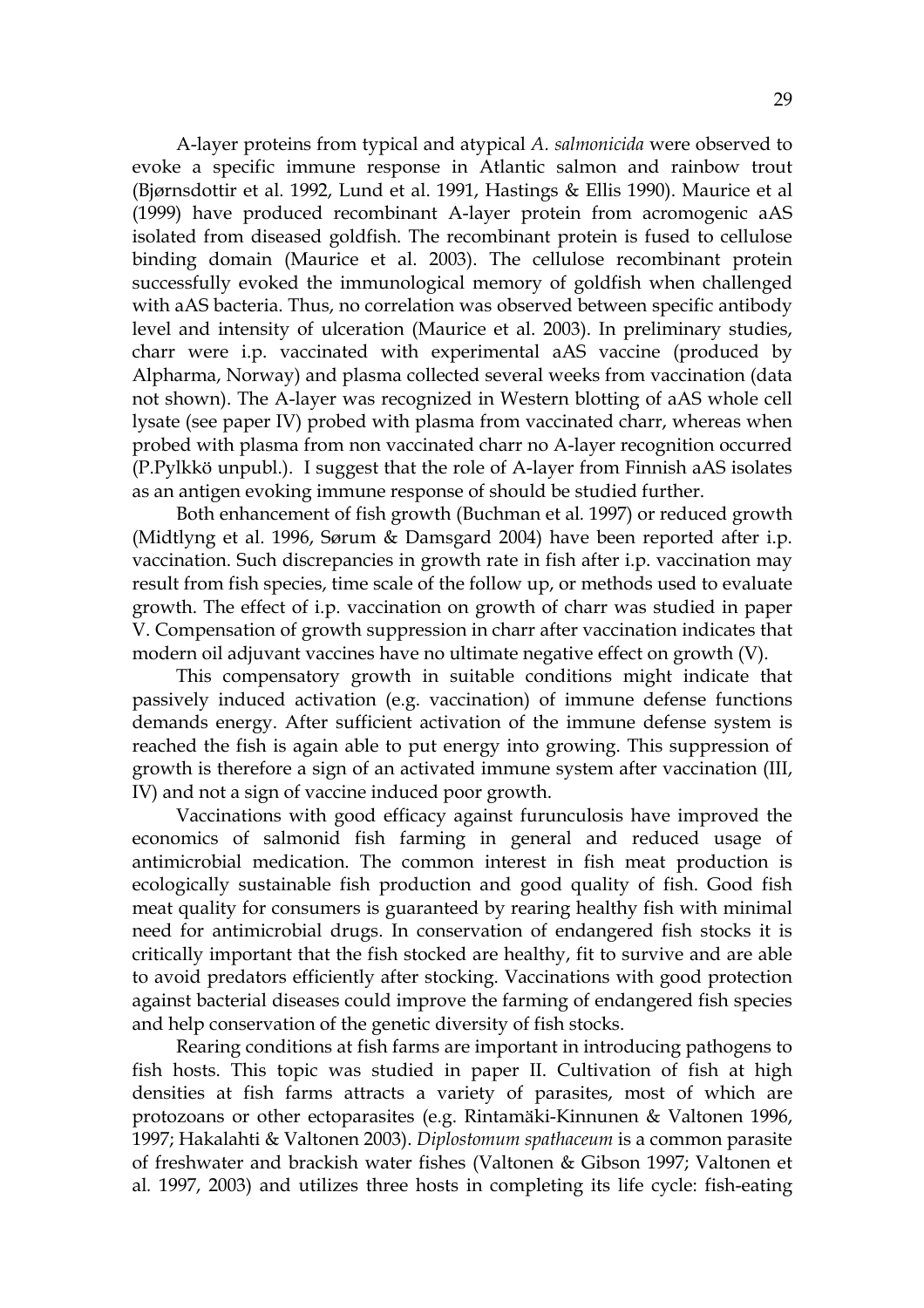A-layer proteins from typical and atypical *A. salmonicida* were observed to evoke a specific immune response in Atlantic salmon and rainbow trout (Bjørnsdottir et al. 1992, Lund et al. 1991, Hastings & Ellis 1990). Maurice et al (1999) have produced recombinant A-layer protein from acromogenic aAS isolated from diseased goldfish. The recombinant protein is fused to cellulose binding domain (Maurice et al. 2003). The cellulose recombinant protein successfully evoked the immunological memory of goldfish when challenged with aAS bacteria. Thus, no correlation was observed between specific antibody level and intensity of ulceration (Maurice et al. 2003). In preliminary studies, charr were i.p. vaccinated with experimental aAS vaccine (produced by Alpharma, Norway) and plasma collected several weeks from vaccination (data not shown). The A-layer was recognized in Western blotting of aAS whole cell lysate (see paper IV) probed with plasma from vaccinated charr, whereas when probed with plasma from non vaccinated charr no A-layer recognition occurred (P.Pylkkö unpubl.). I suggest that the role of A-layer from Finnish aAS isolates as an antigen evoking immune response of should be studied further.

Both enhancement of fish growth (Buchman et al. 1997) or reduced growth (Midtlyng et al. 1996, Sørum & Damsgard 2004) have been reported after i.p. vaccination. Such discrepancies in growth rate in fish after i.p. vaccination may result from fish species, time scale of the follow up, or methods used to evaluate growth. The effect of i.p. vaccination on growth of charr was studied in paper V. Compensation of growth suppression in charr after vaccination indicates that modern oil adjuvant vaccines have no ultimate negative effect on growth (V).

This compensatory growth in suitable conditions might indicate that passively induced activation (e.g. vaccination) of immune defense functions demands energy. After sufficient activation of the immune defense system is reached the fish is again able to put energy into growing. This suppression of growth is therefore a sign of an activated immune system after vaccination (III, IV) and not a sign of vaccine induced poor growth.

Vaccinations with good efficacy against furunculosis have improved the economics of salmonid fish farming in general and reduced usage of antimicrobial medication. The common interest in fish meat production is ecologically sustainable fish production and good quality of fish. Good fish meat quality for consumers is guaranteed by rearing healthy fish with minimal need for antimicrobial drugs. In conservation of endangered fish stocks it is critically important that the fish stocked are healthy, fit to survive and are able to avoid predators efficiently after stocking. Vaccinations with good protection against bacterial diseases could improve the farming of endangered fish species and help conservation of the genetic diversity of fish stocks.

Rearing conditions at fish farms are important in introducing pathogens to fish hosts. This topic was studied in paper II. Cultivation of fish at high densities at fish farms attracts a variety of parasites, most of which are protozoans or other ectoparasites (e.g. Rintamäki-Kinnunen & Valtonen 1996, 1997; Hakalahti & Valtonen 2003). *Diplostomum spathaceum* is a common parasite of freshwater and brackish water fishes (Valtonen & Gibson 1997; Valtonen et al. 1997, 2003) and utilizes three hosts in completing its life cycle: fish-eating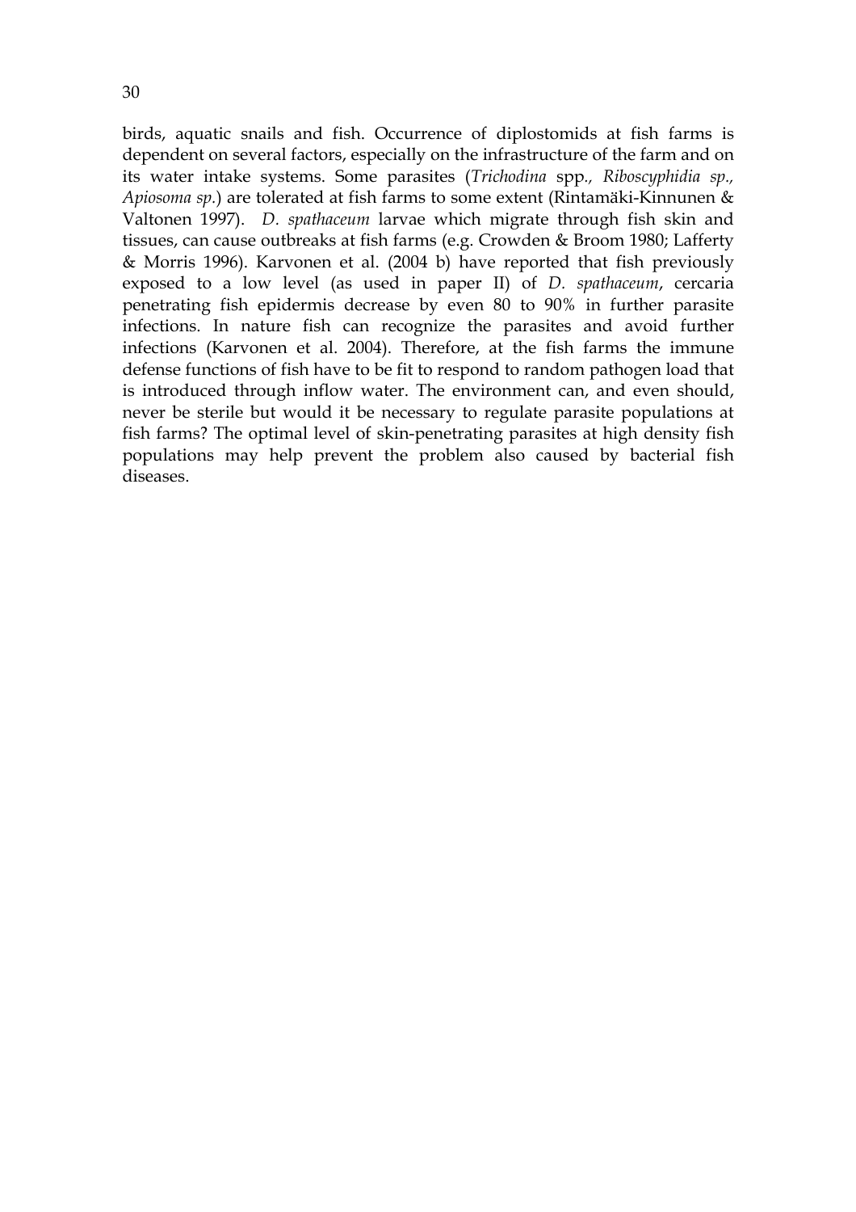birds, aquatic snails and fish. Occurrence of diplostomids at fish farms is dependent on several factors, especially on the infrastructure of the farm and on its water intake systems. Some parasites (*Trichodina* spp., *Riboscyphidia sp.*, *Apiosoma sp.*) are tolerated at fish farms to some extent (Rintamäki-Kinnunen & Valtonen 1997). *D. spathaceum* larvae which migrate through fish skin and tissues, can cause outbreaks at fish farms (e.g. Crowden & Broom 1980; Lafferty & Morris 1996). Karvonen et al. (2004 b) have reported that fish previously exposed to a low level (as used in paper II) of *D. spathaceum*, cercaria penetrating fish epidermis decrease by even 80 to 90% in further parasite infections. In nature fish can recognize the parasites and avoid further infections (Karvonen et al. 2004). Therefore, at the fish farms the immune defense functions of fish have to be fit to respond to random pathogen load that is introduced through inflow water. The environment can, and even should, never be sterile but would it be necessary to regulate parasite populations at fish farms? The optimal level of skin-penetrating parasites at high density fish populations may help prevent the problem also caused by bacterial fish diseases.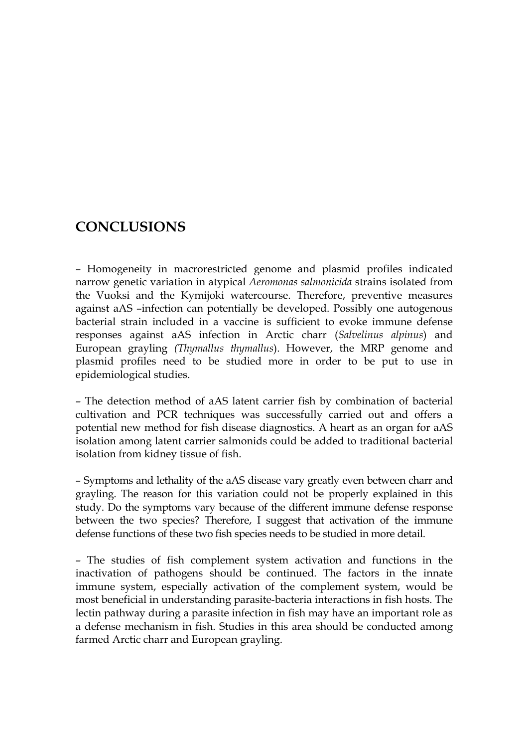# CONCLUSIONS

– Homogeneity in macrorestricted genome and plasmid profiles indicated narrow genetic variation in atypical *Aeromonas salmonicida* strains isolated from the Vuoksi and the Kymijoki watercourse. Therefore, preventive measures against aAS –infection can potentially be developed. Possibly one autogenous bacterial strain included in a vaccine is sufficient to evoke immune defense responses against aAS infection in Arctic charr (*Salvelinus alpinus*) and European grayling *(Thymallus thymallus*). However, the MRP genome and plasmid profiles need to be studied more in order to be put to use in epidemiological studies.

– The detection method of aAS latent carrier fish by combination of bacterial cultivation and PCR techniques was successfully carried out and offers a potential new method for fish disease diagnostics. A heart as an organ for aAS isolation among latent carrier salmonids could be added to traditional bacterial isolation from kidney tissue of fish.

– Symptoms and lethality of the aAS disease vary greatly even between charr and grayling. The reason for this variation could not be properly explained in this study. Do the symptoms vary because of the different immune defense response between the two species? Therefore, I suggest that activation of the immune defense functions of these two fish species needs to be studied in more detail.

– The studies of fish complement system activation and functions in the inactivation of pathogens should be continued. The factors in the innate immune system, especially activation of the complement system, would be most beneficial in understanding parasite-bacteria interactions in fish hosts. The lectin pathway during a parasite infection in fish may have an important role as a defense mechanism in fish. Studies in this area should be conducted among farmed Arctic charr and European grayling.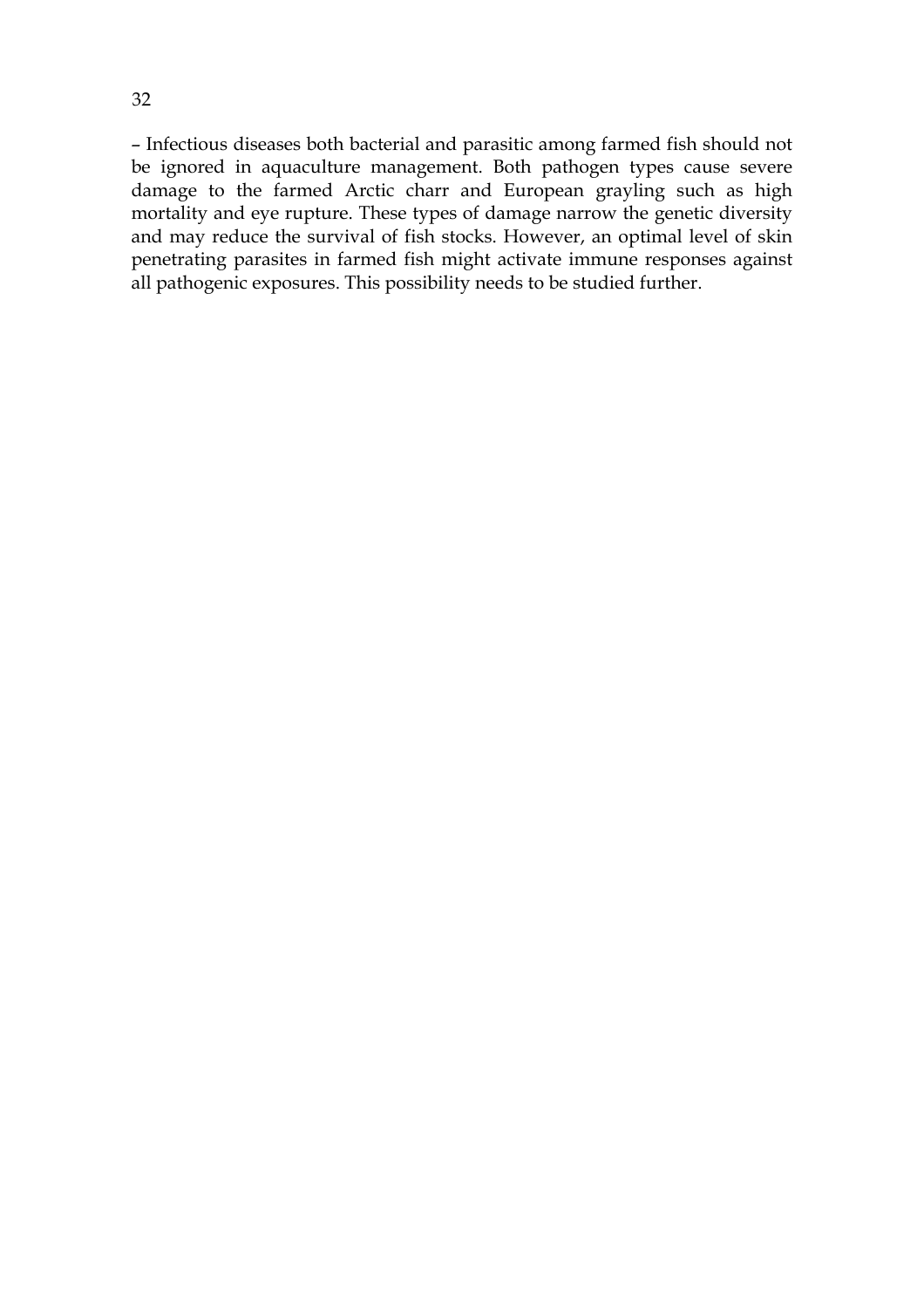– Infectious diseases both bacterial and parasitic among farmed fish should not be ignored in aquaculture management. Both pathogen types cause severe damage to the farmed Arctic charr and European grayling such as high mortality and eye rupture. These types of damage narrow the genetic diversity and may reduce the survival of fish stocks. However, an optimal level of skin penetrating parasites in farmed fish might activate immune responses against all pathogenic exposures. This possibility needs to be studied further.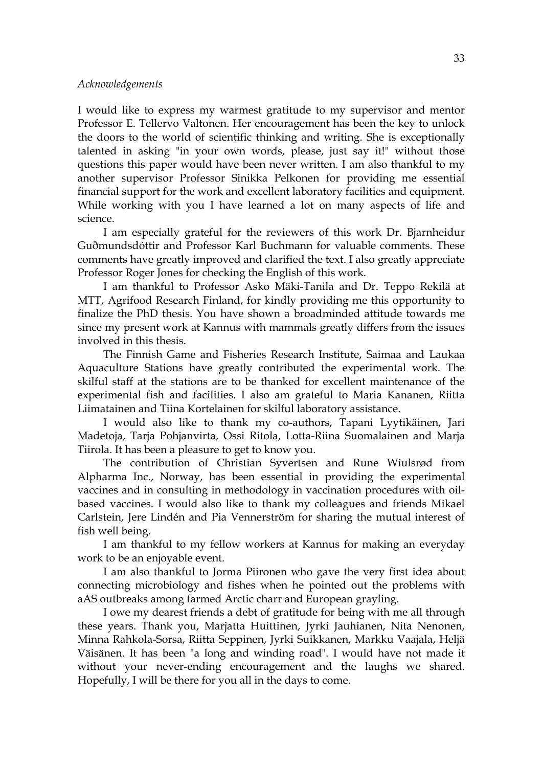*Acknowledgements*

I would like to express my warmest gratitude to my supervisor and mentor Professor E. Tellervo Valtonen. Her encouragement has been the key to unlock the doors to the world of scientific thinking and writing. She is exceptionally talented in asking "in your own words, please, just say it!" without those questions this paper would have been never written. I am also thankful to my another supervisor Professor Sinikka Pelkonen for providing me essential financial support for the work and excellent laboratory facilities and equipment. While working with you I have learned a lot on many aspects of life and science.

I am especially grateful for the reviewers of this work Dr. Bjarnheidur Guðmundsdóttir and Professor Karl Buchmann for valuable comments. These comments have greatly improved and clarified the text. I also greatly appreciate Professor Roger Jones for checking the English of this work.

I am thankful to Professor Asko Mäki-Tanila and Dr. Teppo Rekilä at MTT, Agrifood Research Finland, for kindly providing me this opportunity to finalize the PhD thesis. You have shown a broadminded attitude towards me since my present work at Kannus with mammals greatly differs from the issues involved in this thesis.

The Finnish Game and Fisheries Research Institute, Saimaa and Laukaa Aquaculture Stations have greatly contributed the experimental work. The skilful staff at the stations are to be thanked for excellent maintenance of the experimental fish and facilities. I also am grateful to Maria Kananen, Riitta Liimatainen and Tiina Kortelainen for skilful laboratory assistance.

I would also like to thank my co-authors, Tapani Lyytikäinen, Jari Madetoja, Tarja Pohjanvirta, Ossi Ritola, Lotta-Riina Suomalainen and Marja Tiirola. It has been a pleasure to get to know you.

The contribution of Christian Syvertsen and Rune Wiulsrød from Alpharma Inc., Norway, has been essential in providing the experimental vaccines and in consulting in methodology in vaccination procedures with oil-based vaccines. I would also like to thank my colleagues and friends Mikael Carlstein, Jere Lindén and Pia Vennerström for sharing the mutual interest of fish well being.

I am thankful to my fellow workers at Kannus for making an everyday work to be an enjoyable event.

I am also thankful to Jorma Piironen who gave the very first idea about connecting microbiology and fishes when he pointed out the problems with aAS outbreaks among farmed Arctic charr and European grayling.

I owe my dearest friends a debt of gratitude for being with me all through these years. Thank you, Marjatta Huittinen, Jyrki Jauhianen, Nita Nenonen, Minna Rahkola-Sorsa, Riitta Seppinen, Jyrki Suikkanen, Markku Vaajala, Heljä Väisänen. It has been "a long and winding road". I would have not made it without your never-ending encouragement and the laughs we shared. Hopefully, I will be there for you all in the days to come.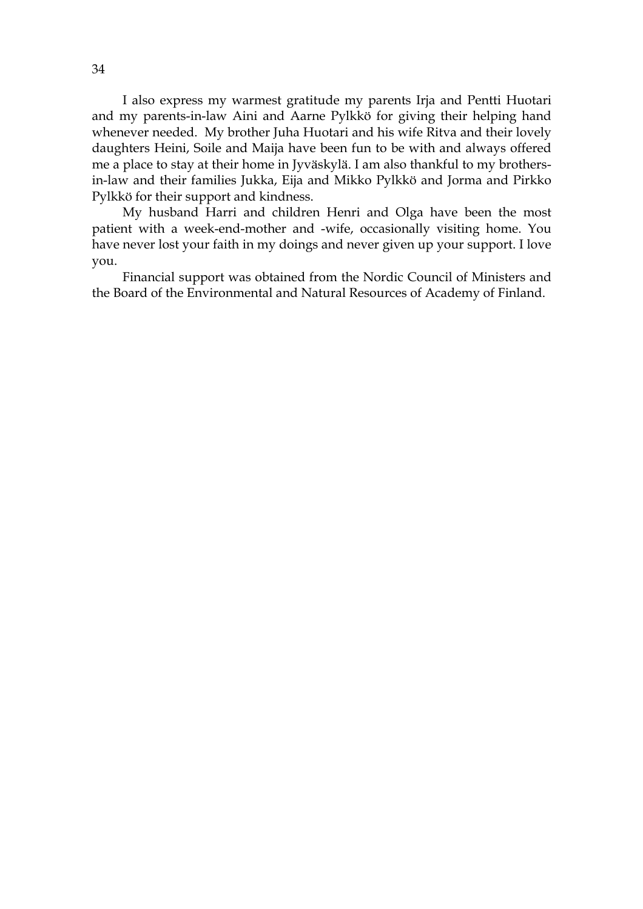I also express my warmest gratitude my parents Irja and Pentti Huotari and my parents-in-law Aini and Aarne Pylkkö for giving their helping hand whenever needed. My brother Juha Huotari and his wife Ritva and their lovely daughters Heini, Soile and Maija have been fun to be with and always offered me a place to stay at their home in Jyväskylä. I am also thankful to my brothers-in-law and their families Jukka, Eija and Mikko Pylkkö and Jorma and Pirkko Pylkkö for their support and kindness.

My husband Harri and children Henri and Olga have been the most patient with a week-end-mother and -wife, occasionally visiting home. You have never lost your faith in my doings and never given up your support. I love you.

Financial support was obtained from the Nordic Council of Ministers and the Board of the Environmental and Natural Resources of Academy of Finland.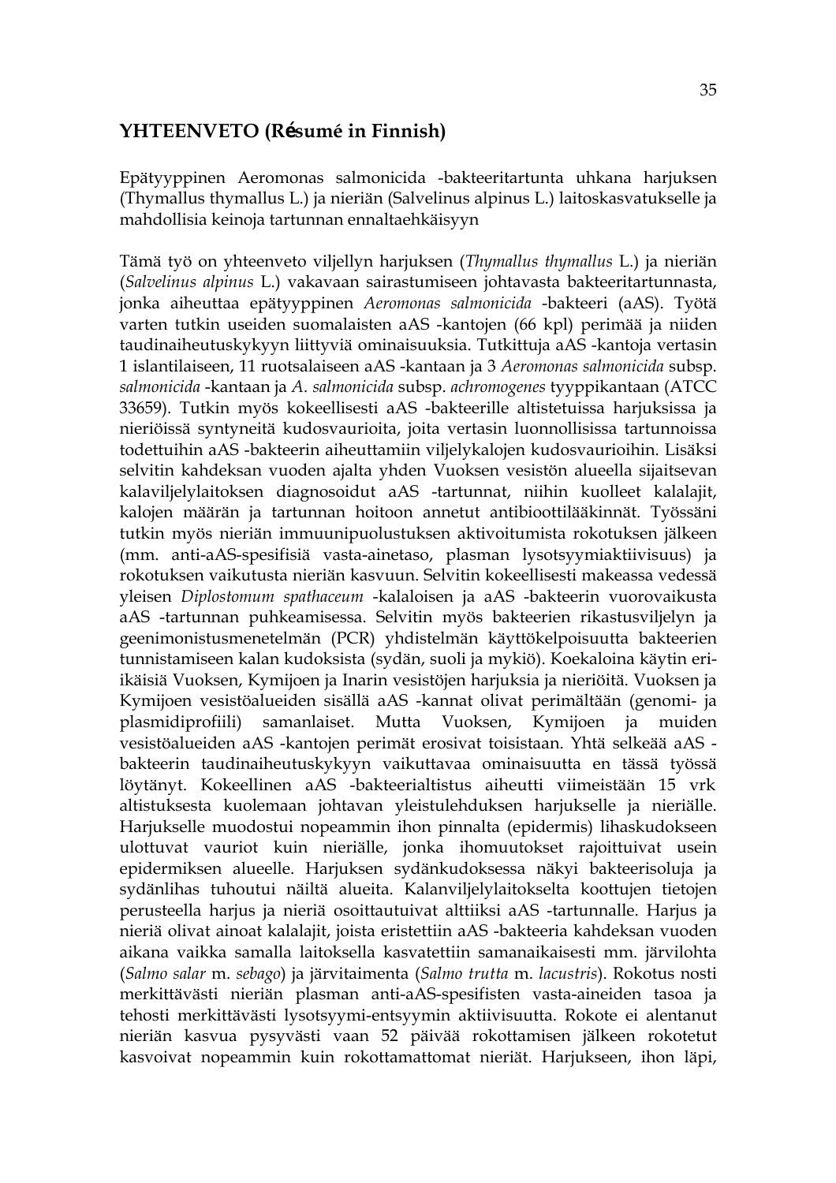## YHTEENVETO (Résumé in Finnish)

Epätyyppinen Aeromonas salmonicida -bakteeritartunta uhkana harjuksen (Thymallus thymallus L.) ja nieriän (Salvelinus alpinus L.) laitoskasvatukselle ja mahdollisia keinoja tartunnan ennaltaehkäisyyn

Tämä työ on yhteenveto viljellyn harjuksen (*Thymallus thymallus* L.) ja nieriän (*Salvelinus alpinus* L.) vakavaan sairastumiseen johtavasta bakteeritartunnasta, jonka aiheuttaa epätyyppinen *Aeromonas salmonicida* -bakteeri (aAS). Työtä varten tutkin useiden suomalaisten aAS -kantojen (66 kpl) perimää ja niiden taudinaiheutuskykyyn liittyviä ominaisuuksia. Tutkittuja aAS -kantoja vertasin 1 islantilaiseen, 11 ruotsalaiseen aAS -kantaan ja 3 *Aeromonas salmonicida* subsp. *salmonicida* -kantaan ja *A. salmonicida* subsp. *achromogenes* tyyppikantaan (ATCC 33659). Tutkin myös kokeellisesti aAS -bakteerille altistetuissa harjuksissa ja nieriöissä syntyneitä kudosvaurioita, joita vertasin luonnollisissa tartunnoissa todettuihin aAS -bakteerin aiheuttamiin viljelykalojen kudosvaurioihin. Lisäksi selvitin kahdeksan vuoden ajalta yhden Vuoksen vesistön alueella sijaitsevan kalaviljelylaitoksen diagnosoidut aAS -tartunnat, niihin kuolleet kalalajit, kalojen määrän ja tartunnan hoitoon annetut antibioottilääkinnät. Työssäni tutkin myös nieriän immuunipuolustuksen aktivoitumista rokotuksen jälkeen (mm. anti-aAS-spesifisiä vasta-ainetaso, plasman lysotsyymiaktiivisuus) ja rokotuksen vaikutusta nieriän kasvuun. Selvitin kokeellisesti makeassa vedessä yleisen *Diplostomum spathaceum* -kalaloisen ja aAS -bakteerin vuorovaikusta aAS -tartunnan puhkeamisessa. Selvitin myös bakteerien rikastusviljelyn ja geenimonistusmenetelmän (PCR) yhdistelmän käyttökelpoisuutta bakteerien tunnistamiseen kalan kudoksista (sydän, suoli ja mykiö). Koekaloina käytin eri-ikäisiä Vuoksen, Kymijoen ja Inarin vesistöjen harjuksia ja nieriöitä. Vuoksen ja Kymijoen vesistöalueiden sisällä aAS -kannat olivat perimältään (genomi- ja plasmidiprofiili) samanlaiset. Mutta Vuoksen, Kymijoen ja muiden vesistöalueiden aAS -kantojen perimät erosivat toisistaan. Yhtä selkeää aAS -bakteerin taudinaiheutuskykyyn vaikuttavaa ominaisuutta en tässä työssä löytänyt. Kokeellinen aAS -bakteerialtistus aiheutti viimeistään 15 vrk altistuksesta kuolemaan johtavan yleistulehduksen harjukselle ja nieriälle. Harjukselle muodostui nopeammin ihon pinnalta (epidermis) lihaskudokseen ulottuvat vauriot kuin nieriälle, jonka ihomuutokset rajoittuivat usein epidermiksen alueelle. Harjuksen sydänkudoksessa näkyi bakteerisoluja ja sydänlihas tuhoutui näiltä alueita. Kalanviljelylaitokselta koottujen tietojen perusteella harjus ja nieriä osoittautuivat alttiiksi aAS -tartunnalle. Harjus ja nieriä olivat ainoat kalalajit, joista eristettiin aAS -bakteeria kahdeksan vuoden aikana vaikka samalla laitoksella kasvatettiin samanaikaisesti mm. järvilohta (*Salmo salar* m. *sebago*) ja järvitaimenta (*Salmo trutta* m. *lacustris*). Rokotus nosti merkittävästi nieriän plasman anti-aAS-spesifisten vasta-aineiden tasoa ja tehosti merkittävästi lysotsyymi-entsyymin aktiivisuutta. Rokote ei alentanut nieriän kasvua pysyvästi vaan 52 päivää rokottamisen jälkeen rokotetut kasvoivat nopeammin kuin rokottamattomat nieriät. Harjukseen, ihon läpi,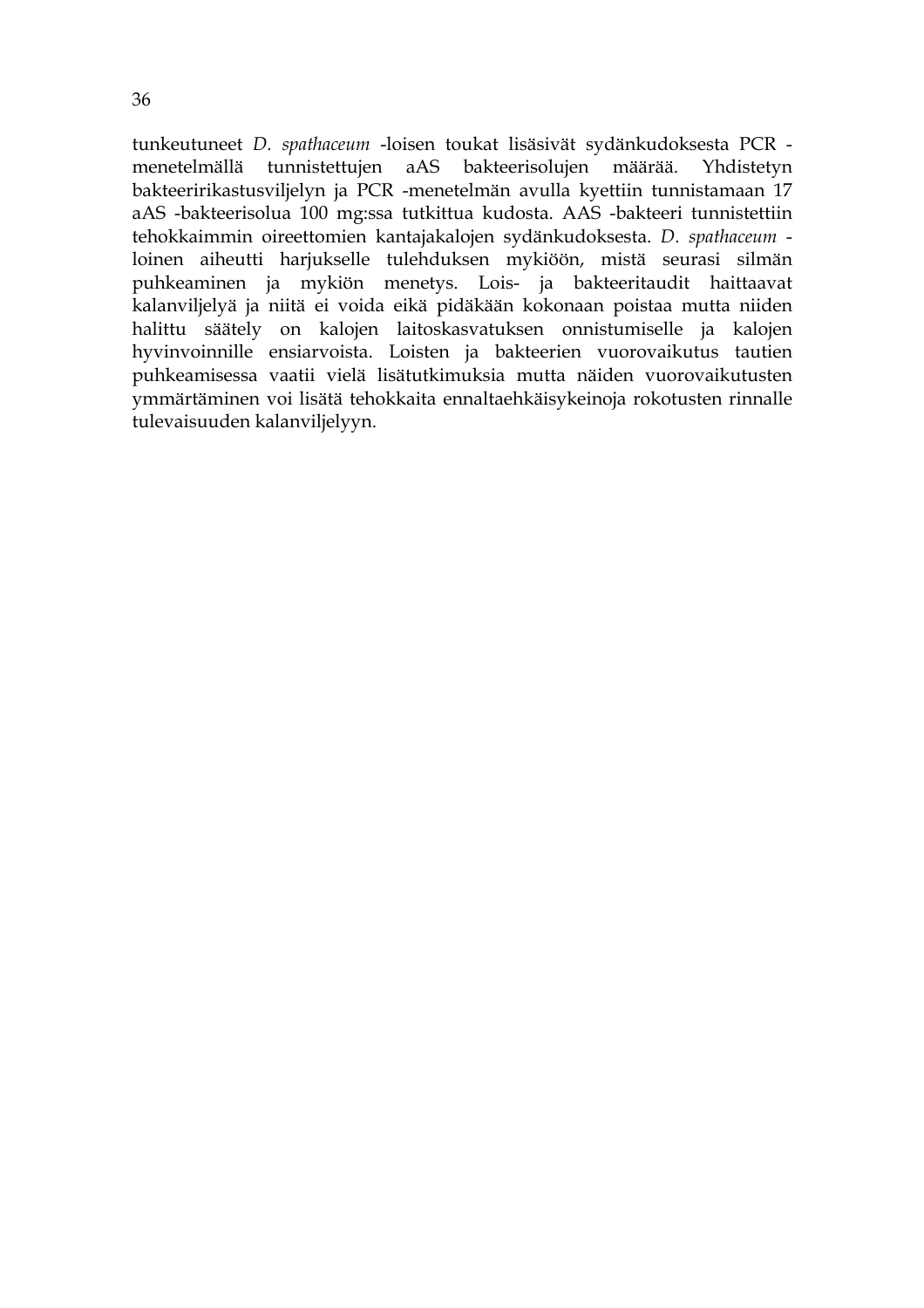tunkeutuneet *D. spathaceum* -loisen toukat lisäsivät sydänkudoksesta PCR -menetelmällä tunnistettujen aAS bakteerisolujen määrää. Yhdistetyn bakteeririkastusviljelyn ja PCR -menetelmän avulla kyettiin tunnistamaan 17 aAS -bakteerisolua 100 mg:ssa tutkittua kudosta. AAS -bakteeri tunnistettiin tehokkaimmin oireettomien kantajakalojen sydänkudoksesta. *D. spathaceum* -loinen aiheutti harjukselle tulehduksen mykiöön, mistä seurasi silmän puhkeaminen ja mykiön menetys. Lois- ja bakteeritaudit haittaavat kalanviljelyä ja niitä ei voida eikä pidäkään kokonaan poistaa mutta niiden halittu säätely on kalojen laitoskasvatuksen onnistumiselle ja kalojen hyvinvoinnille ensiarvoista. Loisten ja bakteerien vuorovaikutus tautien puhkeamisessa vaatii vielä lisätutkimuksia mutta näiden vuorovaikutusten ymmärtäminen voi lisätä tehokkaita ennaltaehkäisykeinoja rokotusten rinnalle tulevaisuuden kalanviljelyyn.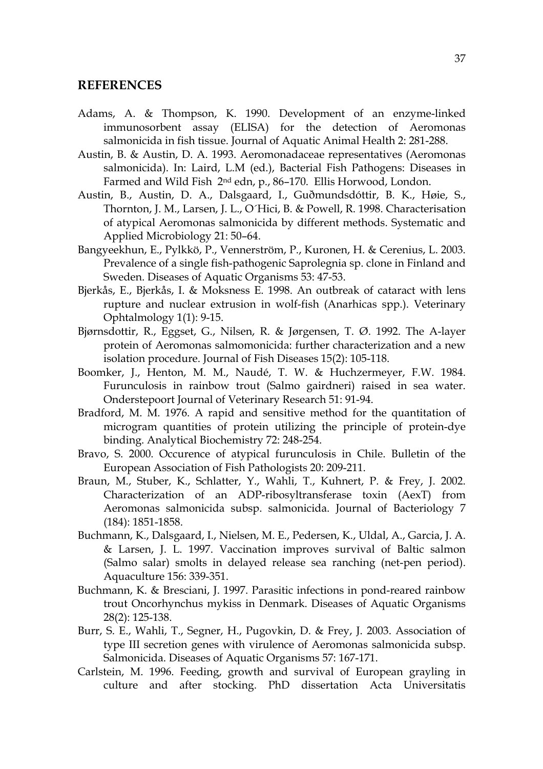## REFERENCES

Adams, A. & Thompson, K. 1990. Development of an enzyme-linked immunosorbent assay (ELISA) for the detection of Aeromonas salmonicida in fish tissue. Journal of Aquatic Animal Health 2: 281-288.

Austin, B. & Austin, D. A. 1993. Aeromonadaceae representatives (Aeromonas salmonicida). In: Laird, L.M (ed.), Bacterial Fish Pathogens: Diseases in Farmed and Wild Fish 2nd edn, p., 86–170. Ellis Horwood, London.

Austin, B., Austin, D. A., Dalsgaard, I., Guðmundsdóttir, B. K., Høie, S., Thornton, J. M., Larsen, J. L., O´Hici, B. & Powell, R. 1998. Characterisation of atypical Aeromonas salmonicida by different methods. Systematic and Applied Microbiology 21: 50–64.

Bangyeekhun, E., Pylkkö, P., Vennerström, P., Kuronen, H. & Cerenius, L. 2003. Prevalence of a single fish-pathogenic Saprolegnia sp. clone in Finland and Sweden. Diseases of Aquatic Organisms 53: 47-53.

Bjerkås, E., Bjerkås, I. & Moksness E. 1998. An outbreak of cataract with lens rupture and nuclear extrusion in wolf-fish (Anarhicas spp.). Veterinary Ophtalmology 1(1): 9-15.

Bjørnsdottir, R., Eggset, G., Nilsen, R. & Jørgensen, T. Ø. 1992. The A-layer protein of Aeromonas salmomonicida: further characterization and a new isolation procedure. Journal of Fish Diseases 15(2): 105-118.

Boomker, J., Henton, M. M., Naudé, T. W. & Huchzermeyer, F.W. 1984. Furunculosis in rainbow trout (Salmo gairdneri) raised in sea water. Onderstepoort Journal of Veterinary Research 51: 91-94.

Bradford, M. M. 1976. A rapid and sensitive method for the quantitation of microgram quantities of protein utilizing the principle of protein-dye binding. Analytical Biochemistry 72: 248-254.

Bravo, S. 2000. Occurence of atypical furunculosis in Chile. Bulletin of the European Association of Fish Pathologists 20: 209-211.

Braun, M., Stuber, K., Schlatter, Y., Wahli, T., Kuhnert, P. & Frey, J. 2002. Characterization of an ADP-ribosyltransferase toxin (AexT) from Aeromonas salmonicida subsp. salmonicida. Journal of Bacteriology 7 (184): 1851-1858.

Buchmann, K., Dalsgaard, I., Nielsen, M. E., Pedersen, K., Uldal, A., Garcia, J. A. & Larsen, J. L. 1997. Vaccination improves survival of Baltic salmon (Salmo salar) smolts in delayed release sea ranching (net-pen period). Aquaculture 156: 339-351.

Buchmann, K. & Bresciani, J. 1997. Parasitic infections in pond-reared rainbow trout Oncorhynchus mykiss in Denmark. Diseases of Aquatic Organisms 28(2): 125-138.

Burr, S. E., Wahli, T., Segner, H., Pugovkin, D. & Frey, J. 2003. Association of type III secretion genes with virulence of Aeromonas salmonicida subsp. Salmonicida. Diseases of Aquatic Organisms 57: 167-171.

Carlstein, M. 1996. Feeding, growth and survival of European grayling in culture and after stocking. PhD dissertation Acta Universitatis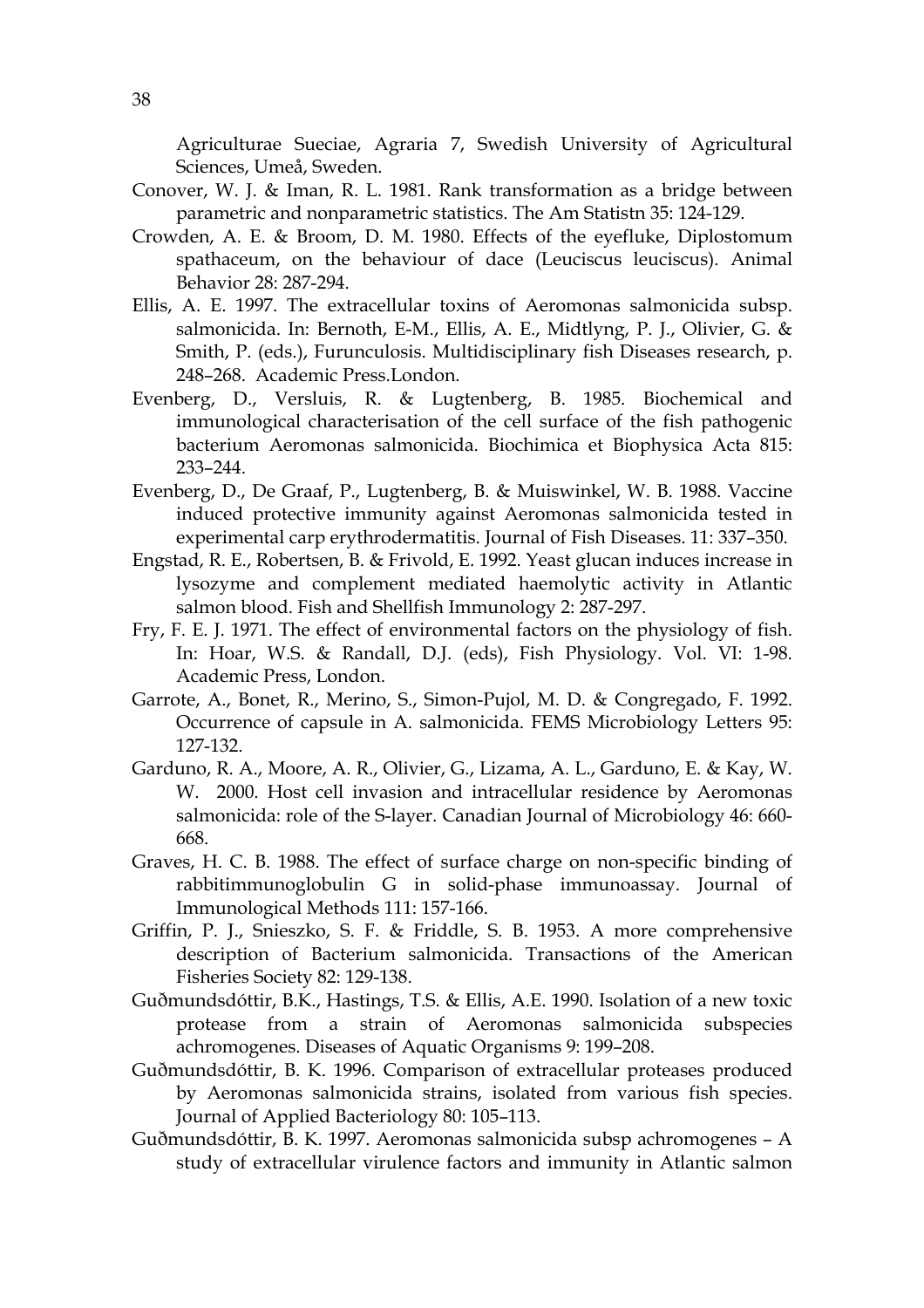Agriculturae Sueciae, Agraria 7, Swedish University of Agricultural Sciences, Umeå, Sweden.

Conover, W. J. & Iman, R. L. 1981. Rank transformation as a bridge between parametric and nonparametric statistics. The Am Statistn 35: 124-129.

Crowden, A. E. & Broom, D. M. 1980. Effects of the eyefluke, Diplostomum spathaceum, on the behaviour of dace (Leuciscus leuciscus). Animal Behavior 28: 287-294.

Ellis, A. E. 1997. The extracellular toxins of Aeromonas salmonicida subsp. salmonicida. In: Bernoth, E-M., Ellis, A. E., Midtlyng, P. J., Olivier, G. & Smith, P. (eds.), Furunculosis. Multidisciplinary fish Diseases research, p. 248–268. Academic Press.London.

Evenberg, D., Versluis, R. & Lugtenberg, B. 1985. Biochemical and immunological characterisation of the cell surface of the fish pathogenic bacterium Aeromonas salmonicida. Biochimica et Biophysica Acta 815: 233–244.

Evenberg, D., De Graaf, P., Lugtenberg, B. & Muiswinkel, W. B. 1988. Vaccine induced protective immunity against Aeromonas salmonicida tested in experimental carp erythrodermatitis. Journal of Fish Diseases. 11: 337–350.

Engstad, R. E., Robertsen, B. & Frivold, E. 1992. Yeast glucan induces increase in lysozyme and complement mediated haemolytic activity in Atlantic salmon blood. Fish and Shellfish Immunology 2: 287-297.

Fry, F. E. J. 1971. The effect of environmental factors on the physiology of fish. In: Hoar, W.S. & Randall, D.J. (eds), Fish Physiology. Vol. VI: 1-98. Academic Press, London.

Garrote, A., Bonet, R., Merino, S., Simon-Pujol, M. D. & Congregado, F. 1992. Occurrence of capsule in A. salmonicida. FEMS Microbiology Letters 95: 127-132.

Garduno, R. A., Moore, A. R., Olivier, G., Lizama, A. L., Garduno, E. & Kay, W. W. 2000. Host cell invasion and intracellular residence by Aeromonas salmonicida: role of the S-layer. Canadian Journal of Microbiology 46: 660-668.

Graves, H. C. B. 1988. The effect of surface charge on non-specific binding of rabbitimmunoglobulin G in solid-phase immunoassay. Journal of Immunological Methods 111: 157-166.

Griffin, P. J., Snieszko, S. F. & Friddle, S. B. 1953. A more comprehensive description of Bacterium salmonicida. Transactions of the American Fisheries Society 82: 129-138.

Guðmundsdóttir, B.K., Hastings, T.S. & Ellis, A.E. 1990. Isolation of a new toxic protease from a strain of Aeromonas salmonicida subspecies achromogenes. Diseases of Aquatic Organisms 9: 199–208.

Guðmundsdóttir, B. K. 1996. Comparison of extracellular proteases produced by Aeromonas salmonicida strains, isolated from various fish species. Journal of Applied Bacteriology 80: 105–113.

Guðmundsdóttir, B. K. 1997. Aeromonas salmonicida subsp achromogenes – A study of extracellular virulence factors and immunity in Atlantic salmon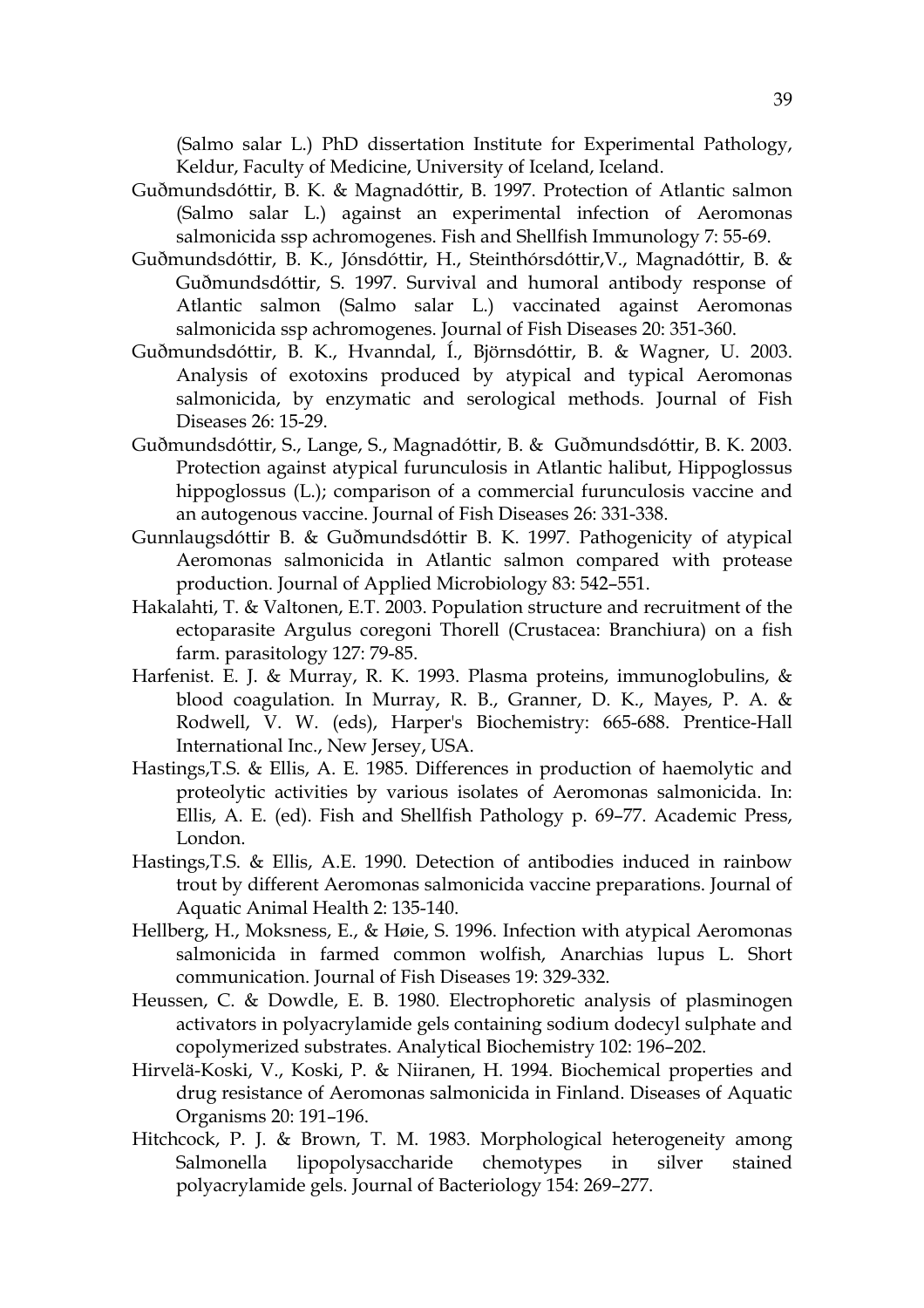(Salmo salar L.) PhD dissertation Institute for Experimental Pathology, Keldur, Faculty of Medicine, University of Iceland, Iceland.

Guðmundsdóttir, B. K. & Magnadóttir, B. 1997. Protection of Atlantic salmon (Salmo salar L.) against an experimental infection of Aeromonas salmonicida ssp achromogenes. Fish and Shellfish Immunology 7: 55-69.

Guðmundsdóttir, B. K., Jónsdóttir, H., Steinthórsdóttir,V., Magnadóttir, B. & Guðmundsdóttir, S. 1997. Survival and humoral antibody response of Atlantic salmon (Salmo salar L.) vaccinated against Aeromonas salmonicida ssp achromogenes. Journal of Fish Diseases 20: 351-360.

Guðmundsdóttir, B. K., Hvanndal, Í., Björnsdóttir, B. & Wagner, U. 2003. Analysis of exotoxins produced by atypical and typical Aeromonas salmonicida, by enzymatic and serological methods. Journal of Fish Diseases 26: 15-29.

Guðmundsdóttir, S., Lange, S., Magnadóttir, B. & Guðmundsdóttir, B. K. 2003. Protection against atypical furunculosis in Atlantic halibut, Hippoglossus hippoglossus (L.); comparison of a commercial furunculosis vaccine and an autogenous vaccine. Journal of Fish Diseases 26: 331-338.

Gunnlaugsdóttir B. & Guðmundsdóttir B. K. 1997. Pathogenicity of atypical Aeromonas salmonicida in Atlantic salmon compared with protease production. Journal of Applied Microbiology 83: 542–551.

Hakalahti, T. & Valtonen, E.T. 2003. Population structure and recruitment of the ectoparasite Argulus coregoni Thorell (Crustacea: Branchiura) on a fish farm. parasitology 127: 79-85.

Harfenist. E. J. & Murray, R. K. 1993. Plasma proteins, immunoglobulins, & blood coagulation. In Murray, R. B., Granner, D. K., Mayes, P. A. & Rodwell, V. W. (eds), Harper's Biochemistry: 665-688. Prentice-Hall International Inc., New Jersey, USA.

Hastings,T.S. & Ellis, A. E. 1985. Differences in production of haemolytic and proteolytic activities by various isolates of Aeromonas salmonicida. In: Ellis, A. E. (ed). Fish and Shellfish Pathology p. 69–77. Academic Press, London.

Hastings,T.S. & Ellis, A.E. 1990. Detection of antibodies induced in rainbow trout by different Aeromonas salmonicida vaccine preparations. Journal of Aquatic Animal Health 2: 135-140.

Hellberg, H., Moksness, E., & Høie, S. 1996. Infection with atypical Aeromonas salmonicida in farmed common wolfish, Anarchias lupus L. Short communication. Journal of Fish Diseases 19: 329-332.

Heussen, C. & Dowdle, E. B. 1980. Electrophoretic analysis of plasminogen activators in polyacrylamide gels containing sodium dodecyl sulphate and copolymerized substrates. Analytical Biochemistry 102: 196–202.

Hirvelä-Koski, V., Koski, P. & Niiranen, H. 1994. Biochemical properties and drug resistance of Aeromonas salmonicida in Finland. Diseases of Aquatic Organisms 20: 191–196.

Hitchcock, P. J. & Brown, T. M. 1983. Morphological heterogeneity among Salmonella lipopolysaccharide chemotypes in silver stained polyacrylamide gels. Journal of Bacteriology 154: 269–277.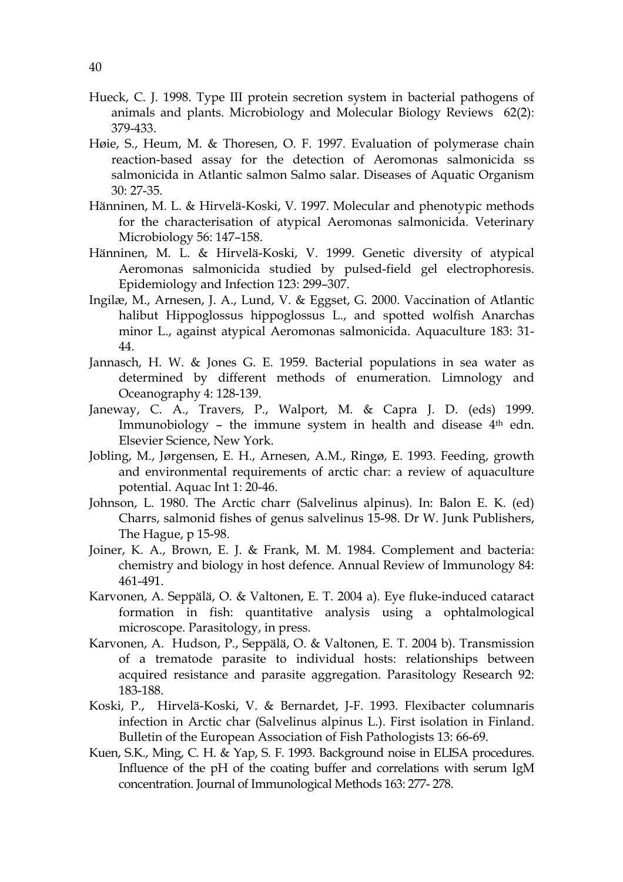Hueck, C. J. 1998. Type III protein secretion system in bacterial pathogens of animals and plants. Microbiology and Molecular Biology Reviews 62(2): 379-433.

Høie, S., Heum, M. & Thoresen, O. F. 1997. Evaluation of polymerase chain reaction-based assay for the detection of Aeromonas salmonicida ss salmonicida in Atlantic salmon Salmo salar. Diseases of Aquatic Organism 30: 27-35.

Hänninen, M. L. & Hirvelä-Koski, V. 1997. Molecular and phenotypic methods for the characterisation of atypical Aeromonas salmonicida. Veterinary Microbiology 56: 147–158.

Hänninen, M. L. & Hirvelä-Koski, V. 1999. Genetic diversity of atypical Aeromonas salmonicida studied by pulsed-field gel electrophoresis. Epidemiology and Infection 123: 299–307.

Ingilæ, M., Arnesen, J. A., Lund, V. & Eggset, G. 2000. Vaccination of Atlantic halibut Hippoglossus hippoglossus L., and spotted wolfish Anarchas minor L., against atypical Aeromonas salmonicida. Aquaculture 183: 31-44.

Jannasch, H. W. & Jones G. E. 1959. Bacterial populations in sea water as determined by different methods of enumeration. Limnology and Oceanography 4: 128-139.

Janeway, C. A., Travers, P., Walport, M. & Capra J. D. (eds) 1999. Immunobiology – the immune system in health and disease 4th edn. Elsevier Science, New York.

Jobling, M., Jørgensen, E. H., Arnesen, A.M., Ringø, E. 1993. Feeding, growth and environmental requirements of arctic char: a review of aquaculture potential. Aquac Int 1: 20-46.

Johnson, L. 1980. The Arctic charr (Salvelinus alpinus). In: Balon E. K. (ed) Charrs, salmonid fishes of genus salvelinus 15-98. Dr W. Junk Publishers, The Hague, p 15-98.

Joiner, K. A., Brown, E. J. & Frank, M. M. 1984. Complement and bacteria: chemistry and biology in host defence. Annual Review of Immunology 84: 461-491.

Karvonen, A. Seppälä, O. & Valtonen, E. T. 2004 a). Eye fluke-induced cataract formation in fish: quantitative analysis using a ophtalmological microscope. Parasitology, in press.

Karvonen, A. Hudson, P., Seppälä, O. & Valtonen, E. T. 2004 b). Transmission of a trematode parasite to individual hosts: relationships between acquired resistance and parasite aggregation. Parasitology Research 92: 183-188.

Koski, P., Hirvelä-Koski, V. & Bernardet, J-F. 1993. Flexibacter columnaris infection in Arctic char (Salvelinus alpinus L.). First isolation in Finland. Bulletin of the European Association of Fish Pathologists 13: 66-69.

Kuen, S.K., Ming, C. H. & Yap, S. F. 1993. Background noise in ELISA procedures. Influence of the pH of the coating buffer and correlations with serum IgM concentration. Journal of Immunological Methods 163: 277- 278.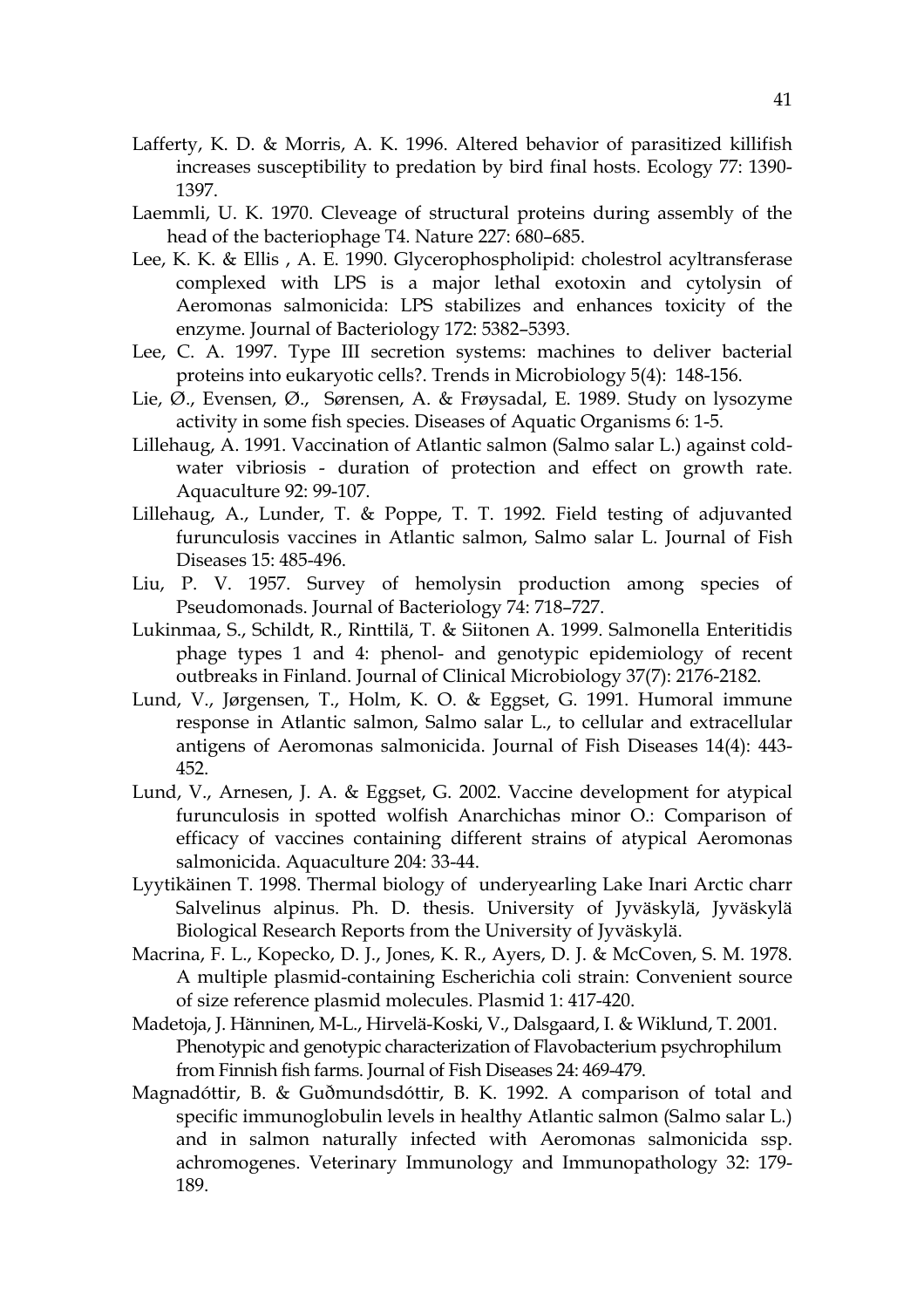Lafferty, K. D. & Morris, A. K. 1996. Altered behavior of parasitized killifish increases susceptibility to predation by bird final hosts. Ecology 77: 1390-1397.

Laemmli, U. K. 1970. Cleveage of structural proteins during assembly of the head of the bacteriophage T4. Nature 227: 680–685.

Lee, K. K. & Ellis , A. E. 1990. Glycerophospholipid: cholestrol acyltransferase complexed with LPS is a major lethal exotoxin and cytolysin of Aeromonas salmonicida: LPS stabilizes and enhances toxicity of the enzyme. Journal of Bacteriology 172: 5382–5393.

Lee, C. A. 1997. Type III secretion systems: machines to deliver bacterial proteins into eukaryotic cells?. Trends in Microbiology 5(4): 148-156.

Lie, Ø., Evensen, Ø., Sørensen, A. & Frøysadal, E. 1989. Study on lysozyme activity in some fish species. Diseases of Aquatic Organisms 6: 1-5.

Lillehaug, A. 1991. Vaccination of Atlantic salmon (Salmo salar L.) against cold-water vibriosis - duration of protection and effect on growth rate. Aquaculture 92: 99-107.

Lillehaug, A., Lunder, T. & Poppe, T. T. 1992. Field testing of adjuvanted furunculosis vaccines in Atlantic salmon, Salmo salar L. Journal of Fish Diseases 15: 485-496.

Liu, P. V. 1957. Survey of hemolysin production among species of Pseudomonads. Journal of Bacteriology 74: 718–727.

Lukinmaa, S., Schildt, R., Rinttilä, T. & Siitonen A. 1999. Salmonella Enteritidis phage types 1 and 4: phenol- and genotypic epidemiology of recent outbreaks in Finland. Journal of Clinical Microbiology 37(7): 2176-2182.

Lund, V., Jørgensen, T., Holm, K. O. & Eggset, G. 1991. Humoral immune response in Atlantic salmon, Salmo salar L., to cellular and extracellular antigens of Aeromonas salmonicida. Journal of Fish Diseases 14(4): 443-452.

Lund, V., Arnesen, J. A. & Eggset, G. 2002. Vaccine development for atypical furunculosis in spotted wolfish Anarchichas minor O.: Comparison of efficacy of vaccines containing different strains of atypical Aeromonas salmonicida. Aquaculture 204: 33-44.

Lyytikäinen T. 1998. Thermal biology of underyearling Lake Inari Arctic charr Salvelinus alpinus. Ph. D. thesis. University of Jyväskylä, Jyväskylä Biological Research Reports from the University of Jyväskylä.

Macrina, F. L., Kopecko, D. J., Jones, K. R., Ayers, D. J. & McCoven, S. M. 1978. A multiple plasmid-containing Escherichia coli strain: Convenient source of size reference plasmid molecules. Plasmid 1: 417-420.

Madetoja, J. Hänninen, M-L., Hirvelä-Koski, V., Dalsgaard, I. & Wiklund, T. 2001. Phenotypic and genotypic characterization of Flavobacterium psychrophilum from Finnish fish farms. Journal of Fish Diseases 24: 469-479.

Magnadóttir, B. & Guðmundsdóttir, B. K. 1992. A comparison of total and specific immunoglobulin levels in healthy Atlantic salmon (Salmo salar L.) and in salmon naturally infected with Aeromonas salmonicida ssp. achromogenes. Veterinary Immunology and Immunopathology 32: 179-189.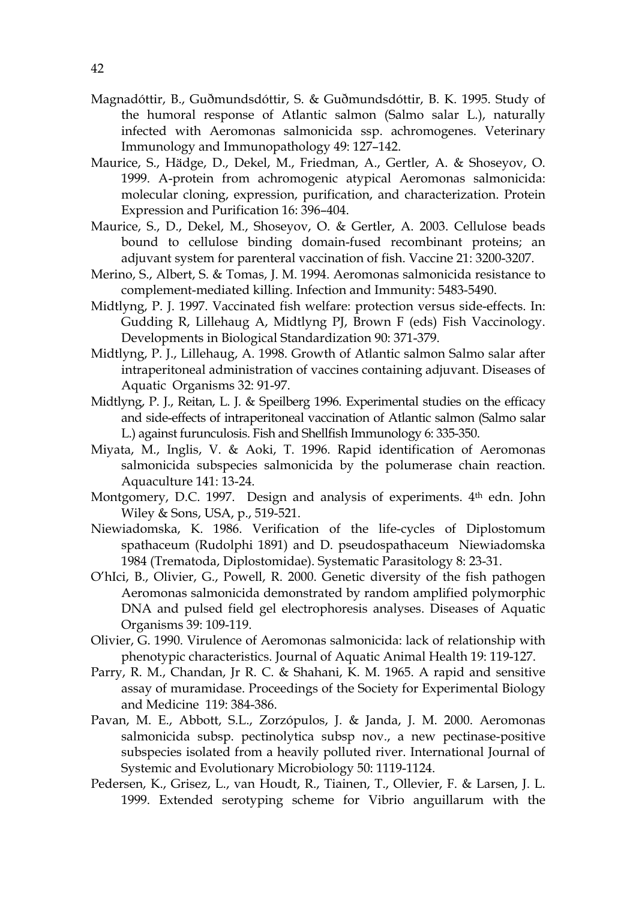Magnadóttir, B., Guðmundsdóttir, S. & Guðmundsdóttir, B. K. 1995. Study of the humoral response of Atlantic salmon (Salmo salar L.), naturally infected with Aeromonas salmonicida ssp. achromogenes. Veterinary Immunology and Immunopathology 49: 127–142.

Maurice, S., Hädge, D., Dekel, M., Friedman, A., Gertler, A. & Shoseyov, O. 1999. A-protein from achromogenic atypical Aeromonas salmonicida: molecular cloning, expression, purification, and characterization. Protein Expression and Purification 16: 396–404.

Maurice, S., D., Dekel, M., Shoseyov, O. & Gertler, A. 2003. Cellulose beads bound to cellulose binding domain-fused recombinant proteins; an adjuvant system for parenteral vaccination of fish. Vaccine 21: 3200-3207.

Merino, S., Albert, S. & Tomas, J. M. 1994. Aeromonas salmonicida resistance to complement-mediated killing. Infection and Immunity: 5483-5490.

Midtlyng, P. J. 1997. Vaccinated fish welfare: protection versus side-effects. In: Gudding R, Lillehaug A, Midtlyng PJ, Brown F (eds) Fish Vaccinology. Developments in Biological Standardization 90: 371-379.

Midtlyng, P. J., Lillehaug, A. 1998. Growth of Atlantic salmon Salmo salar after intraperitoneal administration of vaccines containing adjuvant. Diseases of Aquatic Organisms 32: 91-97.

Midtlyng, P. J., Reitan, L. J. & Speilberg 1996. Experimental studies on the efficacy and side-effects of intraperitoneal vaccination of Atlantic salmon (Salmo salar L.) against furunculosis. Fish and Shellfish Immunology 6: 335-350.

Miyata, M., Inglis, V. & Aoki, T. 1996. Rapid identification of Aeromonas salmonicida subspecies salmonicida by the polumerase chain reaction. Aquaculture 141: 13-24.

Montgomery, D.C. 1997. Design and analysis of experiments. 4th edn. John Wiley & Sons, USA, p., 519-521.

Niewiadomska, K. 1986. Verification of the life-cycles of Diplostomum spathaceum (Rudolphi 1891) and D. pseudospathaceum Niewiadomska 1984 (Trematoda, Diplostomidae). Systematic Parasitology 8: 23-31.

O'hIci, B., Olivier, G., Powell, R. 2000. Genetic diversity of the fish pathogen Aeromonas salmonicida demonstrated by random amplified polymorphic DNA and pulsed field gel electrophoresis analyses. Diseases of Aquatic Organisms 39: 109-119.

Olivier, G. 1990. Virulence of Aeromonas salmonicida: lack of relationship with phenotypic characteristics. Journal of Aquatic Animal Health 19: 119-127.

Parry, R. M., Chandan, Jr R. C. & Shahani, K. M. 1965. A rapid and sensitive assay of muramidase. Proceedings of the Society for Experimental Biology and Medicine 119: 384-386.

Pavan, M. E., Abbott, S.L., Zorzópulos, J. & Janda, J. M. 2000. Aeromonas salmonicida subsp. pectinolytica subsp nov., a new pectinase-positive subspecies isolated from a heavily polluted river. International Journal of Systemic and Evolutionary Microbiology 50: 1119-1124.

Pedersen, K., Grisez, L., van Houdt, R., Tiainen, T., Ollevier, F. & Larsen, J. L. 1999. Extended serotyping scheme for Vibrio anguillarum with the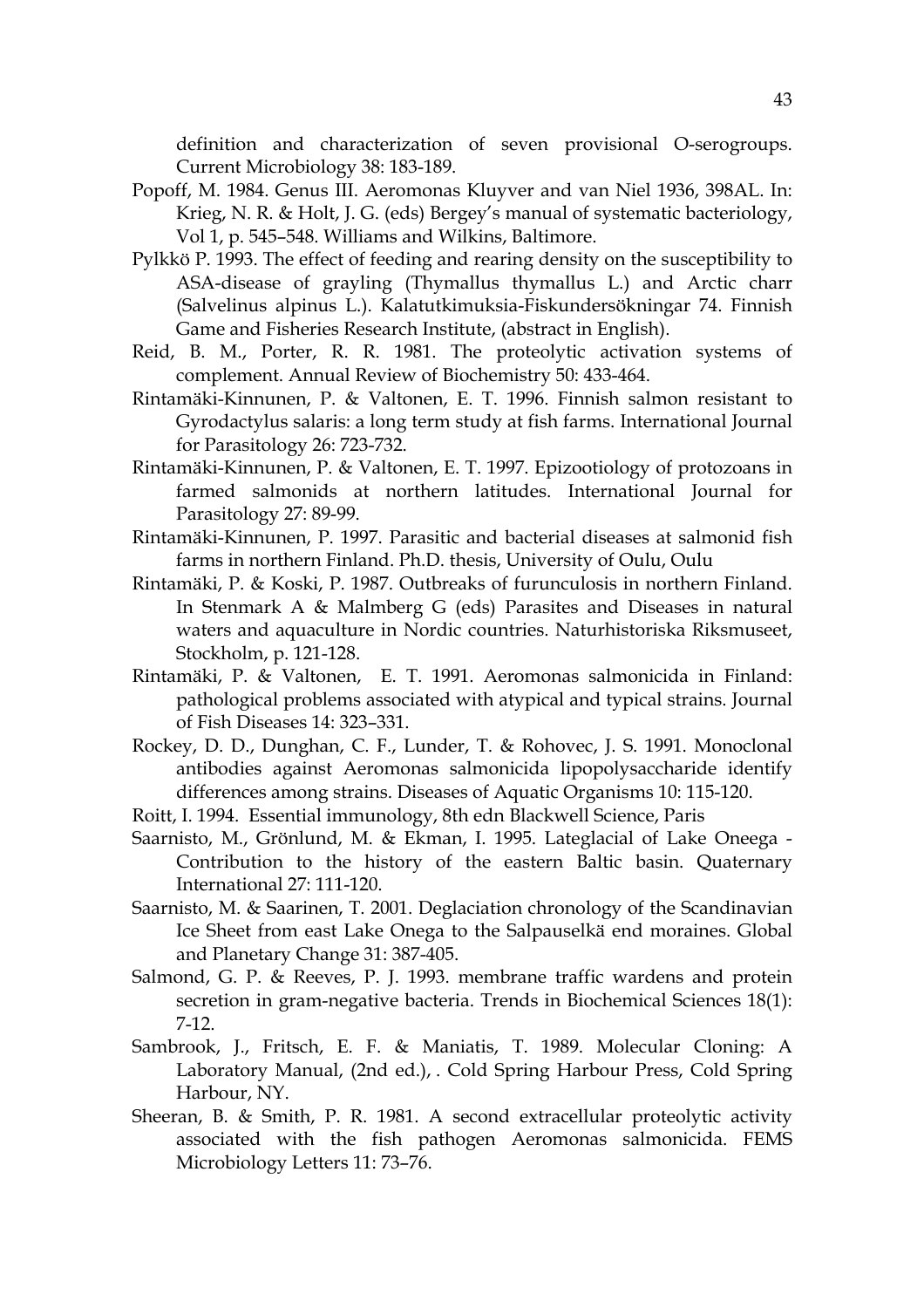definition and characterization of seven provisional O-serogroups. Current Microbiology 38: 183-189.

Popoff, M. 1984. Genus III. Aeromonas Kluyver and van Niel 1936, 398AL. In: Krieg, N. R. & Holt, J. G. (eds) Bergey's manual of systematic bacteriology, Vol 1, p. 545–548. Williams and Wilkins, Baltimore.

Pylkkö P. 1993. The effect of feeding and rearing density on the susceptibility to ASA-disease of grayling (Thymallus thymallus L.) and Arctic charr (Salvelinus alpinus L.). Kalatutkimuksia-Fiskundersökningar 74. Finnish Game and Fisheries Research Institute, (abstract in English).

Reid, B. M., Porter, R. R. 1981. The proteolytic activation systems of complement. Annual Review of Biochemistry 50: 433-464.

Rintamäki-Kinnunen, P. & Valtonen, E. T. 1996. Finnish salmon resistant to Gyrodactylus salaris: a long term study at fish farms. International Journal for Parasitology 26: 723-732.

Rintamäki-Kinnunen, P. & Valtonen, E. T. 1997. Epizootiology of protozoans in farmed salmonids at northern latitudes. International Journal for Parasitology 27: 89-99.

Rintamäki-Kinnunen, P. 1997. Parasitic and bacterial diseases at salmonid fish farms in northern Finland. Ph.D. thesis, University of Oulu, Oulu

Rintamäki, P. & Koski, P. 1987. Outbreaks of furunculosis in northern Finland. In Stenmark A & Malmberg G (eds) Parasites and Diseases in natural waters and aquaculture in Nordic countries. Naturhistoriska Riksmuseet, Stockholm, p. 121-128.

Rintamäki, P. & Valtonen, E. T. 1991. Aeromonas salmonicida in Finland: pathological problems associated with atypical and typical strains. Journal of Fish Diseases 14: 323–331.

Rockey, D. D., Dunghan, C. F., Lunder, T. & Rohovec, J. S. 1991. Monoclonal antibodies against Aeromonas salmonicida lipopolysaccharide identify differences among strains. Diseases of Aquatic Organisms 10: 115-120.

Roitt, I. 1994. Essential immunology, 8th edn Blackwell Science, Paris

Saarnisto, M., Grönlund, M. & Ekman, I. 1995. Lateglacial of Lake Oneega - Contribution to the history of the eastern Baltic basin. Quaternary International 27: 111-120.

Saarnisto, M. & Saarinen, T. 2001. Deglaciation chronology of the Scandinavian Ice Sheet from east Lake Onega to the Salpauselkä end moraines. Global and Planetary Change 31: 387-405.

Salmond, G. P. & Reeves, P. J. 1993. membrane traffic wardens and protein secretion in gram-negative bacteria. Trends in Biochemical Sciences 18(1): 7-12.

Sambrook, J., Fritsch, E. F. & Maniatis, T. 1989. Molecular Cloning: A Laboratory Manual, (2nd ed.), . Cold Spring Harbour Press, Cold Spring Harbour, NY.

Sheeran, B. & Smith, P. R. 1981. A second extracellular proteolytic activity associated with the fish pathogen Aeromonas salmonicida. FEMS Microbiology Letters 11: 73–76.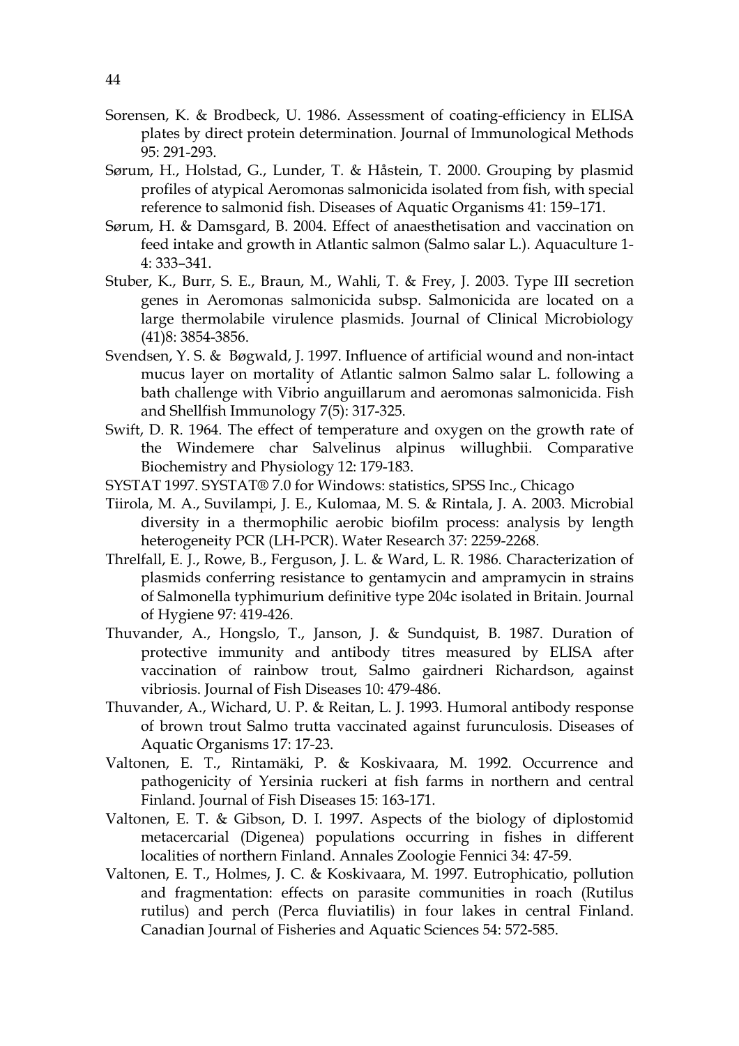Sorensen, K. & Brodbeck, U. 1986. Assessment of coating-efficiency in ELISA plates by direct protein determination. Journal of Immunological Methods 95: 291-293.

Sørum, H., Holstad, G., Lunder, T. & Håstein, T. 2000. Grouping by plasmid profiles of atypical Aeromonas salmonicida isolated from fish, with special reference to salmonid fish. Diseases of Aquatic Organisms 41: 159–171.

Sørum, H. & Damsgard, B. 2004. Effect of anaesthetisation and vaccination on feed intake and growth in Atlantic salmon (Salmo salar L.). Aquaculture 1-4: 333–341.

Stuber, K., Burr, S. E., Braun, M., Wahli, T. & Frey, J. 2003. Type III secretion genes in Aeromonas salmonicida subsp. Salmonicida are located on a large thermolabile virulence plasmids. Journal of Clinical Microbiology (41)8: 3854-3856.

Svendsen, Y. S. & Bøgwald, J. 1997. Influence of artificial wound and non-intact mucus layer on mortality of Atlantic salmon Salmo salar L. following a bath challenge with Vibrio anguillarum and aeromonas salmonicida. Fish and Shellfish Immunology 7(5): 317-325.

Swift, D. R. 1964. The effect of temperature and oxygen on the growth rate of the Windemere char Salvelinus alpinus willughbii. Comparative Biochemistry and Physiology 12: 179-183.

SYSTAT 1997. SYSTAT® 7.0 for Windows: statistics, SPSS Inc., Chicago

Tiirola, M. A., Suvilampi, J. E., Kulomaa, M. S. & Rintala, J. A. 2003. Microbial diversity in a thermophilic aerobic biofilm process: analysis by length heterogeneity PCR (LH-PCR). Water Research 37: 2259-2268.

Threlfall, E. J., Rowe, B., Ferguson, J. L. & Ward, L. R. 1986. Characterization of plasmids conferring resistance to gentamycin and ampramycin in strains of Salmonella typhimurium definitive type 204c isolated in Britain. Journal of Hygiene 97: 419-426.

Thuvander, A., Hongslo, T., Janson, J. & Sundquist, B. 1987. Duration of protective immunity and antibody titres measured by ELISA after vaccination of rainbow trout, Salmo gairdneri Richardson, against vibriosis. Journal of Fish Diseases 10: 479-486.

Thuvander, A., Wichard, U. P. & Reitan, L. J. 1993. Humoral antibody response of brown trout Salmo trutta vaccinated against furunculosis. Diseases of Aquatic Organisms 17: 17-23.

Valtonen, E. T., Rintamäki, P. & Koskivaara, M. 1992. Occurrence and pathogenicity of Yersinia ruckeri at fish farms in northern and central Finland. Journal of Fish Diseases 15: 163-171.

Valtonen, E. T. & Gibson, D. I. 1997. Aspects of the biology of diplostomid metacercarial (Digenea) populations occurring in fishes in different localities of northern Finland. Annales Zoologie Fennici 34: 47-59.

Valtonen, E. T., Holmes, J. C. & Koskivaara, M. 1997. Eutrophicatio, pollution and fragmentation: effects on parasite communities in roach (Rutilus rutilus) and perch (Perca fluviatilis) in four lakes in central Finland. Canadian Journal of Fisheries and Aquatic Sciences 54: 572-585.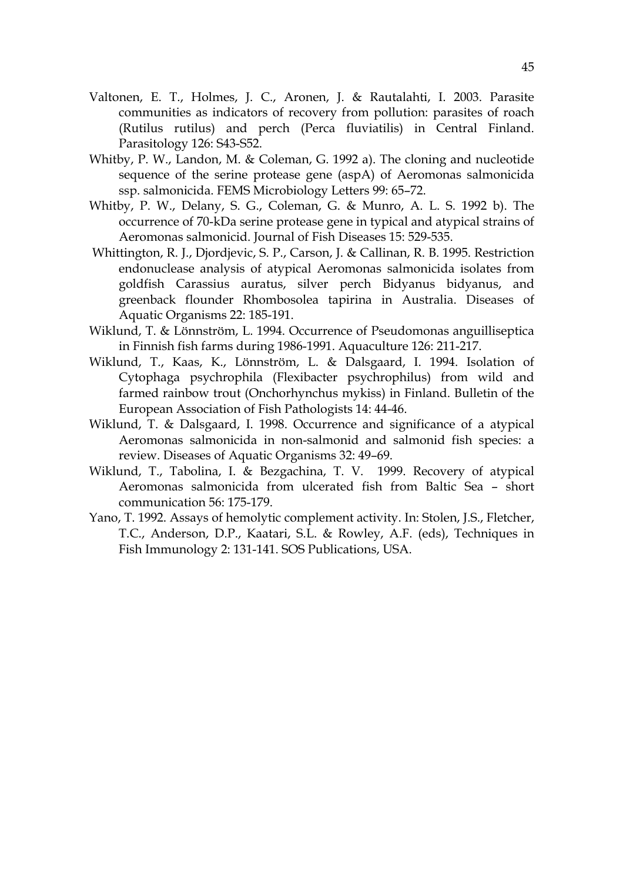Valtonen, E. T., Holmes, J. C., Aronen, J. & Rautalahti, I. 2003. Parasite communities as indicators of recovery from pollution: parasites of roach (Rutilus rutilus) and perch (Perca fluviatilis) in Central Finland. Parasitology 126: S43-S52.

Whitby, P. W., Landon, M. & Coleman, G. 1992 a). The cloning and nucleotide sequence of the serine protease gene (aspA) of Aeromonas salmonicida ssp. salmonicida. FEMS Microbiology Letters 99: 65–72.

Whitby, P. W., Delany, S. G., Coleman, G. & Munro, A. L. S. 1992 b). The occurrence of 70-kDa serine protease gene in typical and atypical strains of Aeromonas salmonicid. Journal of Fish Diseases 15: 529-535.

Whittington, R. J., Djordjevic, S. P., Carson, J. & Callinan, R. B. 1995. Restriction endonuclease analysis of atypical Aeromonas salmonicida isolates from goldfish Carassius auratus, silver perch Bidyanus bidyanus, and greenback flounder Rhombosolea tapirina in Australia. Diseases of Aquatic Organisms 22: 185-191.

Wiklund, T. & Lönnström, L. 1994. Occurrence of Pseudomonas anguilliseptica in Finnish fish farms during 1986-1991. Aquaculture 126: 211-217.

Wiklund, T., Kaas, K., Lönnström, L. & Dalsgaard, I. 1994. Isolation of Cytophaga psychrophila (Flexibacter psychrophilus) from wild and farmed rainbow trout (Onchorhynchus mykiss) in Finland. Bulletin of the European Association of Fish Pathologists 14: 44-46.

Wiklund, T. & Dalsgaard, I. 1998. Occurrence and significance of a atypical Aeromonas salmonicida in non-salmonid and salmonid fish species: a review. Diseases of Aquatic Organisms 32: 49–69.

Wiklund, T., Tabolina, I. & Bezgachina, T. V. 1999. Recovery of atypical Aeromonas salmonicida from ulcerated fish from Baltic Sea – short communication 56: 175-179.

Yano, T. 1992. Assays of hemolytic complement activity. In: Stolen, J.S., Fletcher, T.C., Anderson, D.P., Kaatari, S.L. & Rowley, A.F. (eds), Techniques in Fish Immunology 2: 131-141. SOS Publications, USA.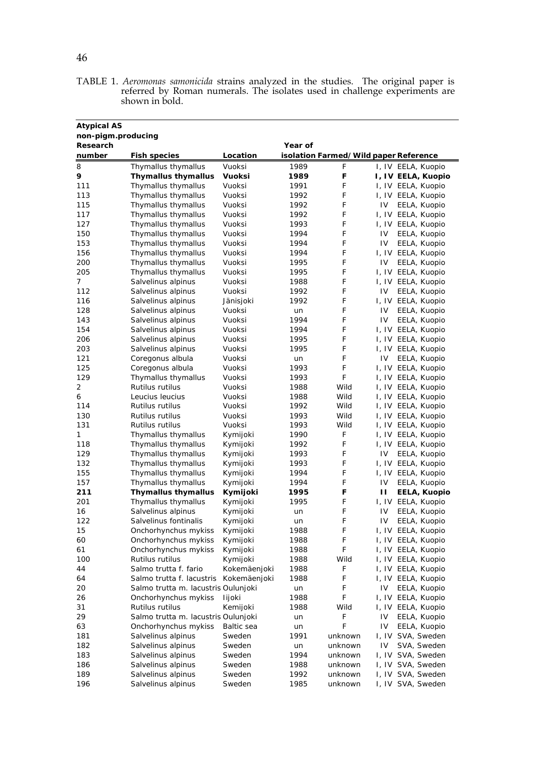TABLE 1. *Aeromonas samonicida* strains analyzed in the studies. The original paper is referred by Roman numerals. The isolates used in challenge experiments are shown in bold.

| **Atypical AS non-pigm.producing Research number** | **Fish species** | **Location** | **Year of isolation** | **Farmed/Wild** | **paper** | **Reference** |
|---|---|---|---|---|---|---|
| 8 | Thymallus thymallus | Vuoksi | 1989 | F | I, IV | EELA, Kuopio |
| **9** | **Thymallus thymallus** | **Vuoksi** | **1989** | **F** | **I, IV** | **EELA, Kuopio** |
| 111 | Thymallus thymallus | Vuoksi | 1991 | F | I, IV | EELA, Kuopio |
| 113 | Thymallus thymallus | Vuoksi | 1992 | F | I, IV | EELA, Kuopio |
| 115 | Thymallus thymallus | Vuoksi | 1992 | F | IV | EELA, Kuopio |
| 117 | Thymallus thymallus | Vuoksi | 1992 | F | I, IV | EELA, Kuopio |
| 127 | Thymallus thymallus | Vuoksi | 1993 | F | I, IV | EELA, Kuopio |
| 150 | Thymallus thymallus | Vuoksi | 1994 | F | IV | EELA, Kuopio |
| 153 | Thymallus thymallus | Vuoksi | 1994 | F | IV | EELA, Kuopio |
| 156 | Thymallus thymallus | Vuoksi | 1994 | F | I, IV | EELA, Kuopio |
| 200 | Thymallus thymallus | Vuoksi | 1995 | F | IV | EELA, Kuopio |
| 205 | Thymallus thymallus | Vuoksi | 1995 | F | I, IV | EELA, Kuopio |
| 7 | Salvelinus alpinus | Vuoksi | 1988 | F | I, IV | EELA, Kuopio |
| 112 | Salvelinus alpinus | Vuoksi | 1992 | F | IV | EELA, Kuopio |
| 116 | Salvelinus alpinus | Jänisjoki | 1992 | F | I, IV | EELA, Kuopio |
| 128 | Salvelinus alpinus | Vuoksi | un | F | IV | EELA, Kuopio |
| 143 | Salvelinus alpinus | Vuoksi | 1994 | F | IV | EELA, Kuopio |
| 154 | Salvelinus alpinus | Vuoksi | 1994 | F | I, IV | EELA, Kuopio |
| 206 | Salvelinus alpinus | Vuoksi | 1995 | F | I, IV | EELA, Kuopio |
| 203 | Salvelinus alpinus | Vuoksi | 1995 | F | I, IV | EELA, Kuopio |
| 121 | Coregonus albula | Vuoksi | un | F | IV | EELA, Kuopio |
| 125 | Coregonus albula | Vuoksi | 1993 | F | I, IV | EELA, Kuopio |
| 129 | Thymallus thymallus | Vuoksi | 1993 | F | I, IV | EELA, Kuopio |
| 2 | Rutilus rutilus | Vuoksi | 1988 | Wild | I, IV | EELA, Kuopio |
| 6 | Leucius leucius | Vuoksi | 1988 | Wild | I, IV | EELA, Kuopio |
| 114 | Rutilus rutilus | Vuoksi | 1992 | Wild | I, IV | EELA, Kuopio |
| 130 | Rutilus rutilus | Vuoksi | 1993 | Wild | I, IV | EELA, Kuopio |
| 131 | Rutilus rutilus | Vuoksi | 1993 | Wild | I, IV | EELA, Kuopio |
| 1 | Thymallus thymallus | Kymijoki | 1990 | F | I, IV | EELA, Kuopio |
| 118 | Thymallus thymallus | Kymijoki | 1992 | F | I, IV | EELA, Kuopio |
| 129 | Thymallus thymallus | Kymijoki | 1993 | F | IV | EELA, Kuopio |
| 132 | Thymallus thymallus | Kymijoki | 1993 | F | I, IV | EELA, Kuopio |
| 155 | Thymallus thymallus | Kymijoki | 1994 | F | I, IV | EELA, Kuopio |
| 157 | Thymallus thymallus | Kymijoki | 1994 | F | IV | EELA, Kuopio |
| **211** | **Thymallus thymallus** | **Kymijoki** | **1995** | **F** | **II** | **EELA, Kuopio** |
| 201 | Thymallus thymallus | Kymijoki | 1995 | F | I, IV | EELA, Kuopio |
| 16 | Salvelinus alpinus | Kymijoki | un | F | IV | EELA, Kuopio |
| 122 | Salvelinus fontinalis | Kymijoki | un | F | IV | EELA, Kuopio |
| 15 | Onchorhynchus mykiss | Kymijoki | 1988 | F | I, IV | EELA, Kuopio |
| 60 | Onchorhynchus mykiss | Kymijoki | 1988 | F | I, IV | EELA, Kuopio |
| 61 | Onchorhynchus mykiss | Kymijoki | 1988 | F | I, IV | EELA, Kuopio |
| 100 | Rutilus rutilus | Kymijoki | 1988 | Wild | I, IV | EELA, Kuopio |
| 44 | Salmo trutta f. fario | Kokemäenjoki | 1988 | F | I, IV | EELA, Kuopio |
| 64 | Salmo trutta f. lacustris | Kokemäenjoki | 1988 | F | I, IV | EELA, Kuopio |
| 20 | Salmo trutta m. lacustris | Oulunjoki | un | F | IV | EELA, Kuopio |
| 26 | Onchorhynchus mykiss | Iijoki | 1988 | F | I, IV | EELA, Kuopio |
| 31 | Rutilus rutilus | Kemijoki | 1988 | Wild | I, IV | EELA, Kuopio |
| 29 | Salmo trutta m. lacustris | Oulunjoki | un | F | IV | EELA, Kuopio |
| 63 | Onchorhynchus mykiss | Baltic sea | un | F | IV | EELA, Kuopio |
| 181 | Salvelinus alpinus | Sweden | 1991 | unknown | I, IV | SVA, Sweden |
| 182 | Salvelinus alpinus | Sweden | un | unknown | IV | SVA, Sweden |
| 183 | Salvelinus alpinus | Sweden | 1994 | unknown | I, IV | SVA, Sweden |
| 186 | Salvelinus alpinus | Sweden | 1988 | unknown | I, IV | SVA, Sweden |
| 189 | Salvelinus alpinus | Sweden | 1992 | unknown | I, IV | SVA, Sweden |
| 196 | Salvelinus alpinus | Sweden | 1985 | unknown | I, IV | SVA, Sweden |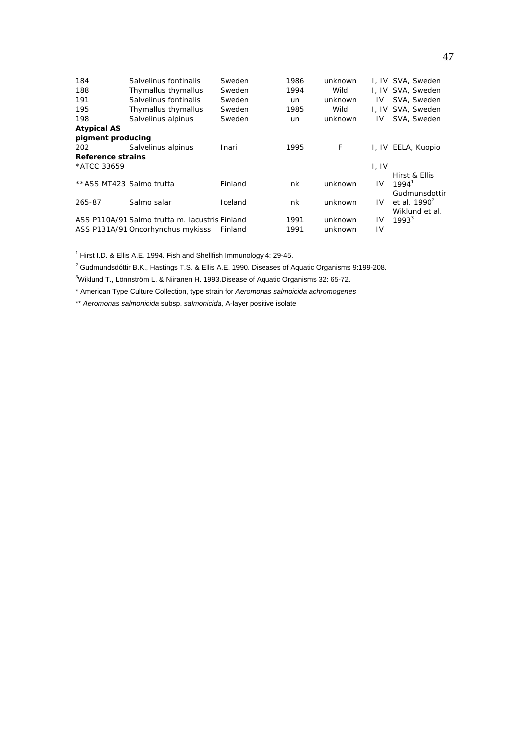| | | | | | | |
|---|---|---|---|---|---|---|
| 184 | Salvelinus fontinalis | Sweden | 1986 | unknown | I, IV | SVA, Sweden |
| 188 | Thymallus thymallus | Sweden | 1994 | Wild | I, IV | SVA, Sweden |
| 191 | Salvelinus fontinalis | Sweden | un | unknown | IV | SVA, Sweden |
| 195 | Thymallus thymallus | Sweden | 1985 | Wild | I, IV | SVA, Sweden |
| 198 | Salvelinus alpinus | Sweden | un | unknown | IV | SVA, Sweden |
| **Atypical AS pigment producing** | | | | | | |
| 202 | Salvelinus alpinus | Inari | 1995 | F | I, IV | EELA, Kuopio |
| **Reference strains** | | | | | | |
| *ATCC 33659 | | | | | I, IV | |
| **ASS MT423 | Salmo trutta | Finland | nk | unknown | IV | Hirst & Ellis 1994[1] |
| 265-87 | Salmo salar | Iceland | nk | unknown | IV | Gudmunsdottir et al. 1990[2] |
| ASS P110A/91 | Salmo trutta m. lacustris | Finland | 1991 | unknown | IV | Wiklund et al. 1993[3] |
| ASS P131A/91 | Oncorhynchus mykisss | Finland | 1991 | unknown | IV | |

[1] Hirst I.D. & Ellis A.E. 1994. Fish and Shellfish Immunology 4: 29-45.

[2] Gudmundsdóttir B.K., Hastings T.S. & Ellis A.E. 1990. Diseases of Aquatic Organisms 9:199-208.

[3] Wiklund T., Lönnström L. & Niiranen H. 1993.Disease of Aquatic Organisms 32: 65-72.

\* American Type Culture Collection, type strain for *Aeromonas salmoicida achromogenes*

** *Aeromonas salmonicida* subsp. *salmonicida,* A-layer positive isolate